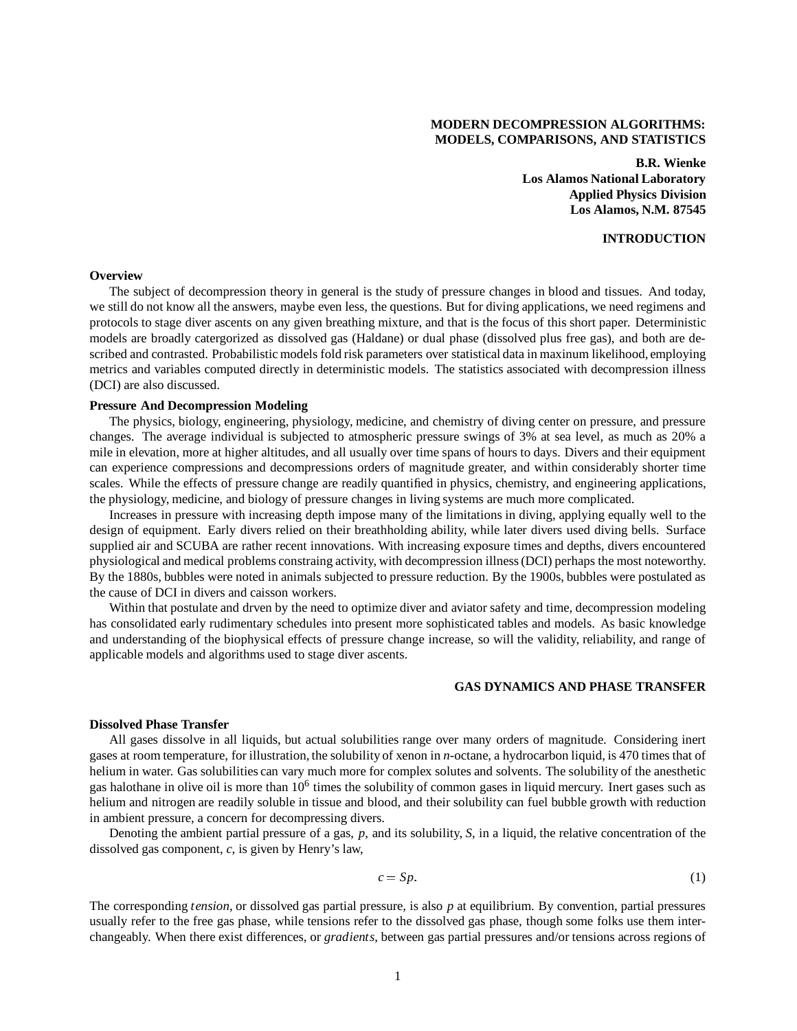# MODERN DECOMPRESSION ALGORITHMS: MODELS, COMPARISONS, AND STATISTICS

**B.R. Wienke**
**Los Alamos National Laboratory**
**Applied Physics Division**
**Los Alamos, N.M. 87545**

## INTRODUCTION

### Overview

The subject of decompression theory in general is the study of pressure changes in blood and tissues. And today, we still do not know all the answers, maybe even less, the questions. But for diving applications, we need regimens and protocols to stage diver ascents on any given breathing mixture, and that is the focus of this short paper. Deterministic models are broadly catergorized as dissolved gas (Haldane) or dual phase (dissolved plus free gas), and both are described and contrasted. Probabilistic models fold risk parameters over statistical data in maxinum likelihood, employing metrics and variables computed directly in deterministic models. The statistics associated with decompression illness (DCI) are also discussed.

### Pressure And Decompression Modeling

The physics, biology, engineering, physiology, medicine, and chemistry of diving center on pressure, and pressure changes. The average individual is subjected to atmospheric pressure swings of 3% at sea level, as much as 20% a mile in elevation, more at higher altitudes, and all usually over time spans of hours to days. Divers and their equipment can experience compressions and decompressions orders of magnitude greater, and within considerably shorter time scales. While the effects of pressure change are readily quantified in physics, chemistry, and engineering applications, the physiology, medicine, and biology of pressure changes in living systems are much more complicated.

Increases in pressure with increasing depth impose many of the limitations in diving, applying equally well to the design of equipment. Early divers relied on their breathholding ability, while later divers used diving bells. Surface supplied air and SCUBA are rather recent innovations. With increasing exposure times and depths, divers encountered physiological and medical problems constraing activity, with decompression illness (DCI) perhaps the most noteworthy. By the 1880s, bubbles were noted in animals subjected to pressure reduction. By the 1900s, bubbles were postulated as the cause of DCI in divers and caisson workers.

Within that postulate and drven by the need to optimize diver and aviator safety and time, decompression modeling has consolidated early rudimentary schedules into present more sophisticated tables and models. As basic knowledge and understanding of the biophysical effects of pressure change increase, so will the validity, reliability, and range of applicable models and algorithms used to stage diver ascents.

## GAS DYNAMICS AND PHASE TRANSFER

### Dissolved Phase Transfer

All gases dissolve in all liquids, but actual solubilities range over many orders of magnitude. Considering inert gases at room temperature, for illustration, the solubility of xenon in *n*-octane, a hydrocarbon liquid, is 470 times that of helium in water. Gas solubilities can vary much more for complex solutes and solvents. The solubility of the anesthetic gas halothane in olive oil is more than $10^6$ times the solubility of common gases in liquid mercury. Inert gases such as helium and nitrogen are readily soluble in tissue and blood, and their solubility can fuel bubble growth with reduction in ambient pressure, a concern for decompressing divers.

Denoting the ambient partial pressure of a gas, $p$, and its solubility, $S$, in a liquid, the relative concentration of the dissolved gas component, $c$, is given by Henry's law,

$$c = Sp. \tag{1}$$

The corresponding *tension*, or dissolved gas partial pressure, is also $p$ at equilibrium. By convention, partial pressures usually refer to the free gas phase, while tensions refer to the dissolved gas phase, though some folks use them interchangeably. When there exist differences, or *gradients*, between gas partial pressures and/or tensions across regions of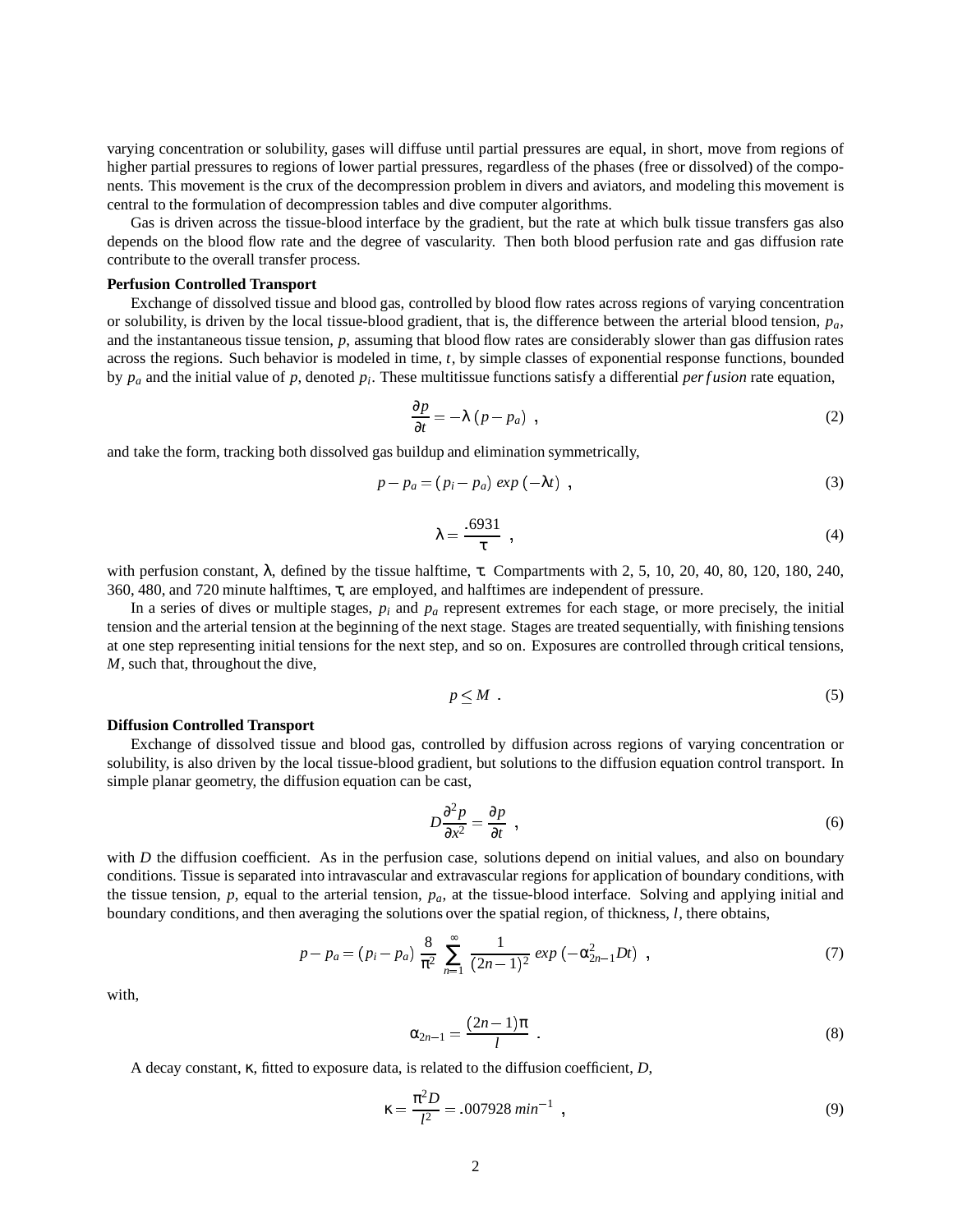varying concentration or solubility, gases will diffuse until partial pressures are equal, in short, move from regions of higher partial pressures to regions of lower partial pressures, regardless of the phases (free or dissolved) of the components. This movement is the crux of the decompression problem in divers and aviators, and modeling this movement is central to the formulation of decompression tables and dive computer algorithms.

Gas is driven across the tissue-blood interface by the gradient, but the rate at which bulk tissue transfers gas also depends on the blood flow rate and the degree of vascularity. Then both blood perfusion rate and gas diffusion rate contribute to the overall transfer process.

**Perfusion Controlled Transport**

Exchange of dissolved tissue and blood gas, controlled by blood flow rates across regions of varying concentration or solubility, is driven by the local tissue-blood gradient, that is, the difference between the arterial blood tension, $p_a$, and the instantaneous tissue tension, $p$, assuming that blood flow rates are considerably slower than gas diffusion rates across the regions. Such behavior is modeled in time, $t$, by simple classes of exponential response functions, bounded by $p_a$ and the initial value of $p$, denoted $p_i$. These multitissue functions satisfy a differential *perfusion* rate equation,

$$\frac{\partial p}{\partial t} = -\lambda \left( p - p_a \right) \ , \tag{2}$$

and take the form, tracking both dissolved gas buildup and elimination symmetrically,

$$p - p_a = \left( p_i - p_a \right) \, exp \left( -\lambda t \right) \ , \tag{3}$$

$$\lambda = \frac{.6931}{\tau} \ , \tag{4}$$

with perfusion constant, $\lambda$, defined by the tissue halftime, $\tau$. Compartments with 2, 5, 10, 20, 40, 80, 120, 180, 240, 360, 480, and 720 minute halftimes, $\tau$, are employed, and halftimes are independent of pressure.

In a series of dives or multiple stages, $p_i$ and $p_a$ represent extremes for each stage, or more precisely, the initial tension and the arterial tension at the beginning of the next stage. Stages are treated sequentially, with finishing tensions at one step representing initial tensions for the next step, and so on. Exposures are controlled through critical tensions, $M$, such that, throughout the dive,

$$p \leq M \ . \tag{5}$$

**Diffusion Controlled Transport**

Exchange of dissolved tissue and blood gas, controlled by diffusion across regions of varying concentration or solubility, is also driven by the local tissue-blood gradient, but solutions to the diffusion equation control transport. In simple planar geometry, the diffusion equation can be cast,

$$D \frac{\partial^2 p}{\partial x^2} = \frac{\partial p}{\partial t} \ , \tag{6}$$

with $D$ the diffusion coefficient. As in the perfusion case, solutions depend on initial values, and also on boundary conditions. Tissue is separated into intravascular and extravascular regions for application of boundary conditions, with the tissue tension, $p$, equal to the arterial tension, $p_a$, at the tissue-blood interface. Solving and applying initial and boundary conditions, and then averaging the solutions over the spatial region, of thickness, $l$, there obtains,

$$p - p_a = \left( p_i - p_a \right) \frac{8}{\pi^2} \sum_{n=1}^{\infty} \frac{1}{(2n-1)^2} \, exp \left( -\alpha_{2n-1}^2 D t \right) \ , \tag{7}$$

with,

$$\alpha_{2n-1} = \frac{(2n-1)\pi}{l} \ . \tag{8}$$

A decay constant, $\kappa$, fitted to exposure data, is related to the diffusion coefficient, $D$,

$$\kappa = \frac{\pi^2 D}{l^2} = .007928 \ min^{-1} \ , \tag{9}$$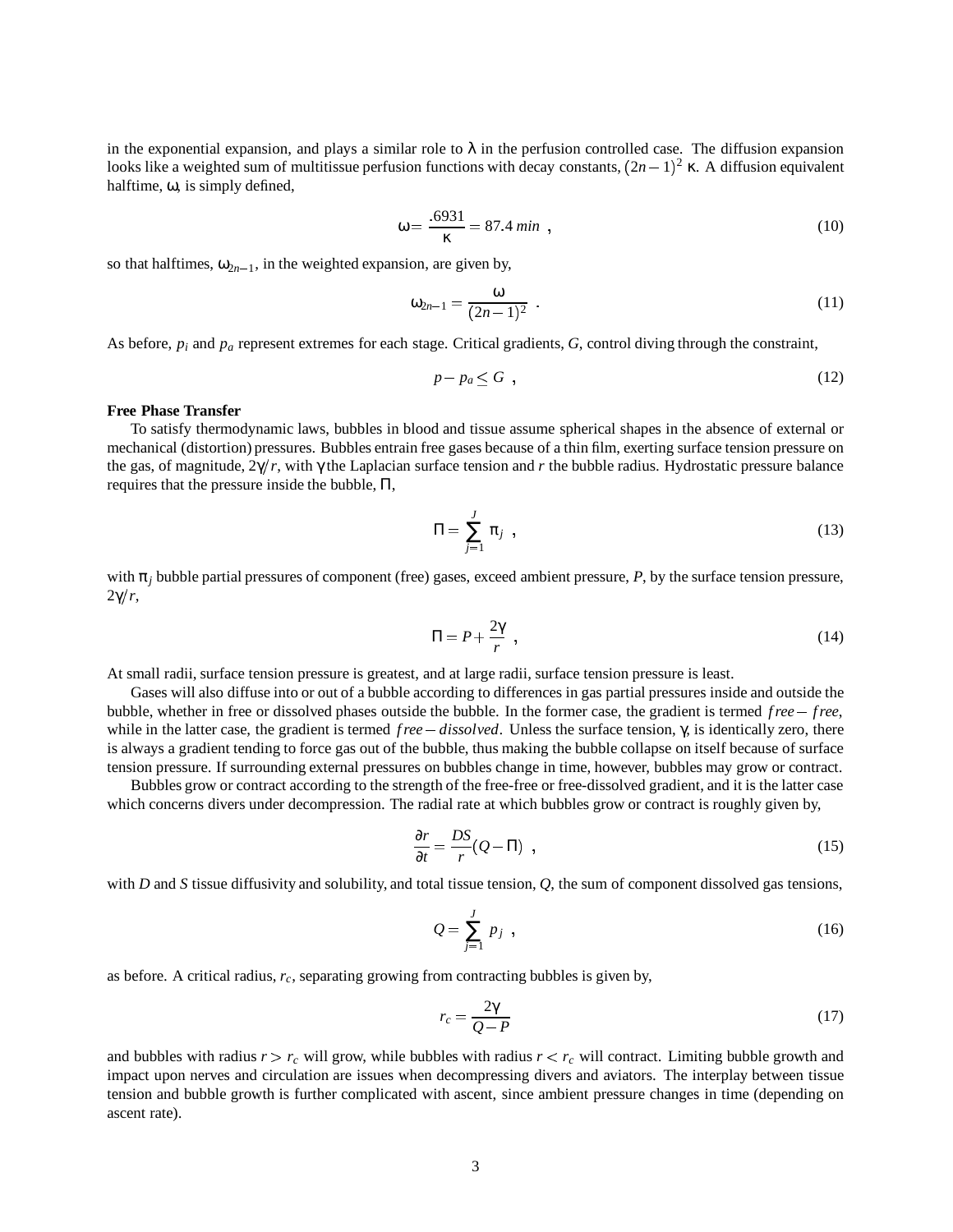in the exponential expansion, and plays a similar role to $\lambda$ in the perfusion controlled case. The diffusion expansion looks like a weighted sum of multitissue perfusion functions with decay constants, $(2n-1)^2\ \kappa$. A diffusion equivalent halftime, $\omega$, is simply defined,

$$\omega = \frac{.6931}{\kappa} = 87.4\ min \ , \tag{10}$$

so that halftimes, $\omega_{2n-1}$, in the weighted expansion, are given by,

$$\omega_{2n-1} = \frac{\omega}{(2n-1)^2} \ . \tag{11}$$

As before, $p_i$ and $p_a$ represent extremes for each stage. Critical gradients, $G$, control diving through the constraint,

$$p - p_a \leq G \ , \tag{12}$$

**Free Phase Transfer**

To satisfy thermodynamic laws, bubbles in blood and tissue assume spherical shapes in the absence of external or mechanical (distortion) pressures. Bubbles entrain free gases because of a thin film, exerting surface tension pressure on the gas, of magnitude, $2\gamma/r$, with $\gamma$ the Laplacian surface tension and $r$ the bubble radius. Hydrostatic pressure balance requires that the pressure inside the bubble, $\Pi$,

$$\Pi = \sum_{j=1}^{J} \pi_j \ , \tag{13}$$

with $\pi_j$ bubble partial pressures of component (free) gases, exceed ambient pressure, $P$, by the surface tension pressure, $2\gamma/r$,

$$\Pi = P + \frac{2\gamma}{r} \ , \tag{14}$$

At small radii, surface tension pressure is greatest, and at large radii, surface tension pressure is least.

Gases will also diffuse into or out of a bubble according to differences in gas partial pressures inside and outside the bubble, whether in free or dissolved phases outside the bubble. In the former case, the gradient is termed *free − free*, while in the latter case, the gradient is termed *free − dissolved*. Unless the surface tension, $\gamma$, is identically zero, there is always a gradient tending to force gas out of the bubble, thus making the bubble collapse on itself because of surface tension pressure. If surrounding external pressures on bubbles change in time, however, bubbles may grow or contract.

Bubbles grow or contract according to the strength of the free-free or free-dissolved gradient, and it is the latter case which concerns divers under decompression. The radial rate at which bubbles grow or contract is roughly given by,

$$\frac{\partial r}{\partial t} = \frac{DS}{r}(Q - \Pi) \ , \tag{15}$$

with $D$ and $S$ tissue diffusivity and solubility, and total tissue tension, $Q$, the sum of component dissolved gas tensions,

$$Q = \sum_{j=1}^{J} p_j \ , \tag{16}$$

as before. A critical radius, $r_c$, separating growing from contracting bubbles is given by,

$$r_c = \frac{2\gamma}{Q - P} \tag{17}$$

and bubbles with radius $r > r_c$ will grow, while bubbles with radius $r < r_c$ will contract. Limiting bubble growth and impact upon nerves and circulation are issues when decompressing divers and aviators. The interplay between tissue tension and bubble growth is further complicated with ascent, since ambient pressure changes in time (depending on ascent rate).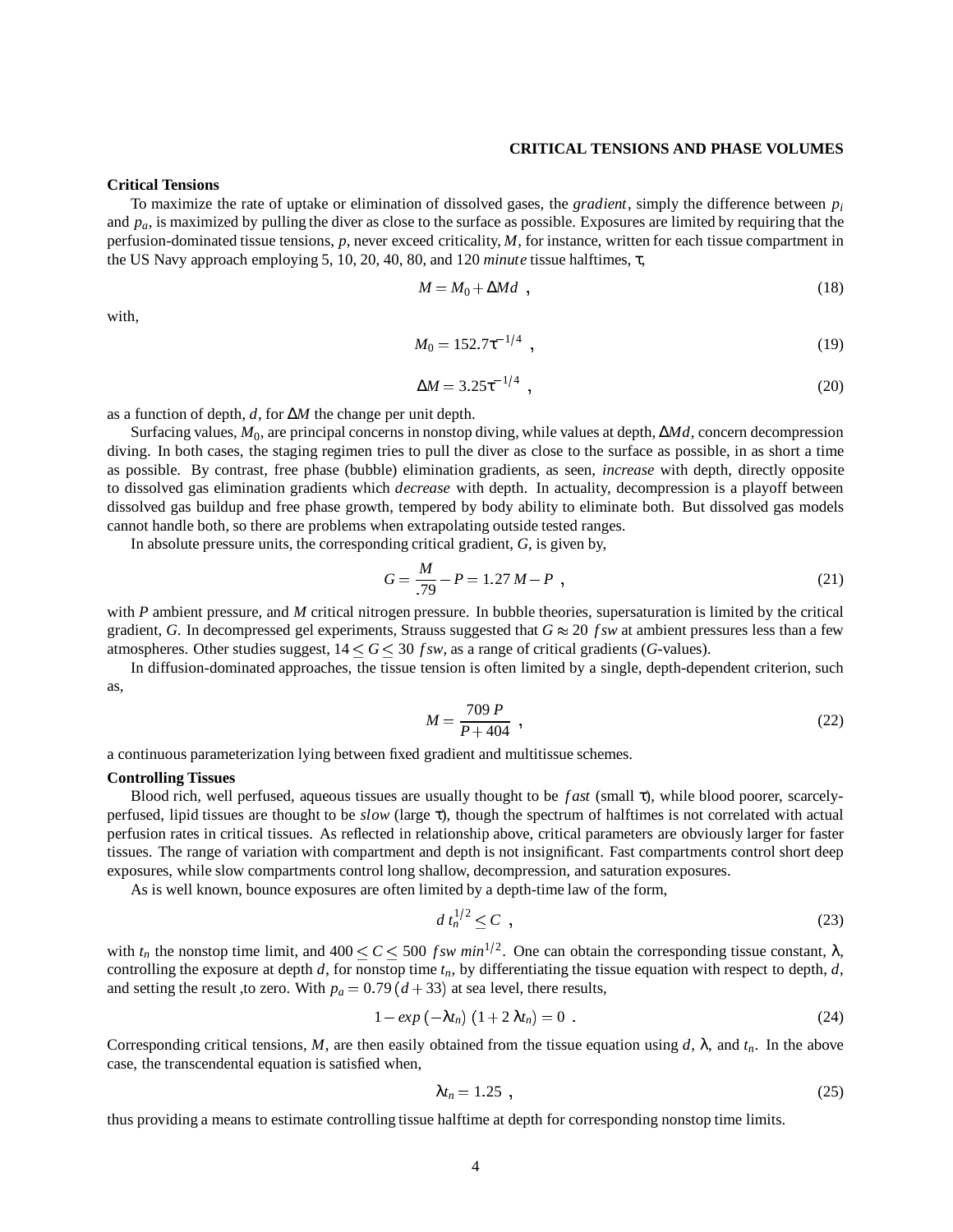## CRITICAL TENSIONS AND PHASE VOLUMES

### Critical Tensions

To maximize the rate of uptake or elimination of dissolved gases, the *gradient*, simply the difference between $p_i$ and $p_a$, is maximized by pulling the diver as close to the surface as possible. Exposures are limited by requiring that the perfusion-dominated tissue tensions, $p$, never exceed criticality, $M$, for instance, written for each tissue compartment in the US Navy approach employing 5, 10, 20, 40, 80, and 120 *minute* tissue halftimes, $\tau$,

$$M = M_0 + \Delta M d \ , \tag{18}$$

with,

$$M_0 = 152.7 \tau^{-1/4} \ , \tag{19}$$

$$\Delta M = 3.25 \tau^{-1/4} \ , \tag{20}$$

as a function of depth, $d$, for $\Delta M$ the change per unit depth.

Surfacing values, $M_0$, are principal concerns in nonstop diving, while values at depth, $\Delta M d$, concern decompression diving. In both cases, the staging regimen tries to pull the diver as close to the surface as possible, in as short a time as possible. By contrast, free phase (bubble) elimination gradients, as seen, *increase* with depth, directly opposite to dissolved gas elimination gradients which *decrease* with depth. In actuality, decompression is a playoff between dissolved gas buildup and free phase growth, tempered by body ability to eliminate both. But dissolved gas models cannot handle both, so there are problems when extrapolating outside tested ranges.

In absolute pressure units, the corresponding critical gradient, $G$, is given by,

$$G = \frac{M}{.79} - P = 1.27\, M - P \ , \tag{21}$$

with $P$ ambient pressure, and $M$ critical nitrogen pressure. In bubble theories, supersaturation is limited by the critical gradient, $G$. In decompressed gel experiments, Strauss suggested that $G \approx 20 \ fsw$ at ambient pressures less than a few atmospheres. Other studies suggest, $14 \leq G \leq 30 \ fsw$, as a range of critical gradients ($G$-values).

In diffusion-dominated approaches, the tissue tension is often limited by a single, depth-dependent criterion, such as,

$$M = \frac{709\, P}{P + 404} \ , \tag{22}$$

a continuous parameterization lying between fixed gradient and multitissue schemes.

### Controlling Tissues

Blood rich, well perfused, aqueous tissues are usually thought to be *fast* (small $\tau$), while blood poorer, scarcely-perfused, lipid tissues are thought to be *slow* (large $\tau$), though the spectrum of halftimes is not correlated with actual perfusion rates in critical tissues. As reflected in relationship above, critical parameters are obviously larger for faster tissues. The range of variation with compartment and depth is not insignificant. Fast compartments control short deep exposures, while slow compartments control long shallow, decompression, and saturation exposures.

As is well known, bounce exposures are often limited by a depth-time law of the form,

$$d\, t_n^{1/2} \leq C \ , \tag{23}$$

with $t_n$ the nonstop time limit, and $400 \leq C \leq 500 \ fsw \ min^{1/2}$. One can obtain the corresponding tissue constant, $\lambda$, controlling the exposure at depth $d$, for nonstop time $t_n$, by differentiating the tissue equation with respect to depth, $d$, and setting the result ,to zero. With $p_a = 0.79\,(d + 33)$ at sea level, there results,

$$1 - exp\,(-\lambda t_n)\,(1 + 2\,\lambda t_n) = 0 \ . \tag{24}$$

Corresponding critical tensions, $M$, are then easily obtained from the tissue equation using $d$, $\lambda$, and $t_n$. In the above case, the transcendental equation is satisfied when,

$$\lambda t_n = 1.25 \ , \tag{25}$$

thus providing a means to estimate controlling tissue halftime at depth for corresponding nonstop time limits.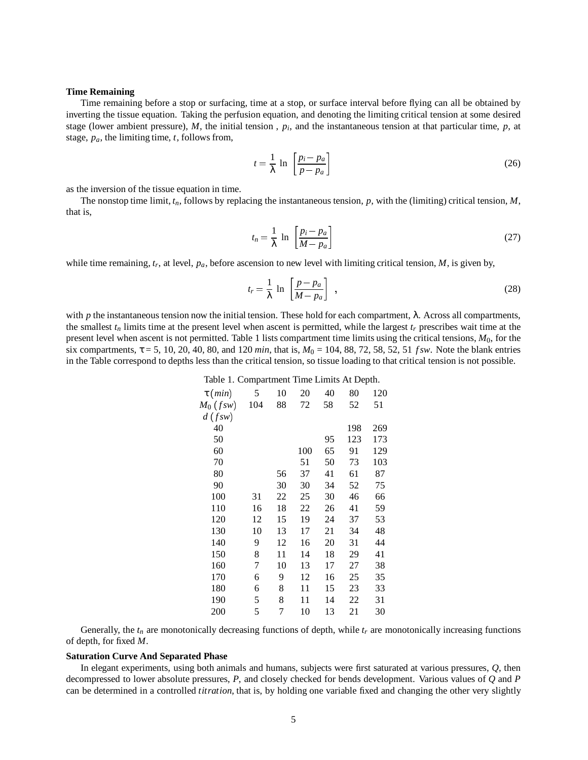**Time Remaining**

Time remaining before a stop or surfacing, time at a stop, or surface interval before flying can all be obtained by inverting the tissue equation. Taking the perfusion equation, and denoting the limiting critical tension at some desired stage (lower ambient pressure), $M$, the initial tension , $p_i$, and the instantaneous tension at that particular time, $p$, at stage, $p_a$, the limiting time, $t$, follows from,

$$t = \frac{1}{\lambda} \ln \left[ \frac{p_i - p_a}{p - p_a} \right] \tag{26}$$

as the inversion of the tissue equation in time.

The nonstop time limit, $t_n$, follows by replacing the instantaneous tension, $p$, with the (limiting) critical tension, $M$, that is,

$$t_n = \frac{1}{\lambda} \ln \left[ \frac{p_i - p_a}{M - p_a} \right] \tag{27}$$

while time remaining, $t_r$, at level, $p_a$, before ascension to new level with limiting critical tension, $M$, is given by,

$$t_r = \frac{1}{\lambda} \ln \left[ \frac{p - p_a}{M - p_a} \right] , \tag{28}$$

with $p$ the instantaneous tension now the initial tension. These hold for each compartment, $\lambda$. Across all compartments, the smallest $t_n$ limits time at the present level when ascent is permitted, while the largest $t_r$ prescribes wait time at the present level when ascent is not permitted. Table 1 lists compartment time limits using the critical tensions, $M_0$, for the six compartments, $\tau$ = 5, 10, 20, 40, 80, and 120 *min*, that is, $M_0$ = 104, 88, 72, 58, 52, 51 *fsw*. Note the blank entries in the Table correspond to depths less than the critical tension, so tissue loading to that critical tension is not possible.

Table 1. Compartment Time Limits At Depth.

| $\tau\,(min)$ | 5 | 10 | 20 | 40 | 80 | 120 |
|---|---|---|---|---|---|---|
| $M_0\,(fsw)$ | 104 | 88 | 72 | 58 | 52 | 51 |
| $d\,(fsw)$ | | | | | | |
| 40 | | | | | 198 | 269 |
| 50 | | | | 95 | 123 | 173 |
| 60 | | | 100 | 65 | 91 | 129 |
| 70 | | | 51 | 50 | 73 | 103 |
| 80 | | 56 | 37 | 41 | 61 | 87 |
| 90 | | 30 | 30 | 34 | 52 | 75 |
| 100 | 31 | 22 | 25 | 30 | 46 | 66 |
| 110 | 16 | 18 | 22 | 26 | 41 | 59 |
| 120 | 12 | 15 | 19 | 24 | 37 | 53 |
| 130 | 10 | 13 | 17 | 21 | 34 | 48 |
| 140 | 9 | 12 | 16 | 20 | 31 | 44 |
| 150 | 8 | 11 | 14 | 18 | 29 | 41 |
| 160 | 7 | 10 | 13 | 17 | 27 | 38 |
| 170 | 6 | 9 | 12 | 16 | 25 | 35 |
| 180 | 6 | 8 | 11 | 15 | 23 | 33 |
| 190 | 5 | 8 | 11 | 14 | 22 | 31 |
| 200 | 5 | 7 | 10 | 13 | 21 | 30 |

Generally, the $t_n$ are monotonically decreasing functions of depth, while $t_r$ are monotonically increasing functions of depth, for fixed $M$.

**Saturation Curve And Separated Phase**

In elegant experiments, using both animals and humans, subjects were first saturated at various pressures, $Q$, then decompressed to lower absolute pressures, $P$, and closely checked for bends development. Various values of $Q$ and $P$ can be determined in a controlled *titration*, that is, by holding one variable fixed and changing the other very slightly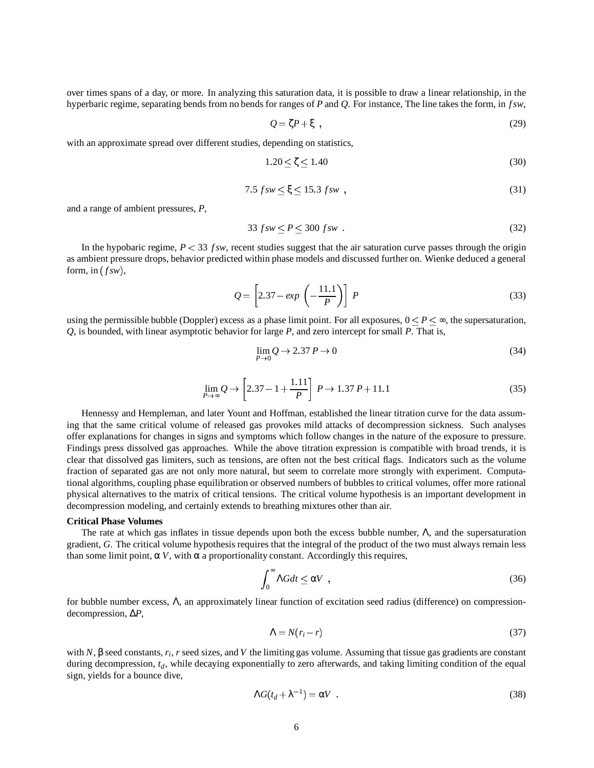over times spans of a day, or more. In analyzing this saturation data, it is possible to draw a linear relationship, in the hyperbaric regime, separating bends from no bends for ranges of $P$ and $Q$. For instance, The line takes the form, in $fsw$,

$$Q = \zeta P + \xi \ , \tag{29}$$

with an approximate spread over different studies, depending on statistics,

$$1.20 \leq \zeta \leq 1.40 \tag{30}$$

$$7.5 \ fsw \leq \xi \leq 15.3 \ fsw \ , \tag{31}$$

and a range of ambient pressures, $P$,

$$33 \ fsw \leq P \leq 300 \ fsw \ . \tag{32}$$

In the hypobaric regime, $P < 33 \ fsw$, recent studies suggest that the air saturation curve passes through the origin as ambient pressure drops, behavior predicted within phase models and discussed further on. Wienke deduced a general form, in $(fsw)$,

$$Q = \left[ 2.37 - exp \ \left( -\frac{11.1}{P} \right) \right] \ P \tag{33}$$

using the permissible bubble (Doppler) excess as a phase limit point. For all exposures, $0 \leq P \leq \infty$, the supersaturation, $Q$, is bounded, with linear asymptotic behavior for large $P$, and zero intercept for small $P$. That is,

$$\lim_{P \to 0} Q \to 2.37 \, P \to 0 \tag{34}$$

$$\lim_{P \to \infty} Q \to \left[ 2.37 - 1 + \frac{1.11}{P} \right] \ P \to 1.37 \, P + 11.1 \tag{35}$$

Hennessy and Hempleman, and later Yount and Hoffman, established the linear titration curve for the data assuming that the same critical volume of released gas provokes mild attacks of decompression sickness. Such analyses offer explanations for changes in signs and symptoms which follow changes in the nature of the exposure to pressure. Findings press dissolved gas approaches. While the above titration expression is compatible with broad trends, it is clear that dissolved gas limiters, such as tensions, are often not the best critical flags. Indicators such as the volume fraction of separated gas are not only more natural, but seem to correlate more strongly with experiment. Computational algorithms, coupling phase equilibration or observed numbers of bubbles to critical volumes, offer more rational physical alternatives to the matrix of critical tensions. The critical volume hypothesis is an important development in decompression modeling, and certainly extends to breathing mixtures other than air.

**Critical Phase Volumes**

The rate at which gas inflates in tissue depends upon both the excess bubble number, $\Lambda$, and the supersaturation gradient, $G$. The critical volume hypothesis requires that the integral of the product of the two must always remain less than some limit point, $\alpha \, V$, with $\alpha$ a proportionality constant. Accordingly this requires,

$$\int_0^\infty \Lambda G dt \leq \alpha V \ , \tag{36}$$

for bubble number excess, $\Lambda$, an approximately linear function of excitation seed radius (difference) on compression-decompression, $\Delta P$,

$$\Lambda = N(r_i - r) \tag{37}$$

with $N$, $\beta$ seed constants, $r_i$, $r$ seed sizes, and $V$ the limiting gas volume. Assuming that tissue gas gradients are constant during decompression, $t_d$, while decaying exponentially to zero afterwards, and taking limiting condition of the equal sign, yields for a bounce dive,

$$\Lambda G (t_d + \lambda^{-1}) = \alpha V \ . \tag{38}$$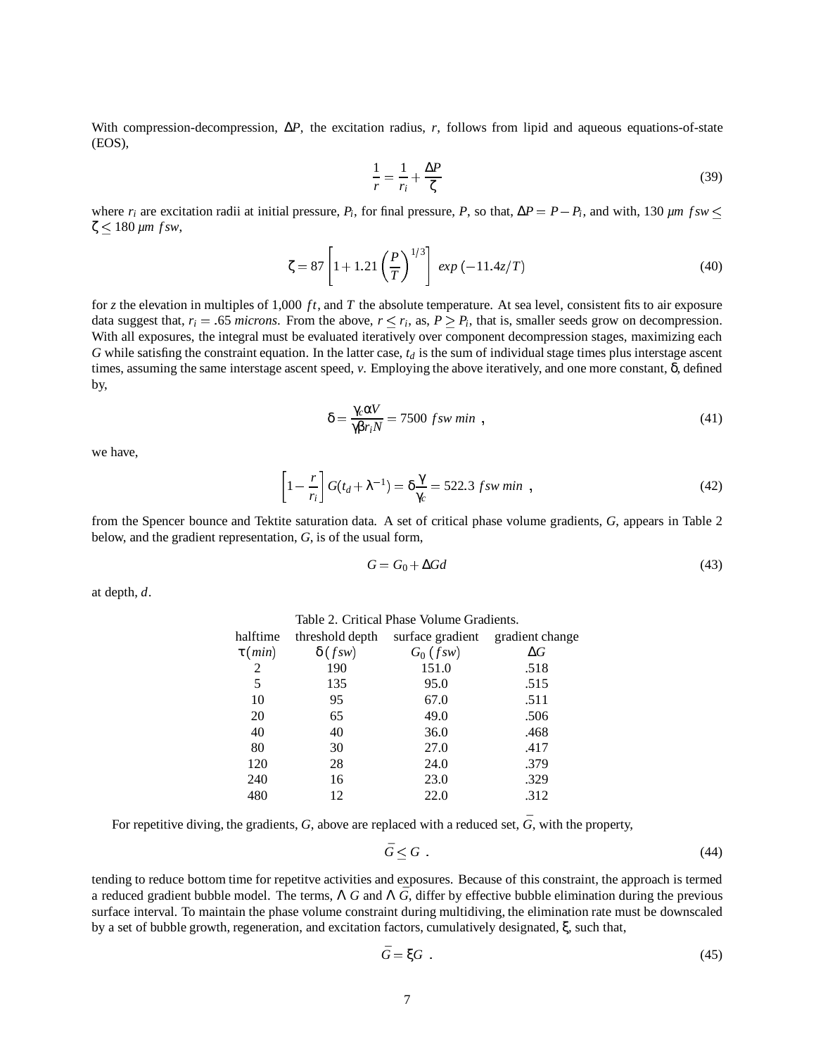With compression-decompression, $\Delta P$, the excitation radius, $r$, follows from lipid and aqueous equations-of-state (EOS),

$$\frac{1}{r} = \frac{1}{r_i} + \frac{\Delta P}{\zeta} \tag{39}$$

where $r_i$ are excitation radii at initial pressure, $P_i$, for final pressure, $P$, so that, $\Delta P = P - P_i$, and with, $130\ \mu m\ fsw \leq \zeta \leq 180\ \mu m\ fsw$,

$$\zeta = 87\left[1 + 1.21\left(\frac{P}{T}\right)^{1/3}\right]\ exp\left(-11.4z/T\right) \tag{40}$$

for $z$ the elevation in multiples of 1,000 $ft$, and $T$ the absolute temperature. At sea level, consistent fits to air exposure data suggest that, $r_i = .65$ *microns*. From the above, $r \leq r_i$, as, $P \geq P_i$, that is, smaller seeds grow on decompression. With all exposures, the integral must be evaluated iteratively over component decompression stages, maximizing each $G$ while satisfing the constraint equation. In the latter case, $t_d$ is the sum of individual stage times plus interstage ascent times, assuming the same interstage ascent speed, $v$. Employing the above iteratively, and one more constant, $\delta$, defined by,

$$\delta = \frac{\gamma_c \alpha V}{\gamma \beta r_i N} = 7500\ fsw\ min\ , \tag{41}$$

we have,

$$\left[1 - \frac{r}{r_i}\right] G(t_d + \lambda^{-1}) = \delta \frac{\gamma}{\gamma_c} = 522.3\ fsw\ min\ , \tag{42}$$

from the Spencer bounce and Tektite saturation data. A set of critical phase volume gradients, $G$, appears in Table 2 below, and the gradient representation, $G$, is of the usual form,

$$G = G_0 + \Delta G d \tag{43}$$

at depth, $d$.

Table 2. Critical Phase Volume Gradients.

| halftime $\tau\,(min)$ | threshold depth $\delta\,(fsw)$ | surface gradient $G_0\,(fsw)$ | gradient change $\Delta G$ |
|---|---|---|---|
| 2 | 190 | 151.0 | .518 |
| 5 | 135 | 95.0 | .515 |
| 10 | 95 | 67.0 | .511 |
| 20 | 65 | 49.0 | .506 |
| 40 | 40 | 36.0 | .468 |
| 80 | 30 | 27.0 | .417 |
| 120 | 28 | 24.0 | .379 |
| 240 | 16 | 23.0 | .329 |
| 480 | 12 | 22.0 | .312 |

For repetitive diving, the gradients, $G$, above are replaced with a reduced set, $\bar{G}$, with the property,

$$\bar{G} \leq G\ . \tag{44}$$

tending to reduce bottom time for repetitve activities and exposures. Because of this constraint, the approach is termed a reduced gradient bubble model. The terms, $\Lambda\, G$ and $\Lambda\, \bar{G}$, differ by effective bubble elimination during the previous surface interval. To maintain the phase volume constraint during multidiving, the elimination rate must be downscaled by a set of bubble growth, regeneration, and excitation factors, cumulatively designated, $\xi$, such that,

$$\bar{G} = \xi G\ . \tag{45}$$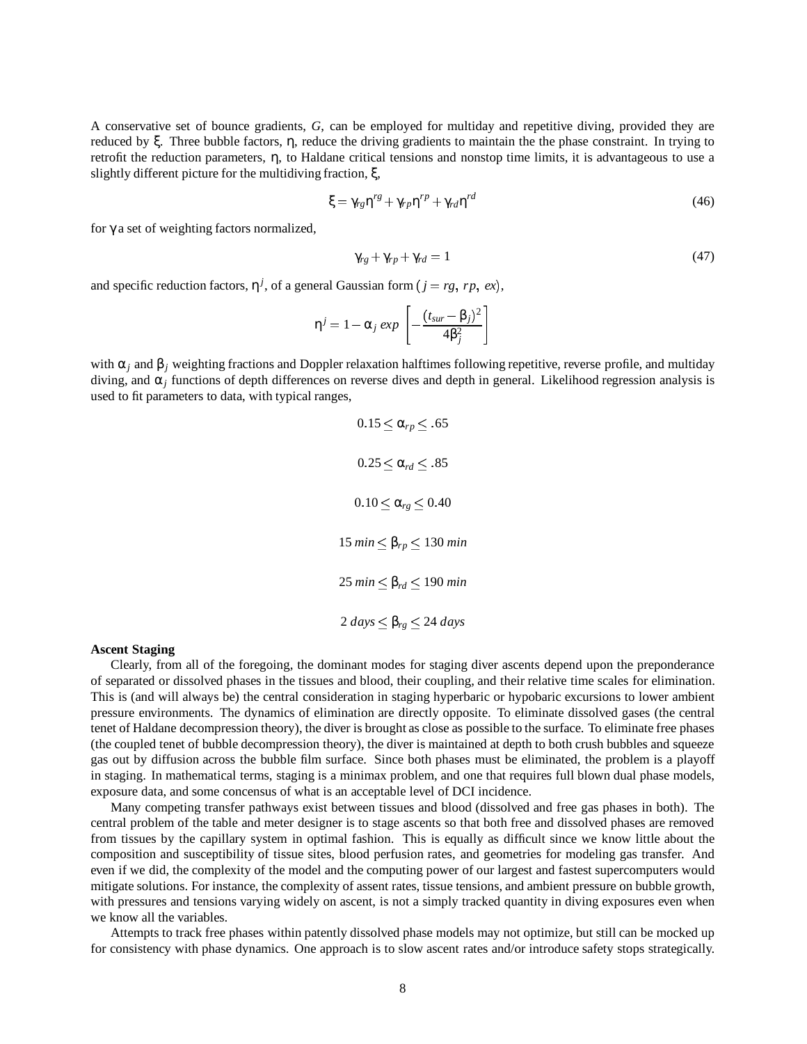A conservative set of bounce gradients, $G$, can be employed for multiday and repetitive diving, provided they are reduced by $\xi$. Three bubble factors, $\eta$, reduce the driving gradients to maintain the the phase constraint. In trying to retrofit the reduction parameters, $\eta$, to Haldane critical tensions and nonstop time limits, it is advantageous to use a slightly different picture for the multidiving fraction, $\xi$,

$$\xi = \gamma_{rg}\eta^{rg} + \gamma_{rp}\eta^{rp} + \gamma_{rd}\eta^{rd} \tag{46}$$

for $\gamma$ a set of weighting factors normalized,

$$\gamma_{rg} + \gamma_{rp} + \gamma_{rd} = 1 \tag{47}$$

and specific reduction factors, $\eta^j$, of a general Gaussian form ( $j = rg,\ rp,\ ex$),

$$\eta^j = 1 - \alpha_j \ exp \left[ -\frac{(t_{sur} - \beta_j)^2}{4\beta_j^2} \right]$$

with $\alpha_j$ and $\beta_j$ weighting fractions and Doppler relaxation halftimes following repetitive, reverse profile, and multiday diving, and $\alpha_j$ functions of depth differences on reverse dives and depth in general. Likelihood regression analysis is used to fit parameters to data, with typical ranges,

$$0.15 \le \alpha_{rp} \le .65$$

$$0.25 \le \alpha_{rd} \le .85$$

$$0.10 \le \alpha_{rg} \le 0.40$$

$$15\ min \le \beta_{rp} \le 130\ min$$

$$25\ min \le \beta_{rd} \le 190\ min$$

$$2\ days \le \beta_{rg} \le 24\ days$$

**Ascent Staging**

Clearly, from all of the foregoing, the dominant modes for staging diver ascents depend upon the preponderance of separated or dissolved phases in the tissues and blood, their coupling, and their relative time scales for elimination. This is (and will always be) the central consideration in staging hyperbaric or hypobaric excursions to lower ambient pressure environments. The dynamics of elimination are directly opposite. To eliminate dissolved gases (the central tenet of Haldane decompression theory), the diver is brought as close as possible to the surface. To eliminate free phases (the coupled tenet of bubble decompression theory), the diver is maintained at depth to both crush bubbles and squeeze gas out by diffusion across the bubble film surface. Since both phases must be eliminated, the problem is a playoff in staging. In mathematical terms, staging is a minimax problem, and one that requires full blown dual phase models, exposure data, and some concensus of what is an acceptable level of DCI incidence.

Many competing transfer pathways exist between tissues and blood (dissolved and free gas phases in both). The central problem of the table and meter designer is to stage ascents so that both free and dissolved phases are removed from tissues by the capillary system in optimal fashion. This is equally as difficult since we know little about the composition and susceptibility of tissue sites, blood perfusion rates, and geometries for modeling gas transfer. And even if we did, the complexity of the model and the computing power of our largest and fastest supercomputers would mitigate solutions. For instance, the complexity of assent rates, tissue tensions, and ambient pressure on bubble growth, with pressures and tensions varying widely on ascent, is not a simply tracked quantity in diving exposures even when we know all the variables.

Attempts to track free phases within patently dissolved phase models may not optimize, but still can be mocked up for consistency with phase dynamics. One approach is to slow ascent rates and/or introduce safety stops strategically.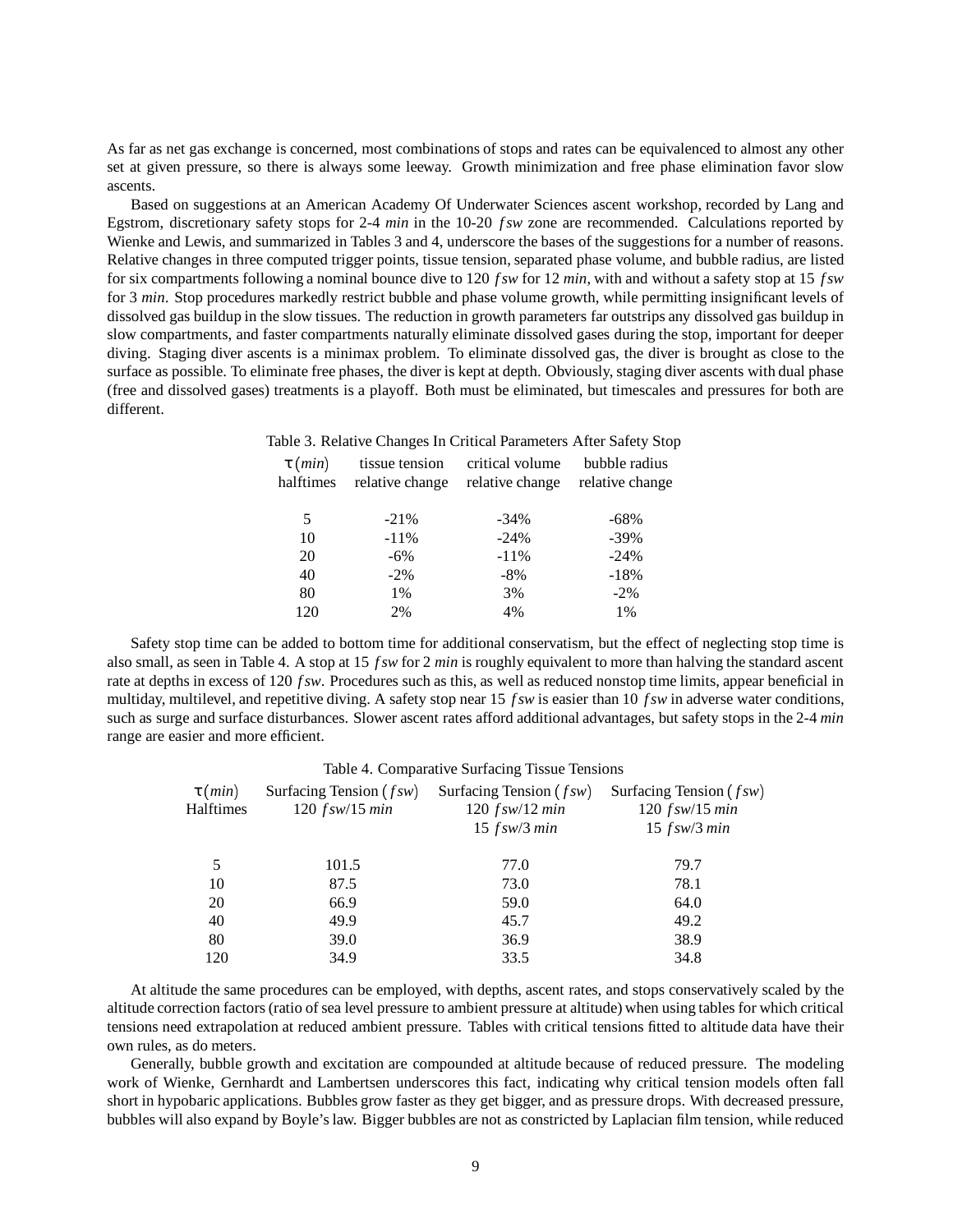As far as net gas exchange is concerned, most combinations of stops and rates can be equivalenced to almost any other set at given pressure, so there is always some leeway. Growth minimization and free phase elimination favor slow ascents.

Based on suggestions at an American Academy Of Underwater Sciences ascent workshop, recorded by Lang and Egstrom, discretionary safety stops for 2-4 *min* in the 10-20 *fsw* zone are recommended. Calculations reported by Wienke and Lewis, and summarized in Tables 3 and 4, underscore the bases of the suggestions for a number of reasons. Relative changes in three computed trigger points, tissue tension, separated phase volume, and bubble radius, are listed for six compartments following a nominal bounce dive to 120 *fsw* for 12 *min*, with and without a safety stop at 15 *fsw* for 3 *min*. Stop procedures markedly restrict bubble and phase volume growth, while permitting insignificant levels of dissolved gas buildup in the slow tissues. The reduction in growth parameters far outstrips any dissolved gas buildup in slow compartments, and faster compartments naturally eliminate dissolved gases during the stop, important for deeper diving. Staging diver ascents is a minimax problem. To eliminate dissolved gas, the diver is brought as close to the surface as possible. To eliminate free phases, the diver is kept at depth. Obviously, staging diver ascents with dual phase (free and dissolved gases) treatments is a playoff. Both must be eliminated, but timescales and pressures for both are different.

Table 3. Relative Changes In Critical Parameters After Safety Stop

| $\tau$ (*min*) halftimes | tissue tension relative change | critical volume relative change | bubble radius relative change |
|---|---|---|---|
| 5 | -21% | -34% | -68% |
| 10 | -11% | -24% | -39% |
| 20 | -6% | -11% | -24% |
| 40 | -2% | -8% | -18% |
| 80 | 1% | 3% | -2% |
| 120 | 2% | 4% | 1% |

Safety stop time can be added to bottom time for additional conservatism, but the effect of neglecting stop time is also small, as seen in Table 4. A stop at 15 *fsw* for 2 *min* is roughly equivalent to more than halving the standard ascent rate at depths in excess of 120 *fsw*. Procedures such as this, as well as reduced nonstop time limits, appear beneficial in multiday, multilevel, and repetitive diving. A safety stop near 15 *fsw* is easier than 10 *fsw* in adverse water conditions, such as surge and surface disturbances. Slower ascent rates afford additional advantages, but safety stops in the 2-4 *min* range are easier and more efficient.

Table 4. Comparative Surfacing Tissue Tensions

| $\tau$ (*min*) Halftimes | Surfacing Tension (*fsw*) 120 *fsw*/15 *min* | Surfacing Tension (*fsw*) 120 *fsw*/12 *min* 15 *fsw*/3 *min* | Surfacing Tension (*fsw*) 120 *fsw*/15 *min* 15 *fsw*/3 *min* |
|---|---|---|---|
| 5 | 101.5 | 77.0 | 79.7 |
| 10 | 87.5 | 73.0 | 78.1 |
| 20 | 66.9 | 59.0 | 64.0 |
| 40 | 49.9 | 45.7 | 49.2 |
| 80 | 39.0 | 36.9 | 38.9 |
| 120 | 34.9 | 33.5 | 34.8 |

At altitude the same procedures can be employed, with depths, ascent rates, and stops conservatively scaled by the altitude correction factors (ratio of sea level pressure to ambient pressure at altitude) when using tables for which critical tensions need extrapolation at reduced ambient pressure. Tables with critical tensions fitted to altitude data have their own rules, as do meters.

Generally, bubble growth and excitation are compounded at altitude because of reduced pressure. The modeling work of Wienke, Gernhardt and Lambertsen underscores this fact, indicating why critical tension models often fall short in hypobaric applications. Bubbles grow faster as they get bigger, and as pressure drops. With decreased pressure, bubbles will also expand by Boyle's law. Bigger bubbles are not as constricted by Laplacian film tension, while reduced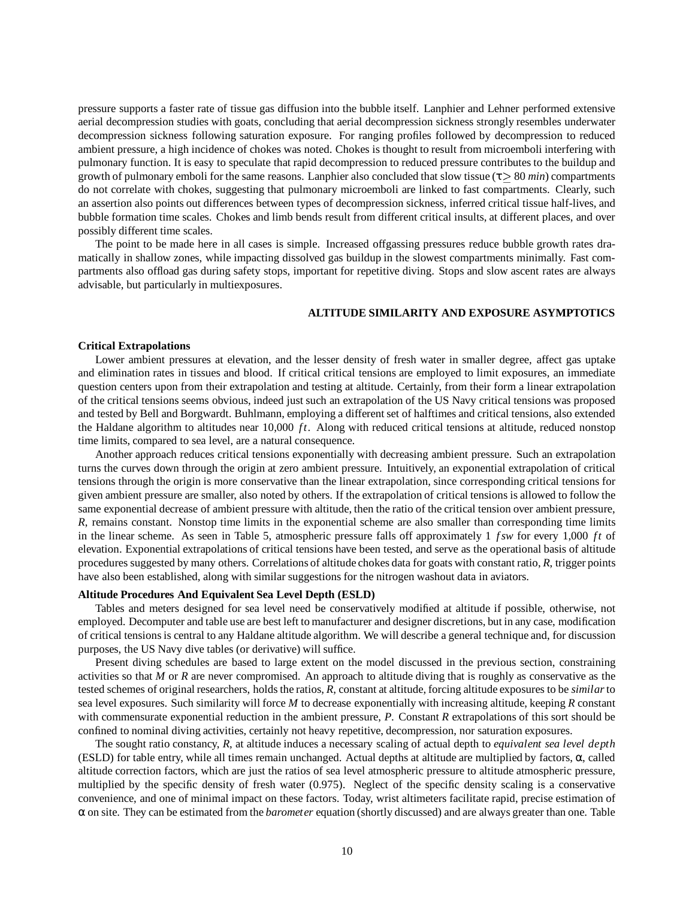pressure supports a faster rate of tissue gas diffusion into the bubble itself. Lanphier and Lehner performed extensive aerial decompression studies with goats, concluding that aerial decompression sickness strongly resembles underwater decompression sickness following saturation exposure. For ranging profiles followed by decompression to reduced ambient pressure, a high incidence of chokes was noted. Chokes is thought to result from microemboli interfering with pulmonary function. It is easy to speculate that rapid decompression to reduced pressure contributes to the buildup and growth of pulmonary emboli for the same reasons. Lanphier also concluded that slow tissue ($\tau \geq 80$ *min*) compartments do not correlate with chokes, suggesting that pulmonary microemboli are linked to fast compartments. Clearly, such an assertion also points out differences between types of decompression sickness, inferred critical tissue half-lives, and bubble formation time scales. Chokes and limb bends result from different critical insults, at different places, and over possibly different time scales.

The point to be made here in all cases is simple. Increased offgassing pressures reduce bubble growth rates dramatically in shallow zones, while impacting dissolved gas buildup in the slowest compartments minimally. Fast compartments also offload gas during safety stops, important for repetitive diving. Stops and slow ascent rates are always advisable, but particularly in multiexposures.

## ALTITUDE SIMILARITY AND EXPOSURE ASYMPTOTICS

### Critical Extrapolations

Lower ambient pressures at elevation, and the lesser density of fresh water in smaller degree, affect gas uptake and elimination rates in tissues and blood. If critical critical tensions are employed to limit exposures, an immediate question centers upon from their extrapolation and testing at altitude. Certainly, from their form a linear extrapolation of the critical tensions seems obvious, indeed just such an extrapolation of the US Navy critical tensions was proposed and tested by Bell and Borgwardt. Buhlmann, employing a different set of halftimes and critical tensions, also extended the Haldane algorithm to altitudes near 10,000 *ft*. Along with reduced critical tensions at altitude, reduced nonstop time limits, compared to sea level, are a natural consequence.

Another approach reduces critical tensions exponentially with decreasing ambient pressure. Such an extrapolation turns the curves down through the origin at zero ambient pressure. Intuitively, an exponential extrapolation of critical tensions through the origin is more conservative than the linear extrapolation, since corresponding critical tensions for given ambient pressure are smaller, also noted by others. If the extrapolation of critical tensions is allowed to follow the same exponential decrease of ambient pressure with altitude, then the ratio of the critical tension over ambient pressure, *R*, remains constant. Nonstop time limits in the exponential scheme are also smaller than corresponding time limits in the linear scheme. As seen in Table 5, atmospheric pressure falls off approximately 1 *fsw* for every 1,000 *ft* of elevation. Exponential extrapolations of critical tensions have been tested, and serve as the operational basis of altitude procedures suggested by many others. Correlations of altitude chokes data for goats with constant ratio, *R*, trigger points have also been established, along with similar suggestions for the nitrogen washout data in aviators.

### Altitude Procedures And Equivalent Sea Level Depth (ESLD)

Tables and meters designed for sea level need be conservatively modified at altitude if possible, otherwise, not employed. Decomputer and table use are best left to manufacturer and designer discretions, but in any case, modification of critical tensions is central to any Haldane altitude algorithm. We will describe a general technique and, for discussion purposes, the US Navy dive tables (or derivative) will suffice.

Present diving schedules are based to large extent on the model discussed in the previous section, constraining activities so that *M* or *R* are never compromised. An approach to altitude diving that is roughly as conservative as the tested schemes of original researchers, holds the ratios, *R*, constant at altitude, forcing altitude exposures to be *similar* to sea level exposures. Such similarity will force *M* to decrease exponentially with increasing altitude, keeping *R* constant with commensurate exponential reduction in the ambient pressure, *P*. Constant *R* extrapolations of this sort should be confined to nominal diving activities, certainly not heavy repetitive, decompression, nor saturation exposures.

The sought ratio constancy, *R*, at altitude induces a necessary scaling of actual depth to *equivalent sea level depth* (ESLD) for table entry, while all times remain unchanged. Actual depths at altitude are multiplied by factors, $\alpha$, called altitude correction factors, which are just the ratios of sea level atmospheric pressure to altitude atmospheric pressure, multiplied by the specific density of fresh water (0.975). Neglect of the specific density scaling is a conservative convenience, and one of minimal impact on these factors. Today, wrist altimeters facilitate rapid, precise estimation of $\alpha$ on site. They can be estimated from the *barometer* equation (shortly discussed) and are always greater than one. Table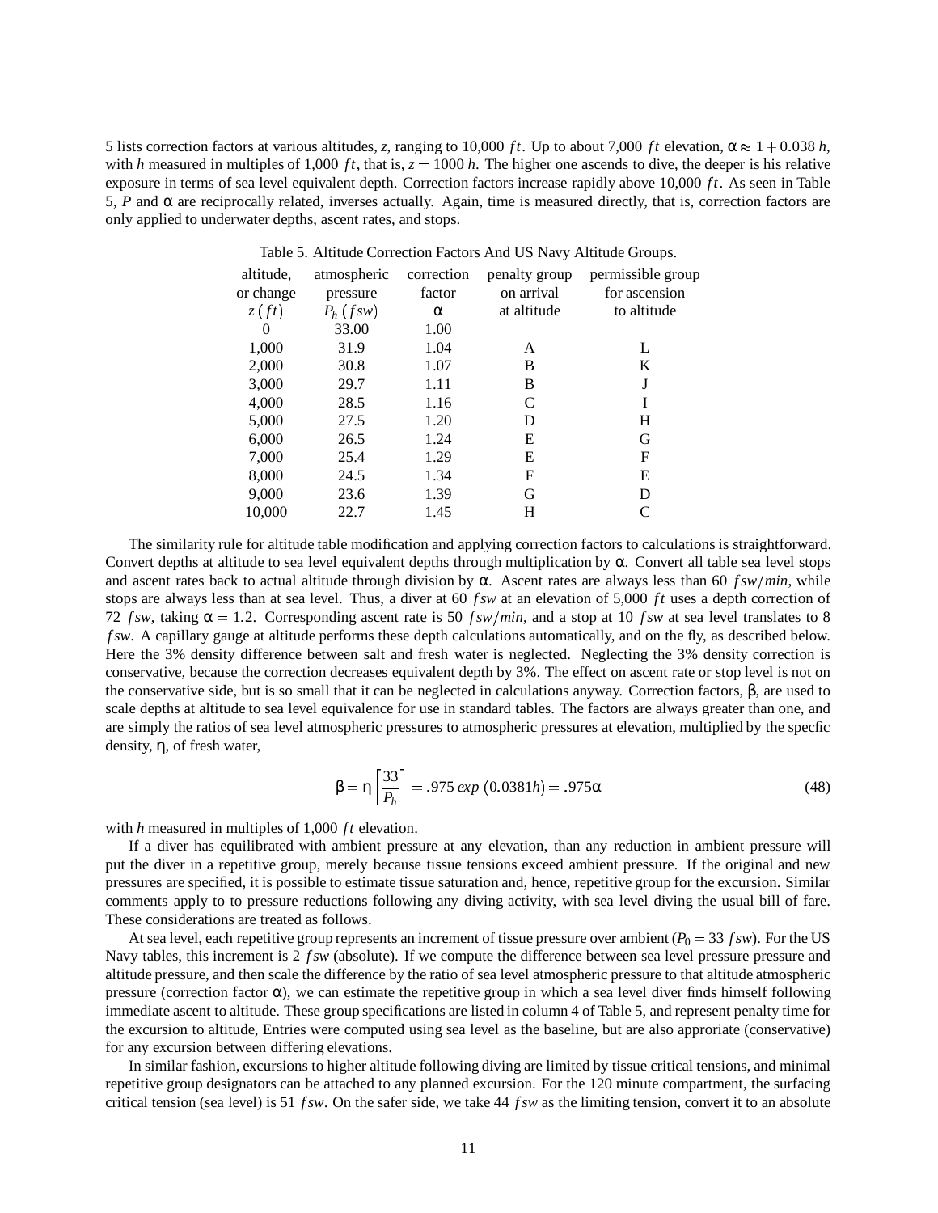5 lists correction factors at various altitudes, $z$, ranging to 10,000 $ft$. Up to about 7,000 $ft$ elevation, $\alpha \approx 1 + 0.038\,h$, with $h$ measured in multiples of 1,000 $ft$, that is, $z = 1000\,h$. The higher one ascends to dive, the deeper is his relative exposure in terms of sea level equivalent depth. Correction factors increase rapidly above 10,000 $ft$. As seen in Table 5, $P$ and $\alpha$ are reciprocally related, inverses actually. Again, time is measured directly, that is, correction factors are only applied to underwater depths, ascent rates, and stops.

Table 5. Altitude Correction Factors And US Navy Altitude Groups.

| altitude, or change $z$ ($ft$) | atmospheric pressure $P_h$ ($fsw$) | correction factor $\alpha$ | penalty group on arrival at altitude | permissible group for ascension to altitude |
|---|---|---|---|---|
| 0 | 33.00 | 1.00 | | |
| 1,000 | 31.9 | 1.04 | A | L |
| 2,000 | 30.8 | 1.07 | B | K |
| 3,000 | 29.7 | 1.11 | B | J |
| 4,000 | 28.5 | 1.16 | C | I |
| 5,000 | 27.5 | 1.20 | D | H |
| 6,000 | 26.5 | 1.24 | E | G |
| 7,000 | 25.4 | 1.29 | E | F |
| 8,000 | 24.5 | 1.34 | F | E |
| 9,000 | 23.6 | 1.39 | G | D |
| 10,000 | 22.7 | 1.45 | H | C |

The similarity rule for altitude table modification and applying correction factors to calculations is straightforward. Convert depths at altitude to sea level equivalent depths through multiplication by $\alpha$. Convert all table sea level stops and ascent rates back to actual altitude through division by $\alpha$. Ascent rates are always less than 60 $fsw/min$, while stops are always less than at sea level. Thus, a diver at 60 $fsw$ at an elevation of 5,000 $ft$ uses a depth correction of 72 $fsw$, taking $\alpha = 1.2$. Corresponding ascent rate is 50 $fsw/min$, and a stop at 10 $fsw$ at sea level translates to 8 $fsw$. A capillary gauge at altitude performs these depth calculations automatically, and on the fly, as described below. Here the 3% density difference between salt and fresh water is neglected. Neglecting the 3% density correction is conservative, because the correction decreases equivalent depth by 3%. The effect on ascent rate or stop level is not on the conservative side, but is so small that it can be neglected in calculations anyway. Correction factors, $\beta$, are used to scale depths at altitude to sea level equivalence for use in standard tables. The factors are always greater than one, and are simply the ratios of sea level atmospheric pressures to atmospheric pressures at elevation, multiplied by the specfic density, $\eta$, of fresh water,

$$\beta = \eta \left[ \frac{33}{P_h} \right] = .975\, exp\,(0.0381h) = .975\alpha \tag{48}$$

with $h$ measured in multiples of 1,000 $ft$ elevation.

If a diver has equilibrated with ambient pressure at any elevation, than any reduction in ambient pressure will put the diver in a repetitive group, merely because tissue tensions exceed ambient pressure. If the original and new pressures are specified, it is possible to estimate tissue saturation and, hence, repetitive group for the excursion. Similar comments apply to to pressure reductions following any diving activity, with sea level diving the usual bill of fare. These considerations are treated as follows.

At sea level, each repetitive group represents an increment of tissue pressure over ambient ($P_0 = 33$ $fsw$). For the US Navy tables, this increment is 2 $fsw$ (absolute). If we compute the difference between sea level pressure pressure and altitude pressure, and then scale the difference by the ratio of sea level atmospheric pressure to that altitude atmospheric pressure (correction factor $\alpha$), we can estimate the repetitive group in which a sea level diver finds himself following immediate ascent to altitude. These group specifications are listed in column 4 of Table 5, and represent penalty time for the excursion to altitude, Entries were computed using sea level as the baseline, but are also approriate (conservative) for any excursion between differing elevations.

In similar fashion, excursions to higher altitude following diving are limited by tissue critical tensions, and minimal repetitive group designators can be attached to any planned excursion. For the 120 minute compartment, the surfacing critical tension (sea level) is 51 $fsw$. On the safer side, we take 44 $fsw$ as the limiting tension, convert it to an absolute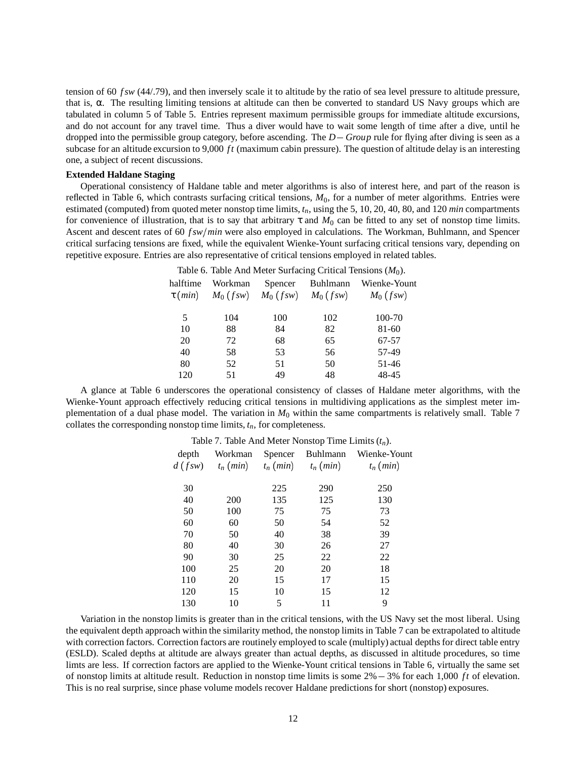tension of 60 $fsw$ (44/.79), and then inversely scale it to altitude by the ratio of sea level pressure to altitude pressure, that is, $\alpha$. The resulting limiting tensions at altitude can then be converted to standard US Navy groups which are tabulated in column 5 of Table 5. Entries represent maximum permissible groups for immediate altitude excursions, and do not account for any travel time. Thus a diver would have to wait some length of time after a dive, until he dropped into the permissible group category, before ascending. The $D-Group$ rule for flying after diving is seen as a subcase for an altitude excursion to 9,000 $ft$ (maximum cabin pressure). The question of altitude delay is an interesting one, a subject of recent discussions.

**Extended Haldane Staging**

Operational consistency of Haldane table and meter algorithms is also of interest here, and part of the reason is reflected in Table 6, which contrasts surfacing critical tensions, $M_0$, for a number of meter algorithms. Entries were estimated (computed) from quoted meter nonstop time limits, $t_n$, using the 5, 10, 20, 40, 80, and 120 $min$ compartments for convenience of illustration, that is to say that arbitrary $\tau$ and $M_0$ can be fitted to any set of nonstop time limits. Ascent and descent rates of 60 $fsw/min$ were also employed in calculations. The Workman, Buhlmann, and Spencer critical surfacing tensions are fixed, while the equivalent Wienke-Yount surfacing critical tensions vary, depending on repetitive exposure. Entries are also representative of critical tensions employed in related tables.

Table 6. Table And Meter Surfacing Critical Tensions ($M_0$).

| halftime $\tau\,(min)$ | Workman $M_0\ (fsw)$ | Spencer $M_0\ (fsw)$ | Buhlmann $M_0\ (fsw)$ | Wienke-Yount $M_0\ (fsw)$ |
|---|---|---|---|---|
| 5 | 104 | 100 | 102 | 100-70 |
| 10 | 88 | 84 | 82 | 81-60 |
| 20 | 72 | 68 | 65 | 67-57 |
| 40 | 58 | 53 | 56 | 57-49 |
| 80 | 52 | 51 | 50 | 51-46 |
| 120 | 51 | 49 | 48 | 48-45 |

A glance at Table 6 underscores the operational consistency of classes of Haldane meter algorithms, with the Wienke-Yount approach effectively reducing critical tensions in multidiving applications as the simplest meter implementation of a dual phase model. The variation in $M_0$ within the same compartments is relatively small. Table 7 collates the corresponding nonstop time limits, $t_n$, for completeness.

Table 7. Table And Meter Nonstop Time Limits ($t_n$).

| depth $d\ (fsw)$ | Workman $t_n\ (min)$ | Spencer $t_n\ (min)$ | Buhlmann $t_n\ (min)$ | Wienke-Yount $t_n\ (min)$ |
|---|---|---|---|---|
| 30 | | 225 | 290 | 250 |
| 40 | 200 | 135 | 125 | 130 |
| 50 | 100 | 75 | 75 | 73 |
| 60 | 60 | 50 | 54 | 52 |
| 70 | 50 | 40 | 38 | 39 |
| 80 | 40 | 30 | 26 | 27 |
| 90 | 30 | 25 | 22 | 22 |
| 100 | 25 | 20 | 20 | 18 |
| 110 | 20 | 15 | 17 | 15 |
| 120 | 15 | 10 | 15 | 12 |
| 130 | 10 | 5 | 11 | 9 |

Variation in the nonstop limits is greater than in the critical tensions, with the US Navy set the most liberal. Using the equivalent depth approach within the similarity method, the nonstop limits in Table 7 can be extrapolated to altitude with correction factors. Correction factors are routinely employed to scale (multiply) actual depths for direct table entry (ESLD). Scaled depths at altitude are always greater than actual depths, as discussed in altitude procedures, so time limts are less. If correction factors are applied to the Wienke-Yount critical tensions in Table 6, virtually the same set of nonstop limits at altitude result. Reduction in nonstop time limits is some $2\%-3\%$ for each 1,000 $ft$ of elevation. This is no real surprise, since phase volume models recover Haldane predictions for short (nonstop) exposures.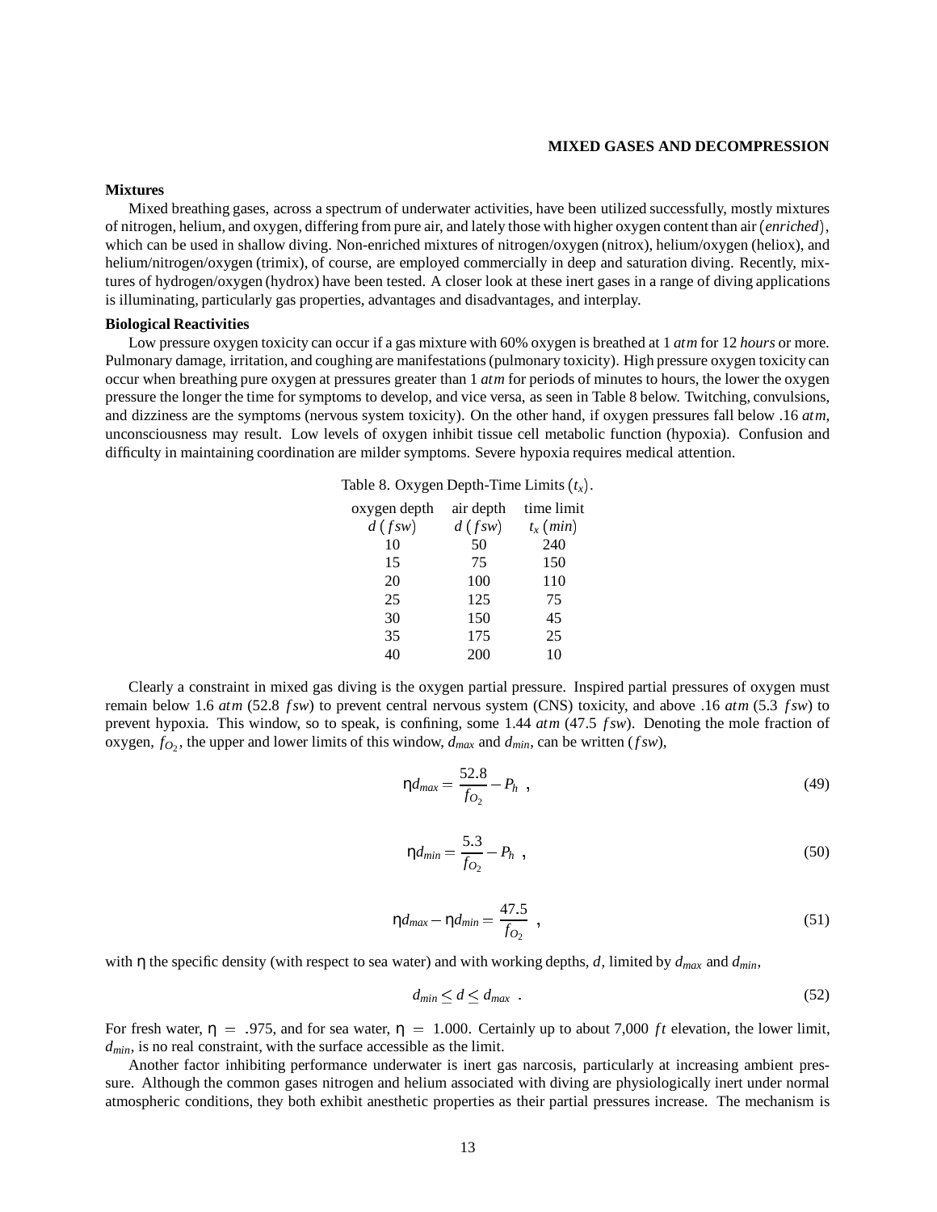## MIXED GASES AND DECOMPRESSION

### Mixtures

Mixed breathing gases, across a spectrum of underwater activities, have been utilized successfully, mostly mixtures of nitrogen, helium, and oxygen, differing from pure air, and lately those with higher oxygen content than air (*enriched*), which can be used in shallow diving. Non-enriched mixtures of nitrogen/oxygen (nitrox), helium/oxygen (heliox), and helium/nitrogen/oxygen (trimix), of course, are employed commercially in deep and saturation diving. Recently, mixtures of hydrogen/oxygen (hydrox) have been tested. A closer look at these inert gases in a range of diving applications is illuminating, particularly gas properties, advantages and disadvantages, and interplay.

### Biological Reactivities

Low pressure oxygen toxicity can occur if a gas mixture with 60% oxygen is breathed at 1 *atm* for 12 *hours* or more. Pulmonary damage, irritation, and coughing are manifestations (pulmonary toxicity). High pressure oxygen toxicity can occur when breathing pure oxygen at pressures greater than 1 *atm* for periods of minutes to hours, the lower the oxygen pressure the longer the time for symptoms to develop, and vice versa, as seen in Table 8 below. Twitching, convulsions, and dizziness are the symptoms (nervous system toxicity). On the other hand, if oxygen pressures fall below .16 *atm*, unconsciousness may result. Low levels of oxygen inhibit tissue cell metabolic function (hypoxia). Confusion and difficulty in maintaining coordination are milder symptoms. Severe hypoxia requires medical attention.

Table 8. Oxygen Depth-Time Limits ($t_x$).

| oxygen depth $d$ ($fsw$) | air depth $d$ ($fsw$) | time limit $t_x$ ($min$) |
|---|---|---|
| 10 | 50 | 240 |
| 15 | 75 | 150 |
| 20 | 100 | 110 |
| 25 | 125 | 75 |
| 30 | 150 | 45 |
| 35 | 175 | 25 |
| 40 | 200 | 10 |

Clearly a constraint in mixed gas diving is the oxygen partial pressure. Inspired partial pressures of oxygen must remain below 1.6 *atm* (52.8 $fsw$) to prevent central nervous system (CNS) toxicity, and above .16 *atm* (5.3 $fsw$) to prevent hypoxia. This window, so to speak, is confining, some 1.44 *atm* (47.5 $fsw$). Denoting the mole fraction of oxygen, $f_{O_2}$, the upper and lower limits of this window, $d_{max}$ and $d_{min}$, can be written ($fsw$),

$$\eta d_{max} = \frac{52.8}{f_{O_2}} - P_h \ , \tag{49}$$

$$\eta d_{min} = \frac{5.3}{f_{O_2}} - P_h \ , \tag{50}$$

$$\eta d_{max} - \eta d_{min} = \frac{47.5}{f_{O_2}} \ , \tag{51}$$

with $\eta$ the specific density (with respect to sea water) and with working depths, $d$, limited by $d_{max}$ and $d_{min}$,

$$d_{min} \leq d \leq d_{max} \ . \tag{52}$$

For fresh water, $\eta = .975$, and for sea water, $\eta = 1.000$. Certainly up to about 7,000 $ft$ elevation, the lower limit, $d_{min}$, is no real constraint, with the surface accessible as the limit.

Another factor inhibiting performance underwater is inert gas narcosis, particularly at increasing ambient pressure. Although the common gases nitrogen and helium associated with diving are physiologically inert under normal atmospheric conditions, they both exhibit anesthetic properties as their partial pressures increase. The mechanism is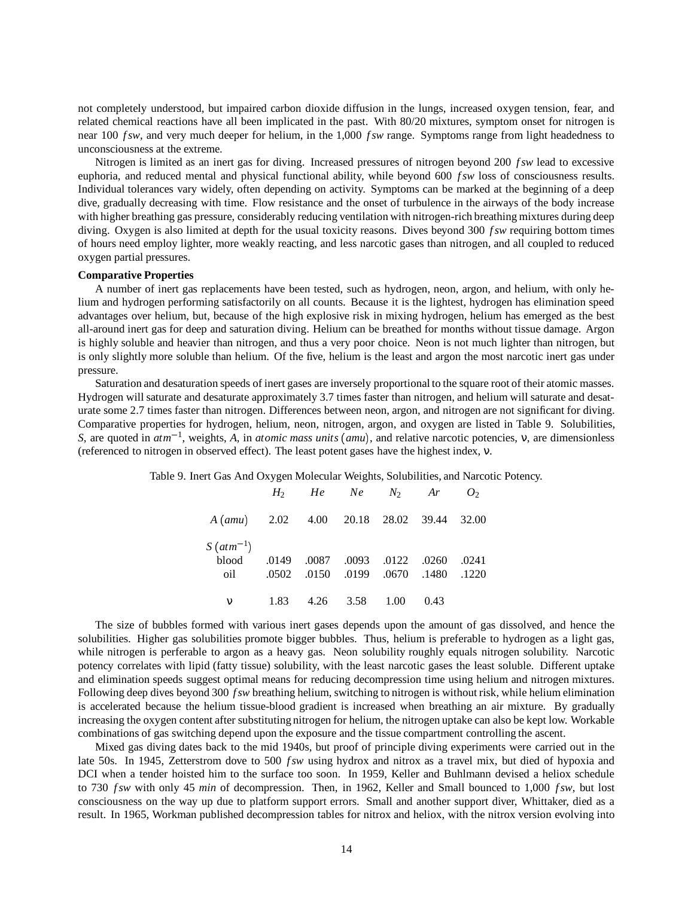not completely understood, but impaired carbon dioxide diffusion in the lungs, increased oxygen tension, fear, and related chemical reactions have all been implicated in the past. With 80/20 mixtures, symptom onset for nitrogen is near 100 *fsw*, and very much deeper for helium, in the 1,000 *fsw* range. Symptoms range from light headedness to unconsciousness at the extreme.

Nitrogen is limited as an inert gas for diving. Increased pressures of nitrogen beyond 200 *fsw* lead to excessive euphoria, and reduced mental and physical functional ability, while beyond 600 *fsw* loss of consciousness results. Individual tolerances vary widely, often depending on activity. Symptoms can be marked at the beginning of a deep dive, gradually decreasing with time. Flow resistance and the onset of turbulence in the airways of the body increase with higher breathing gas pressure, considerably reducing ventilation with nitrogen-rich breathing mixtures during deep diving. Oxygen is also limited at depth for the usual toxicity reasons. Dives beyond 300 *fsw* requiring bottom times of hours need employ lighter, more weakly reacting, and less narcotic gases than nitrogen, and all coupled to reduced oxygen partial pressures.

**Comparative Properties**

A number of inert gas replacements have been tested, such as hydrogen, neon, argon, and helium, with only helium and hydrogen performing satisfactorily on all counts. Because it is the lightest, hydrogen has elimination speed advantages over helium, but, because of the high explosive risk in mixing hydrogen, helium has emerged as the best all-around inert gas for deep and saturation diving. Helium can be breathed for months without tissue damage. Argon is highly soluble and heavier than nitrogen, and thus a very poor choice. Neon is not much lighter than nitrogen, but is only slightly more soluble than helium. Of the five, helium is the least and argon the most narcotic inert gas under pressure.

Saturation and desaturation speeds of inert gases are inversely proportional to the square root of their atomic masses. Hydrogen will saturate and desaturate approximately 3.7 times faster than nitrogen, and helium will saturate and desaturate some 2.7 times faster than nitrogen. Differences between neon, argon, and nitrogen are not significant for diving. Comparative properties for hydrogen, helium, neon, nitrogen, argon, and oxygen are listed in Table 9. Solubilities, $S$, are quoted in $atm^{-1}$, weights, $A$, in *atomic mass units* $(amu)$, and relative narcotic potencies, $\nu$, are dimensionless (referenced to nitrogen in observed effect). The least potent gases have the highest index, $\nu$.

Table 9. Inert Gas And Oxygen Molecular Weights, Solubilities, and Narcotic Potency.

| | $H_2$ | $He$ | $Ne$ | $N_2$ | $Ar$ | $O_2$ |
|---|---|---|---|---|---|---|
| $A\ (amu)$ | 2.02 | 4.00 | 20.18 | 28.02 | 39.44 | 32.00 |
| $S\ (atm^{-1})$ | | | | | | |
| blood | .0149 | .0087 | .0093 | .0122 | .0260 | .0241 |
| oil | .0502 | .0150 | .0199 | .0670 | .1480 | .1220 |
| $\nu$ | 1.83 | 4.26 | 3.58 | 1.00 | 0.43 | |

The size of bubbles formed with various inert gases depends upon the amount of gas dissolved, and hence the solubilities. Higher gas solubilities promote bigger bubbles. Thus, helium is preferable to hydrogen as a light gas, while nitrogen is perferable to argon as a heavy gas. Neon solubility roughly equals nitrogen solubility. Narcotic potency correlates with lipid (fatty tissue) solubility, with the least narcotic gases the least soluble. Different uptake and elimination speeds suggest optimal means for reducing decompression time using helium and nitrogen mixtures. Following deep dives beyond 300 *fsw* breathing helium, switching to nitrogen is without risk, while helium elimination is accelerated because the helium tissue-blood gradient is increased when breathing an air mixture. By gradually increasing the oxygen content after substituting nitrogen for helium, the nitrogen uptake can also be kept low. Workable combinations of gas switching depend upon the exposure and the tissue compartment controlling the ascent.

Mixed gas diving dates back to the mid 1940s, but proof of principle diving experiments were carried out in the late 50s. In 1945, Zetterstrom dove to 500 *fsw* using hydrox and nitrox as a travel mix, but died of hypoxia and DCI when a tender hoisted him to the surface too soon. In 1959, Keller and Buhlmann devised a heliox schedule to 730 *fsw* with only 45 *min* of decompression. Then, in 1962, Keller and Small bounced to 1,000 *fsw*, but lost consciousness on the way up due to platform support errors. Small and another support diver, Whittaker, died as a result. In 1965, Workman published decompression tables for nitrox and heliox, with the nitrox version evolving into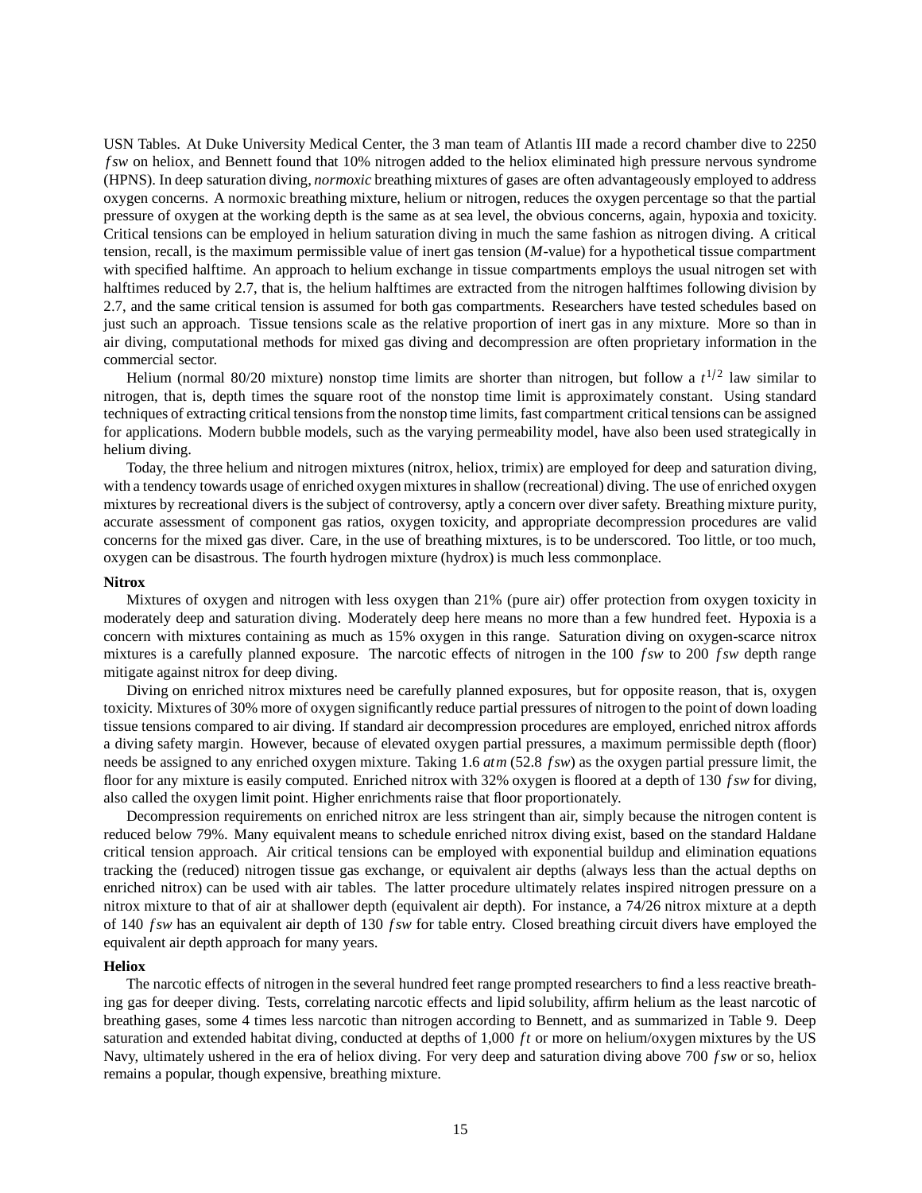USN Tables. At Duke University Medical Center, the 3 man team of Atlantis III made a record chamber dive to 2250 $fsw$ on heliox, and Bennett found that 10% nitrogen added to the heliox eliminated high pressure nervous syndrome (HPNS). In deep saturation diving, *normoxic* breathing mixtures of gases are often advantageously employed to address oxygen concerns. A normoxic breathing mixture, helium or nitrogen, reduces the oxygen percentage so that the partial pressure of oxygen at the working depth is the same as at sea level, the obvious concerns, again, hypoxia and toxicity. Critical tensions can be employed in helium saturation diving in much the same fashion as nitrogen diving. A critical tension, recall, is the maximum permissible value of inert gas tension ($M$-value) for a hypothetical tissue compartment with specified halftime. An approach to helium exchange in tissue compartments employs the usual nitrogen set with halftimes reduced by 2.7, that is, the helium halftimes are extracted from the nitrogen halftimes following division by 2.7, and the same critical tension is assumed for both gas compartments. Researchers have tested schedules based on just such an approach. Tissue tensions scale as the relative proportion of inert gas in any mixture. More so than in air diving, computational methods for mixed gas diving and decompression are often proprietary information in the commercial sector.

Helium (normal 80/20 mixture) nonstop time limits are shorter than nitrogen, but follow a $t^{1/2}$ law similar to nitrogen, that is, depth times the square root of the nonstop time limit is approximately constant. Using standard techniques of extracting critical tensions from the nonstop time limits, fast compartment critical tensions can be assigned for applications. Modern bubble models, such as the varying permeability model, have also been used strategically in helium diving.

Today, the three helium and nitrogen mixtures (nitrox, heliox, trimix) are employed for deep and saturation diving, with a tendency towards usage of enriched oxygen mixtures in shallow (recreational) diving. The use of enriched oxygen mixtures by recreational divers is the subject of controversy, aptly a concern over diver safety. Breathing mixture purity, accurate assessment of component gas ratios, oxygen toxicity, and appropriate decompression procedures are valid concerns for the mixed gas diver. Care, in the use of breathing mixtures, is to be underscored. Too little, or too much, oxygen can be disastrous. The fourth hydrogen mixture (hydrox) is much less commonplace.

**Nitrox**

Mixtures of oxygen and nitrogen with less oxygen than 21% (pure air) offer protection from oxygen toxicity in moderately deep and saturation diving. Moderately deep here means no more than a few hundred feet. Hypoxia is a concern with mixtures containing as much as 15% oxygen in this range. Saturation diving on oxygen-scarce nitrox mixtures is a carefully planned exposure. The narcotic effects of nitrogen in the 100 $fsw$ to 200 $fsw$ depth range mitigate against nitrox for deep diving.

Diving on enriched nitrox mixtures need be carefully planned exposures, but for opposite reason, that is, oxygen toxicity. Mixtures of 30% more of oxygen significantly reduce partial pressures of nitrogen to the point of down loading tissue tensions compared to air diving. If standard air decompression procedures are employed, enriched nitrox affords a diving safety margin. However, because of elevated oxygen partial pressures, a maximum permissible depth (floor) needs be assigned to any enriched oxygen mixture. Taking 1.6 $atm$ (52.8 $fsw$) as the oxygen partial pressure limit, the floor for any mixture is easily computed. Enriched nitrox with 32% oxygen is floored at a depth of 130 $fsw$ for diving, also called the oxygen limit point. Higher enrichments raise that floor proportionately.

Decompression requirements on enriched nitrox are less stringent than air, simply because the nitrogen content is reduced below 79%. Many equivalent means to schedule enriched nitrox diving exist, based on the standard Haldane critical tension approach. Air critical tensions can be employed with exponential buildup and elimination equations tracking the (reduced) nitrogen tissue gas exchange, or equivalent air depths (always less than the actual depths on enriched nitrox) can be used with air tables. The latter procedure ultimately relates inspired nitrogen pressure on a nitrox mixture to that of air at shallower depth (equivalent air depth). For instance, a 74/26 nitrox mixture at a depth of 140 $fsw$ has an equivalent air depth of 130 $fsw$ for table entry. Closed breathing circuit divers have employed the equivalent air depth approach for many years.

**Heliox**

The narcotic effects of nitrogen in the several hundred feet range prompted researchers to find a less reactive breathing gas for deeper diving. Tests, correlating narcotic effects and lipid solubility, affirm helium as the least narcotic of breathing gases, some 4 times less narcotic than nitrogen according to Bennett, and as summarized in Table 9. Deep saturation and extended habitat diving, conducted at depths of 1,000 $ft$ or more on helium/oxygen mixtures by the US Navy, ultimately ushered in the era of heliox diving. For very deep and saturation diving above 700 $fsw$ or so, heliox remains a popular, though expensive, breathing mixture.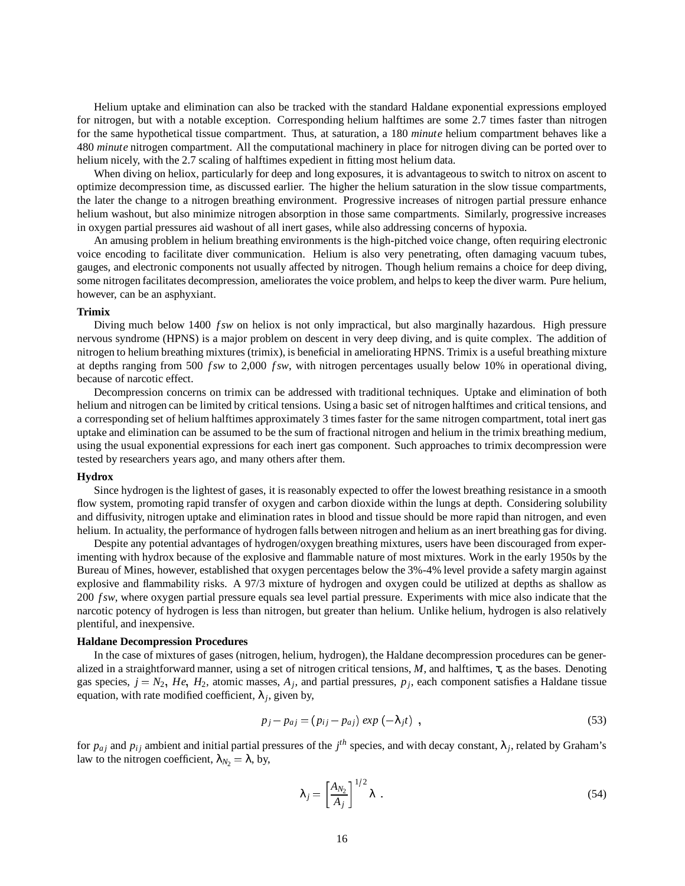Helium uptake and elimination can also be tracked with the standard Haldane exponential expressions employed for nitrogen, but with a notable exception. Corresponding helium halftimes are some 2.7 times faster than nitrogen for the same hypothetical tissue compartment. Thus, at saturation, a 180 *minute* helium compartment behaves like a 480 *minute* nitrogen compartment. All the computational machinery in place for nitrogen diving can be ported over to helium nicely, with the 2.7 scaling of halftimes expedient in fitting most helium data.

When diving on heliox, particularly for deep and long exposures, it is advantageous to switch to nitrox on ascent to optimize decompression time, as discussed earlier. The higher the helium saturation in the slow tissue compartments, the later the change to a nitrogen breathing environment. Progressive increases of nitrogen partial pressure enhance helium washout, but also minimize nitrogen absorption in those same compartments. Similarly, progressive increases in oxygen partial pressures aid washout of all inert gases, while also addressing concerns of hypoxia.

An amusing problem in helium breathing environments is the high-pitched voice change, often requiring electronic voice encoding to facilitate diver communication. Helium is also very penetrating, often damaging vacuum tubes, gauges, and electronic components not usually affected by nitrogen. Though helium remains a choice for deep diving, some nitrogen facilitates decompression, ameliorates the voice problem, and helps to keep the diver warm. Pure helium, however, can be an asphyxiant.

**Trimix**

Diving much below 1400 *fsw* on heliox is not only impractical, but also marginally hazardous. High pressure nervous syndrome (HPNS) is a major problem on descent in very deep diving, and is quite complex. The addition of nitrogen to helium breathing mixtures (trimix), is beneficial in ameliorating HPNS. Trimix is a useful breathing mixture at depths ranging from 500 *fsw* to 2,000 *fsw*, with nitrogen percentages usually below 10% in operational diving, because of narcotic effect.

Decompression concerns on trimix can be addressed with traditional techniques. Uptake and elimination of both helium and nitrogen can be limited by critical tensions. Using a basic set of nitrogen halftimes and critical tensions, and a corresponding set of helium halftimes approximately 3 times faster for the same nitrogen compartment, total inert gas uptake and elimination can be assumed to be the sum of fractional nitrogen and helium in the trimix breathing medium, using the usual exponential expressions for each inert gas component. Such approaches to trimix decompression were tested by researchers years ago, and many others after them.

**Hydrox**

Since hydrogen is the lightest of gases, it is reasonably expected to offer the lowest breathing resistance in a smooth flow system, promoting rapid transfer of oxygen and carbon dioxide within the lungs at depth. Considering solubility and diffusivity, nitrogen uptake and elimination rates in blood and tissue should be more rapid than nitrogen, and even helium. In actuality, the performance of hydrogen falls between nitrogen and helium as an inert breathing gas for diving.

Despite any potential advantages of hydrogen/oxygen breathing mixtures, users have been discouraged from experimenting with hydrox because of the explosive and flammable nature of most mixtures. Work in the early 1950s by the Bureau of Mines, however, established that oxygen percentages below the 3%-4% level provide a safety margin against explosive and flammability risks. A 97/3 mixture of hydrogen and oxygen could be utilized at depths as shallow as 200 *fsw*, where oxygen partial pressure equals sea level partial pressure. Experiments with mice also indicate that the narcotic potency of hydrogen is less than nitrogen, but greater than helium. Unlike helium, hydrogen is also relatively plentiful, and inexpensive.

**Haldane Decompression Procedures**

In the case of mixtures of gases (nitrogen, helium, hydrogen), the Haldane decompression procedures can be generalized in a straightforward manner, using a set of nitrogen critical tensions, $M$, and halftimes, $\tau$, as the bases. Denoting gas species, $j = N_2$, $He$, $H_2$, atomic masses, $A_j$, and partial pressures, $p_j$, each component satisfies a Haldane tissue equation, with rate modified coefficient, $\lambda_j$, given by,

$$p_j - p_{aj} = (p_{ij} - p_{aj}) \, exp \, (-\lambda_j t) \ , \tag{53}$$

for $p_{aj}$ and $p_{ij}$ ambient and initial partial pressures of the $j^{th}$ species, and with decay constant, $\lambda_j$, related by Graham's law to the nitrogen coefficient, $\lambda_{N_2} = \lambda$, by,

$$\lambda_j = \left[ \frac{A_{N_2}}{A_j} \right]^{1/2} \lambda \ . \tag{54}$$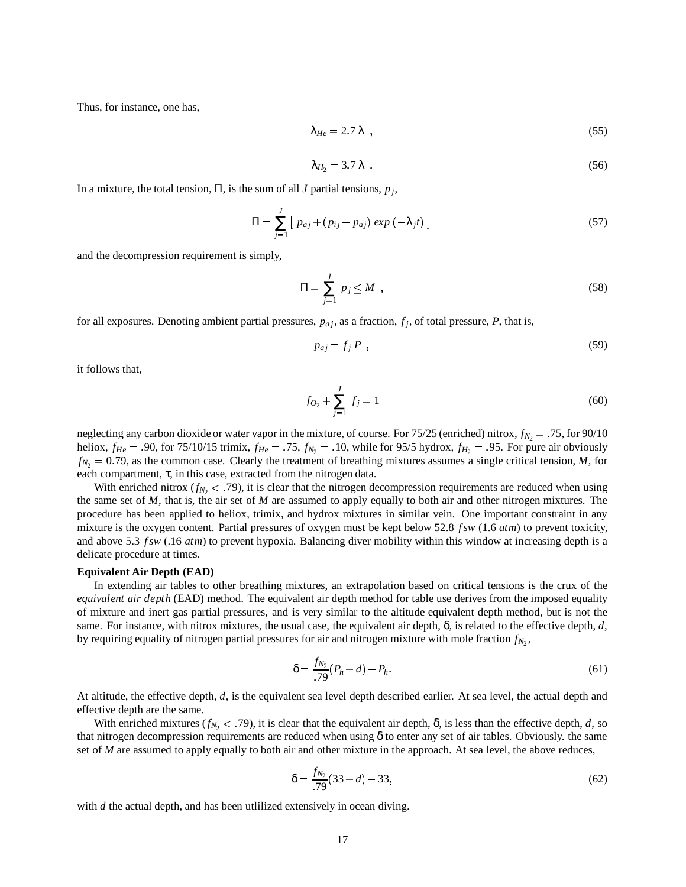Thus, for instance, one has,

$$\lambda_{He} = 2.7\,\lambda \ , \tag{55}$$

$$\lambda_{H_2} = 3.7\,\lambda \ . \tag{56}$$

In a mixture, the total tension, $\Pi$, is the sum of all $J$ partial tensions, $p_j$,

$$\Pi = \sum_{j=1}^{J} \left[\, p_{aj} + (p_{ij} - p_{aj})\ exp\,(-\lambda_j t)\,\right] \tag{57}$$

and the decompression requirement is simply,

$$\Pi = \sum_{j=1}^{J} p_j \leq M \ , \tag{58}$$

for all exposures. Denoting ambient partial pressures, $p_{aj}$, as a fraction, $f_j$, of total pressure, $P$, that is,

$$p_{aj} = f_j\, P \ , \tag{59}$$

it follows that,

$$f_{O_2} + \sum_{j=1}^{J} f_j = 1 \tag{60}$$

neglecting any carbon dioxide or water vapor in the mixture, of course. For 75/25 (enriched) nitrox, $f_{N_2} = .75$, for 90/10 heliox, $f_{He} = .90$, for 75/10/15 trimix, $f_{He} = .75$, $f_{N_2} = .10$, while for 95/5 hydrox, $f_{H_2} = .95$. For pure air obviously $f_{N_2} = 0.79$, as the common case. Clearly the treatment of breathing mixtures assumes a single critical tension, $M$, for each compartment, $\tau$, in this case, extracted from the nitrogen data.

With enriched nitrox ($f_{N_2} < .79$), it is clear that the nitrogen decompression requirements are reduced when using the same set of $M$, that is, the air set of $M$ are assumed to apply equally to both air and other nitrogen mixtures. The procedure has been applied to heliox, trimix, and hydrox mixtures in similar vein. One important constraint in any mixture is the oxygen content. Partial pressures of oxygen must be kept below 52.8 $fsw$ (1.6 $atm$) to prevent toxicity, and above 5.3 $fsw$ (.16 $atm$) to prevent hypoxia. Balancing diver mobility within this window at increasing depth is a delicate procedure at times.

**Equivalent Air Depth (EAD)**

In extending air tables to other breathing mixtures, an extrapolation based on critical tensions is the crux of the *equivalent air depth* (EAD) method. The equivalent air depth method for table use derives from the imposed equality of mixture and inert gas partial pressures, and is very similar to the altitude equivalent depth method, but is not the same. For instance, with nitrox mixtures, the usual case, the equivalent air depth, $\delta$, is related to the effective depth, $d$, by requiring equality of nitrogen partial pressures for air and nitrogen mixture with mole fraction $f_{N_2}$,

$$\delta = \frac{f_{N_2}}{.79}(P_h + d) - P_h. \tag{61}$$

At altitude, the effective depth, $d$, is the equivalent sea level depth described earlier. At sea level, the actual depth and effective depth are the same.

With enriched mixtures ($f_{N_2} < .79$), it is clear that the equivalent air depth, $\delta$, is less than the effective depth, $d$, so that nitrogen decompression requirements are reduced when using $\delta$ to enter any set of air tables. Obviously. the same set of $M$ are assumed to apply equally to both air and other mixture in the approach. At sea level, the above reduces,

$$\delta = \frac{f_{N_2}}{.79}(33 + d) - 33, \tag{62}$$

with $d$ the actual depth, and has been utlilized extensively in ocean diving.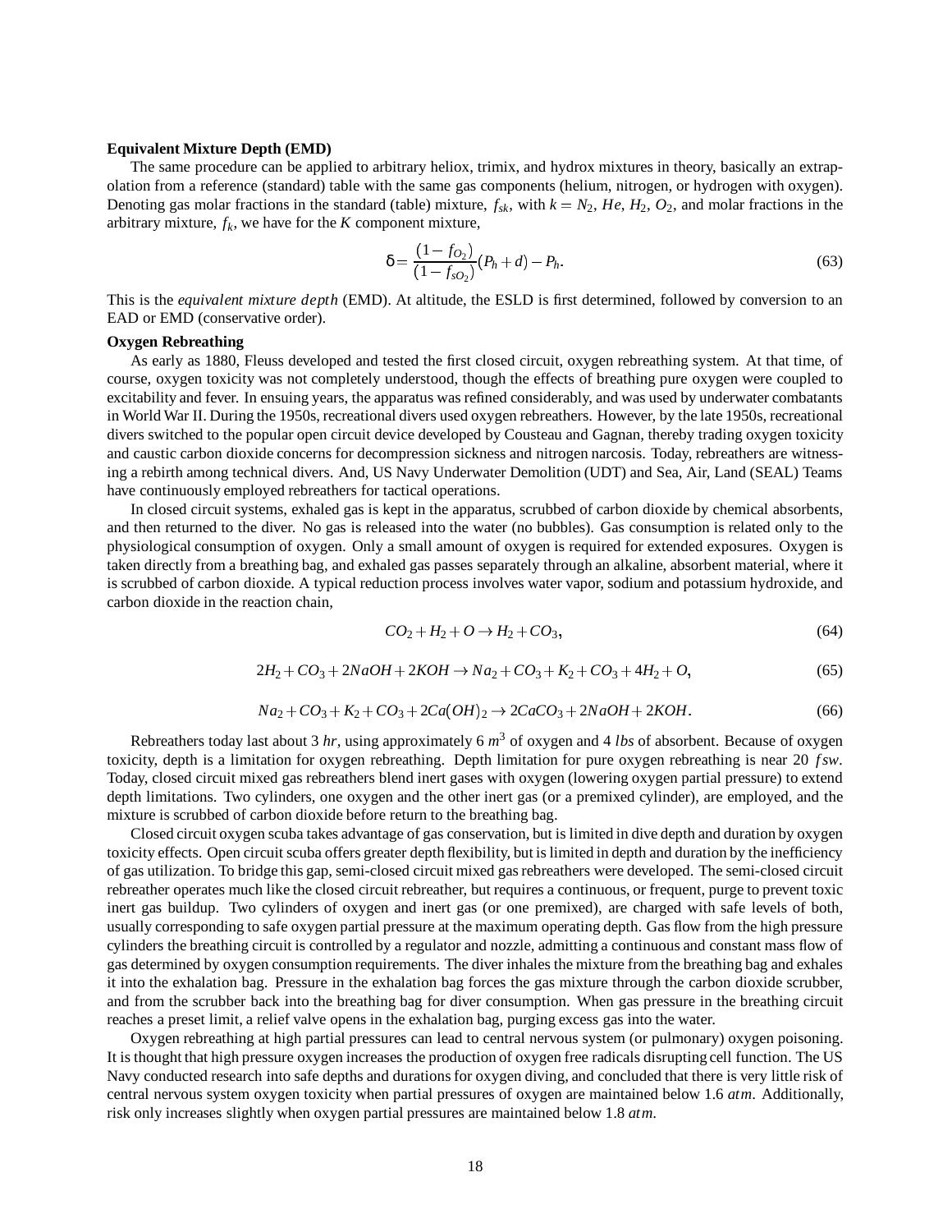**Equivalent Mixture Depth (EMD)**

The same procedure can be applied to arbitrary heliox, trimix, and hydrox mixtures in theory, basically an extrapolation from a reference (standard) table with the same gas components (helium, nitrogen, or hydrogen with oxygen). Denoting gas molar fractions in the standard (table) mixture, $f_{sk}$, with $k = N_2$, $He$, $H_2$, $O_2$, and molar fractions in the arbitrary mixture, $f_k$, we have for the $K$ component mixture,

$$\delta = \frac{(1 - f_{O_2})}{(1 - f_{sO_2})}(P_h + d) - P_h. \tag{63}$$

This is the *equivalent mixture depth* (EMD). At altitude, the ESLD is first determined, followed by conversion to an EAD or EMD (conservative order).

**Oxygen Rebreathing**

As early as 1880, Fleuss developed and tested the first closed circuit, oxygen rebreathing system. At that time, of course, oxygen toxicity was not completely understood, though the effects of breathing pure oxygen were coupled to excitability and fever. In ensuing years, the apparatus was refined considerably, and was used by underwater combatants in World War II. During the 1950s, recreational divers used oxygen rebreathers. However, by the late 1950s, recreational divers switched to the popular open circuit device developed by Cousteau and Gagnan, thereby trading oxygen toxicity and caustic carbon dioxide concerns for decompression sickness and nitrogen narcosis. Today, rebreathers are witnessing a rebirth among technical divers. And, US Navy Underwater Demolition (UDT) and Sea, Air, Land (SEAL) Teams have continuously employed rebreathers for tactical operations.

In closed circuit systems, exhaled gas is kept in the apparatus, scrubbed of carbon dioxide by chemical absorbents, and then returned to the diver. No gas is released into the water (no bubbles). Gas consumption is related only to the physiological consumption of oxygen. Only a small amount of oxygen is required for extended exposures. Oxygen is taken directly from a breathing bag, and exhaled gas passes separately through an alkaline, absorbent material, where it is scrubbed of carbon dioxide. A typical reduction process involves water vapor, sodium and potassium hydroxide, and carbon dioxide in the reaction chain,

$$CO_2 + H_2 + O \rightarrow H_2 + CO_3, \tag{64}$$

$$2H_2 + CO_3 + 2NaOH + 2KOH \rightarrow Na_2 + CO_3 + K_2 + CO_3 + 4H_2 + O, \tag{65}$$

$$Na_2 + CO_3 + K_2 + CO_3 + 2Ca(OH)_2 \rightarrow 2CaCO_3 + 2NaOH + 2KOH. \tag{66}$$

Rebreathers today last about 3 $hr$, using approximately 6 $m^3$ of oxygen and 4 $lbs$ of absorbent. Because of oxygen toxicity, depth is a limitation for oxygen rebreathing. Depth limitation for pure oxygen rebreathing is near 20 $fsw$. Today, closed circuit mixed gas rebreathers blend inert gases with oxygen (lowering oxygen partial pressure) to extend depth limitations. Two cylinders, one oxygen and the other inert gas (or a premixed cylinder), are employed, and the mixture is scrubbed of carbon dioxide before return to the breathing bag.

Closed circuit oxygen scuba takes advantage of gas conservation, but is limited in dive depth and duration by oxygen toxicity effects. Open circuit scuba offers greater depth flexibility, but is limited in depth and duration by the inefficiency of gas utilization. To bridge this gap, semi-closed circuit mixed gas rebreathers were developed. The semi-closed circuit rebreather operates much like the closed circuit rebreather, but requires a continuous, or frequent, purge to prevent toxic inert gas buildup. Two cylinders of oxygen and inert gas (or one premixed), are charged with safe levels of both, usually corresponding to safe oxygen partial pressure at the maximum operating depth. Gas flow from the high pressure cylinders the breathing circuit is controlled by a regulator and nozzle, admitting a continuous and constant mass flow of gas determined by oxygen consumption requirements. The diver inhales the mixture from the breathing bag and exhales it into the exhalation bag. Pressure in the exhalation bag forces the gas mixture through the carbon dioxide scrubber, and from the scrubber back into the breathing bag for diver consumption. When gas pressure in the breathing circuit reaches a preset limit, a relief valve opens in the exhalation bag, purging excess gas into the water.

Oxygen rebreathing at high partial pressures can lead to central nervous system (or pulmonary) oxygen poisoning. It is thought that high pressure oxygen increases the production of oxygen free radicals disrupting cell function. The US Navy conducted research into safe depths and durations for oxygen diving, and concluded that there is very little risk of central nervous system oxygen toxicity when partial pressures of oxygen are maintained below 1.6 $atm$. Additionally, risk only increases slightly when oxygen partial pressures are maintained below 1.8 $atm$.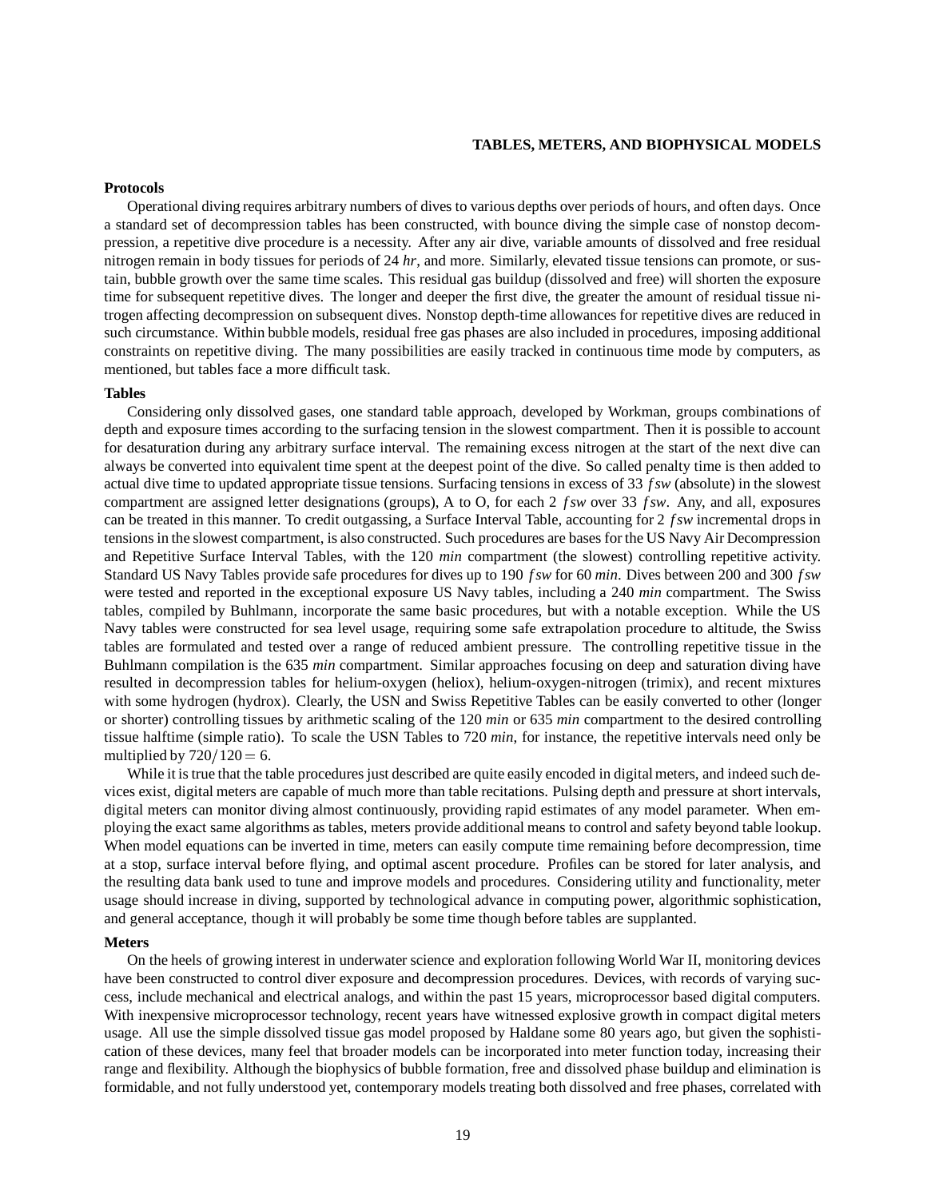## TABLES, METERS, AND BIOPHYSICAL MODELS

### Protocols

Operational diving requires arbitrary numbers of dives to various depths over periods of hours, and often days. Once a standard set of decompression tables has been constructed, with bounce diving the simple case of nonstop decompression, a repetitive dive procedure is a necessity. After any air dive, variable amounts of dissolved and free residual nitrogen remain in body tissues for periods of 24 *hr*, and more. Similarly, elevated tissue tensions can promote, or sustain, bubble growth over the same time scales. This residual gas buildup (dissolved and free) will shorten the exposure time for subsequent repetitive dives. The longer and deeper the first dive, the greater the amount of residual tissue nitrogen affecting decompression on subsequent dives. Nonstop depth-time allowances for repetitive dives are reduced in such circumstance. Within bubble models, residual free gas phases are also included in procedures, imposing additional constraints on repetitive diving. The many possibilities are easily tracked in continuous time mode by computers, as mentioned, but tables face a more difficult task.

### Tables

Considering only dissolved gases, one standard table approach, developed by Workman, groups combinations of depth and exposure times according to the surfacing tension in the slowest compartment. Then it is possible to account for desaturation during any arbitrary surface interval. The remaining excess nitrogen at the start of the next dive can always be converted into equivalent time spent at the deepest point of the dive. So called penalty time is then added to actual dive time to updated appropriate tissue tensions. Surfacing tensions in excess of 33 *fsw* (absolute) in the slowest compartment are assigned letter designations (groups), A to O, for each 2 *fsw* over 33 *fsw*. Any, and all, exposures can be treated in this manner. To credit outgassing, a Surface Interval Table, accounting for 2 *fsw* incremental drops in tensions in the slowest compartment, is also constructed. Such procedures are bases for the US Navy Air Decompression and Repetitive Surface Interval Tables, with the 120 *min* compartment (the slowest) controlling repetitive activity. Standard US Navy Tables provide safe procedures for dives up to 190 *fsw* for 60 *min*. Dives between 200 and 300 *fsw* were tested and reported in the exceptional exposure US Navy tables, including a 240 *min* compartment. The Swiss tables, compiled by Buhlmann, incorporate the same basic procedures, but with a notable exception. While the US Navy tables were constructed for sea level usage, requiring some safe extrapolation procedure to altitude, the Swiss tables are formulated and tested over a range of reduced ambient pressure. The controlling repetitive tissue in the Buhlmann compilation is the 635 *min* compartment. Similar approaches focusing on deep and saturation diving have resulted in decompression tables for helium-oxygen (heliox), helium-oxygen-nitrogen (trimix), and recent mixtures with some hydrogen (hydrox). Clearly, the USN and Swiss Repetitive Tables can be easily converted to other (longer or shorter) controlling tissues by arithmetic scaling of the 120 *min* or 635 *min* compartment to the desired controlling tissue halftime (simple ratio). To scale the USN Tables to 720 *min*, for instance, the repetitive intervals need only be multiplied by $720/120 = 6$.

While it is true that the table procedures just described are quite easily encoded in digital meters, and indeed such devices exist, digital meters are capable of much more than table recitations. Pulsing depth and pressure at short intervals, digital meters can monitor diving almost continuously, providing rapid estimates of any model parameter. When employing the exact same algorithms as tables, meters provide additional means to control and safety beyond table lookup. When model equations can be inverted in time, meters can easily compute time remaining before decompression, time at a stop, surface interval before flying, and optimal ascent procedure. Profiles can be stored for later analysis, and the resulting data bank used to tune and improve models and procedures. Considering utility and functionality, meter usage should increase in diving, supported by technological advance in computing power, algorithmic sophistication, and general acceptance, though it will probably be some time though before tables are supplanted.

### Meters

On the heels of growing interest in underwater science and exploration following World War II, monitoring devices have been constructed to control diver exposure and decompression procedures. Devices, with records of varying success, include mechanical and electrical analogs, and within the past 15 years, microprocessor based digital computers. With inexpensive microprocessor technology, recent years have witnessed explosive growth in compact digital meters usage. All use the simple dissolved tissue gas model proposed by Haldane some 80 years ago, but given the sophistication of these devices, many feel that broader models can be incorporated into meter function today, increasing their range and flexibility. Although the biophysics of bubble formation, free and dissolved phase buildup and elimination is formidable, and not fully understood yet, contemporary models treating both dissolved and free phases, correlated with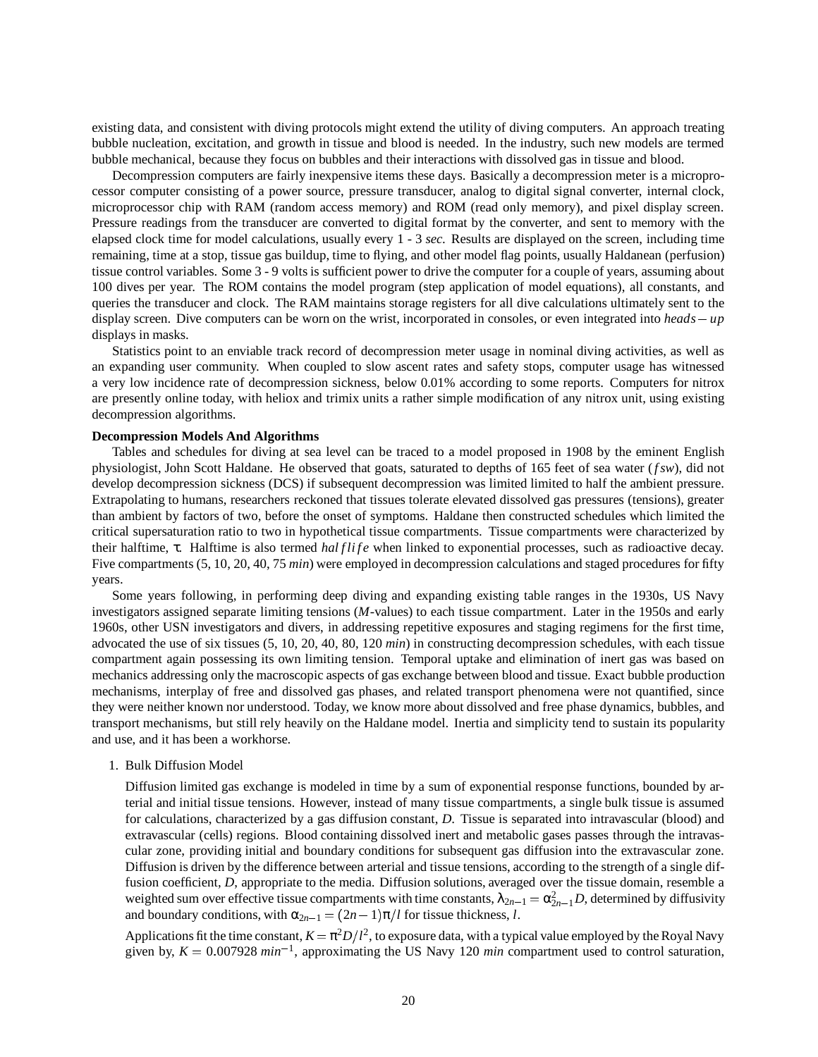existing data, and consistent with diving protocols might extend the utility of diving computers. An approach treating bubble nucleation, excitation, and growth in tissue and blood is needed. In the industry, such new models are termed bubble mechanical, because they focus on bubbles and their interactions with dissolved gas in tissue and blood.

Decompression computers are fairly inexpensive items these days. Basically a decompression meter is a microprocessor computer consisting of a power source, pressure transducer, analog to digital signal converter, internal clock, microprocessor chip with RAM (random access memory) and ROM (read only memory), and pixel display screen. Pressure readings from the transducer are converted to digital format by the converter, and sent to memory with the elapsed clock time for model calculations, usually every 1 - 3 *sec*. Results are displayed on the screen, including time remaining, time at a stop, tissue gas buildup, time to flying, and other model flag points, usually Haldanean (perfusion) tissue control variables. Some 3 - 9 volts is sufficient power to drive the computer for a couple of years, assuming about 100 dives per year. The ROM contains the model program (step application of model equations), all constants, and queries the transducer and clock. The RAM maintains storage registers for all dive calculations ultimately sent to the display screen. Dive computers can be worn on the wrist, incorporated in consoles, or even integrated into $heads-up$ displays in masks.

Statistics point to an enviable track record of decompression meter usage in nominal diving activities, as well as an expanding user community. When coupled to slow ascent rates and safety stops, computer usage has witnessed a very low incidence rate of decompression sickness, below 0.01% according to some reports. Computers for nitrox are presently online today, with heliox and trimix units a rather simple modification of any nitrox unit, using existing decompression algorithms.

**Decompression Models And Algorithms**

Tables and schedules for diving at sea level can be traced to a model proposed in 1908 by the eminent English physiologist, John Scott Haldane. He observed that goats, saturated to depths of 165 feet of sea water ($fsw$), did not develop decompression sickness (DCS) if subsequent decompression was limited limited to half the ambient pressure. Extrapolating to humans, researchers reckoned that tissues tolerate elevated dissolved gas pressures (tensions), greater than ambient by factors of two, before the onset of symptoms. Haldane then constructed schedules which limited the critical supersaturation ratio to two in hypothetical tissue compartments. Tissue compartments were characterized by their halftime, $\tau$. Halftime is also termed $halflife$ when linked to exponential processes, such as radioactive decay. Five compartments (5, 10, 20, 40, 75 *min*) were employed in decompression calculations and staged procedures for fifty years.

Some years following, in performing deep diving and expanding existing table ranges in the 1930s, US Navy investigators assigned separate limiting tensions ($M$-values) to each tissue compartment. Later in the 1950s and early 1960s, other USN investigators and divers, in addressing repetitive exposures and staging regimens for the first time, advocated the use of six tissues (5, 10, 20, 40, 80, 120 *min*) in constructing decompression schedules, with each tissue compartment again possessing its own limiting tension. Temporal uptake and elimination of inert gas was based on mechanics addressing only the macroscopic aspects of gas exchange between blood and tissue. Exact bubble production mechanisms, interplay of free and dissolved gas phases, and related transport phenomena were not quantified, since they were neither known nor understood. Today, we know more about dissolved and free phase dynamics, bubbles, and transport mechanisms, but still rely heavily on the Haldane model. Inertia and simplicity tend to sustain its popularity and use, and it has been a workhorse.

1. Bulk Diffusion Model

   Diffusion limited gas exchange is modeled in time by a sum of exponential response functions, bounded by arterial and initial tissue tensions. However, instead of many tissue compartments, a single bulk tissue is assumed for calculations, characterized by a gas diffusion constant, $D$. Tissue is separated into intravascular (blood) and extravascular (cells) regions. Blood containing dissolved inert and metabolic gases passes through the intravascular zone, providing initial and boundary conditions for subsequent gas diffusion into the extravascular zone. Diffusion is driven by the difference between arterial and tissue tensions, according to the strength of a single diffusion coefficient, $D$, appropriate to the media. Diffusion solutions, averaged over the tissue domain, resemble a weighted sum over effective tissue compartments with time constants, $\lambda_{2n-1} = \alpha^2_{2n-1} D$, determined by diffusivity and boundary conditions, with $\alpha_{2n-1} = (2n-1)\pi/l$ for tissue thickness, $l$.

   Applications fit the time constant, $K = \pi^2 D/l^2$, to exposure data, with a typical value employed by the Royal Navy given by, $K = 0.007928\ min^{-1}$, approximating the US Navy 120 *min* compartment used to control saturation,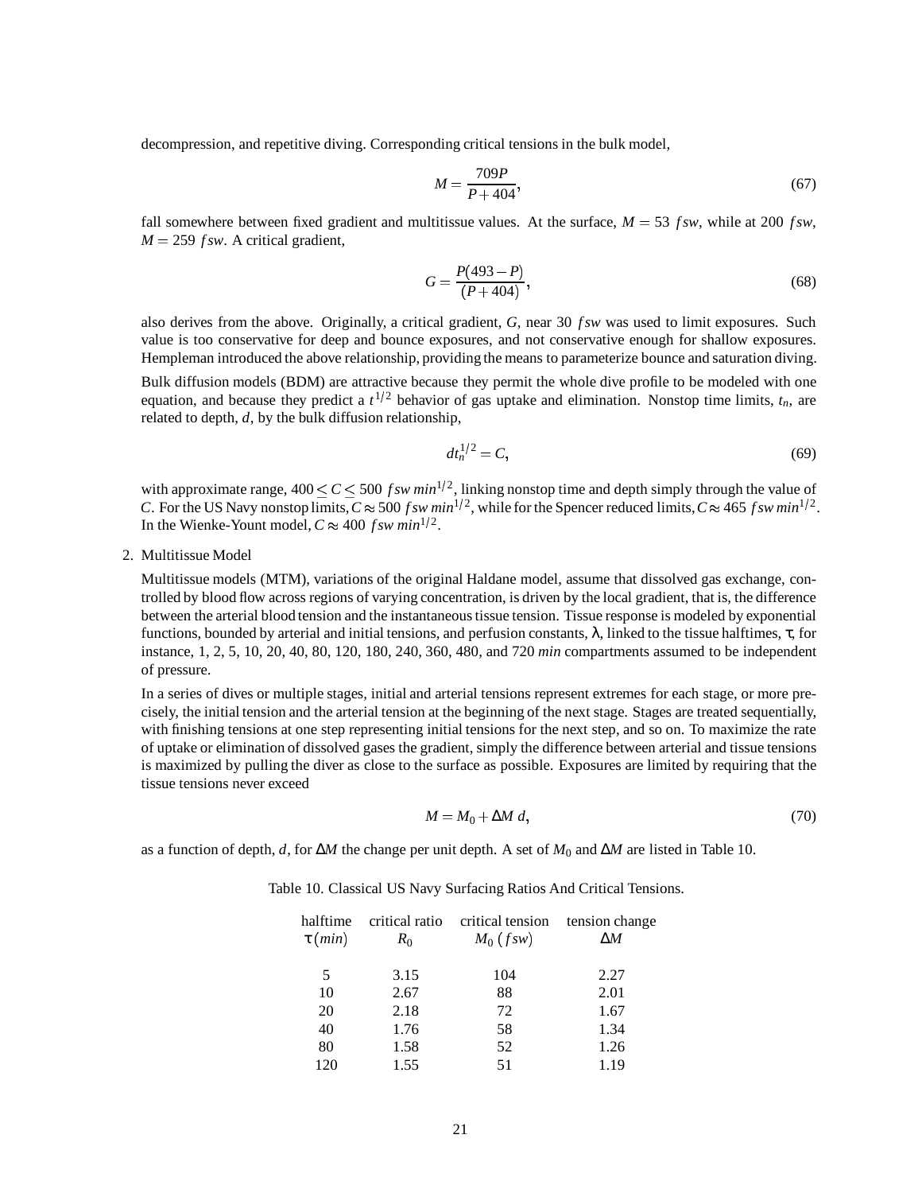decompression, and repetitive diving. Corresponding critical tensions in the bulk model,

$$M = \frac{709P}{P + 404}, \tag{67}$$

fall somewhere between fixed gradient and multitissue values. At the surface, $M = 53\ fsw$, while at 200 $fsw$, $M = 259\ fsw$. A critical gradient,

$$G = \frac{P(493 - P)}{(P + 404)}, \tag{68}$$

also derives from the above. Originally, a critical gradient, $G$, near 30 $fsw$ was used to limit exposures. Such value is too conservative for deep and bounce exposures, and not conservative enough for shallow exposures. Hempleman introduced the above relationship, providing the means to parameterize bounce and saturation diving.

Bulk diffusion models (BDM) are attractive because they permit the whole dive profile to be modeled with one equation, and because they predict a $t^{1/2}$ behavior of gas uptake and elimination. Nonstop time limits, $t_n$, are related to depth, $d$, by the bulk diffusion relationship,

$$d t_n^{1/2} = C, \tag{69}$$

with approximate range, $400 \leq C \leq 500\ fsw\ min^{1/2}$, linking nonstop time and depth simply through the value of $C$. For the US Navy nonstop limits, $C \approx 500\ fsw\ min^{1/2}$, while for the Spencer reduced limits, $C \approx 465\ fsw\ min^{1/2}$. In the Wienke-Yount model, $C \approx 400\ fsw\ min^{1/2}$.

2. Multitissue Model

   Multitissue models (MTM), variations of the original Haldane model, assume that dissolved gas exchange, controlled by blood flow across regions of varying concentration, is driven by the local gradient, that is, the difference between the arterial blood tension and the instantaneous tissue tension. Tissue response is modeled by exponential functions, bounded by arterial and initial tensions, and perfusion constants, $\lambda$, linked to the tissue halftimes, $\tau$, for instance, 1, 2, 5, 10, 20, 40, 80, 120, 180, 240, 360, 480, and 720 $min$ compartments assumed to be independent of pressure.

   In a series of dives or multiple stages, initial and arterial tensions represent extremes for each stage, or more precisely, the initial tension and the arterial tension at the beginning of the next stage. Stages are treated sequentially, with finishing tensions at one step representing initial tensions for the next step, and so on. To maximize the rate of uptake or elimination of dissolved gases the gradient, simply the difference between arterial and tissue tensions is maximized by pulling the diver as close to the surface as possible. Exposures are limited by requiring that the tissue tensions never exceed

$$M = M_0 + \Delta M\ d, \tag{70}$$

   as a function of depth, $d$, for $\Delta M$ the change per unit depth. A set of $M_0$ and $\Delta M$ are listed in Table 10.

Table 10. Classical US Navy Surfacing Ratios And Critical Tensions.

| halftime $\tau\ (min)$ | critical ratio $R_0$ | critical tension $M_0\ (fsw)$ | tension change $\Delta M$ |
|---|---|---|---|
| 5 | 3.15 | 104 | 2.27 |
| 10 | 2.67 | 88 | 2.01 |
| 20 | 2.18 | 72 | 1.67 |
| 40 | 1.76 | 58 | 1.34 |
| 80 | 1.58 | 52 | 1.26 |
| 120 | 1.55 | 51 | 1.19 |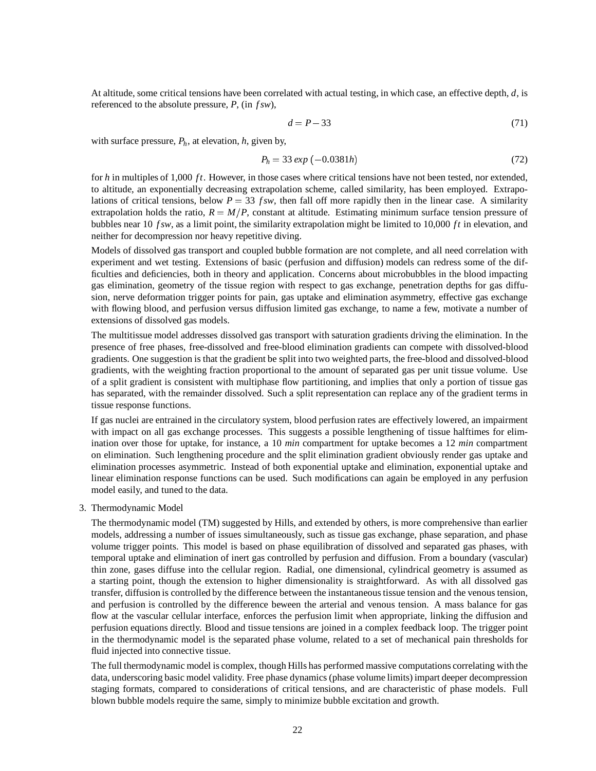At altitude, some critical tensions have been correlated with actual testing, in which case, an effective depth, $d$, is referenced to the absolute pressure, $P$, (in $fsw$),

$$d = P - 33 \tag{71}$$

with surface pressure, $P_h$, at elevation, $h$, given by,

$$P_h = 33 \, exp \, (-0.0381h) \tag{72}$$

for $h$ in multiples of 1,000 $ft$. However, in those cases where critical tensions have not been tested, nor extended, to altitude, an exponentially decreasing extrapolation scheme, called similarity, has been employed. Extrapolations of critical tensions, below $P = 33$ $fsw$, then fall off more rapidly then in the linear case. A similarity extrapolation holds the ratio, $R = M/P$, constant at altitude. Estimating minimum surface tension pressure of bubbles near 10 $fsw$, as a limit point, the similarity extrapolation might be limited to 10,000 $ft$ in elevation, and neither for decompression nor heavy repetitive diving.

Models of dissolved gas transport and coupled bubble formation are not complete, and all need correlation with experiment and wet testing. Extensions of basic (perfusion and diffusion) models can redress some of the difficulties and deficiencies, both in theory and application. Concerns about microbubbles in the blood impacting gas elimination, geometry of the tissue region with respect to gas exchange, penetration depths for gas diffusion, nerve deformation trigger points for pain, gas uptake and elimination asymmetry, effective gas exchange with flowing blood, and perfusion versus diffusion limited gas exchange, to name a few, motivate a number of extensions of dissolved gas models.

The multitissue model addresses dissolved gas transport with saturation gradients driving the elimination. In the presence of free phases, free-dissolved and free-blood elimination gradients can compete with dissolved-blood gradients. One suggestion is that the gradient be split into two weighted parts, the free-blood and dissolved-blood gradients, with the weighting fraction proportional to the amount of separated gas per unit tissue volume. Use of a split gradient is consistent with multiphase flow partitioning, and implies that only a portion of tissue gas has separated, with the remainder dissolved. Such a split representation can replace any of the gradient terms in tissue response functions.

If gas nuclei are entrained in the circulatory system, blood perfusion rates are effectively lowered, an impairment with impact on all gas exchange processes. This suggests a possible lengthening of tissue halftimes for elimination over those for uptake, for instance, a 10 $min$ compartment for uptake becomes a 12 $min$ compartment on elimination. Such lengthening procedure and the split elimination gradient obviously render gas uptake and elimination processes asymmetric. Instead of both exponential uptake and elimination, exponential uptake and linear elimination response functions can be used. Such modifications can again be employed in any perfusion model easily, and tuned to the data.

3. Thermodynamic Model

The thermodynamic model (TM) suggested by Hills, and extended by others, is more comprehensive than earlier models, addressing a number of issues simultaneously, such as tissue gas exchange, phase separation, and phase volume trigger points. This model is based on phase equilibration of dissolved and separated gas phases, with temporal uptake and elimination of inert gas controlled by perfusion and diffusion. From a boundary (vascular) thin zone, gases diffuse into the cellular region. Radial, one dimensional, cylindrical geometry is assumed as a starting point, though the extension to higher dimensionality is straightforward. As with all dissolved gas transfer, diffusion is controlled by the difference between the instantaneous tissue tension and the venous tension, and perfusion is controlled by the difference beween the arterial and venous tension. A mass balance for gas flow at the vascular cellular interface, enforces the perfusion limit when appropriate, linking the diffusion and perfusion equations directly. Blood and tissue tensions are joined in a complex feedback loop. The trigger point in the thermodynamic model is the separated phase volume, related to a set of mechanical pain thresholds for fluid injected into connective tissue.

The full thermodynamic model is complex, though Hills has performed massive computations correlating with the data, underscoring basic model validity. Free phase dynamics (phase volume limits) impart deeper decompression staging formats, compared to considerations of critical tensions, and are characteristic of phase models. Full blown bubble models require the same, simply to minimize bubble excitation and growth.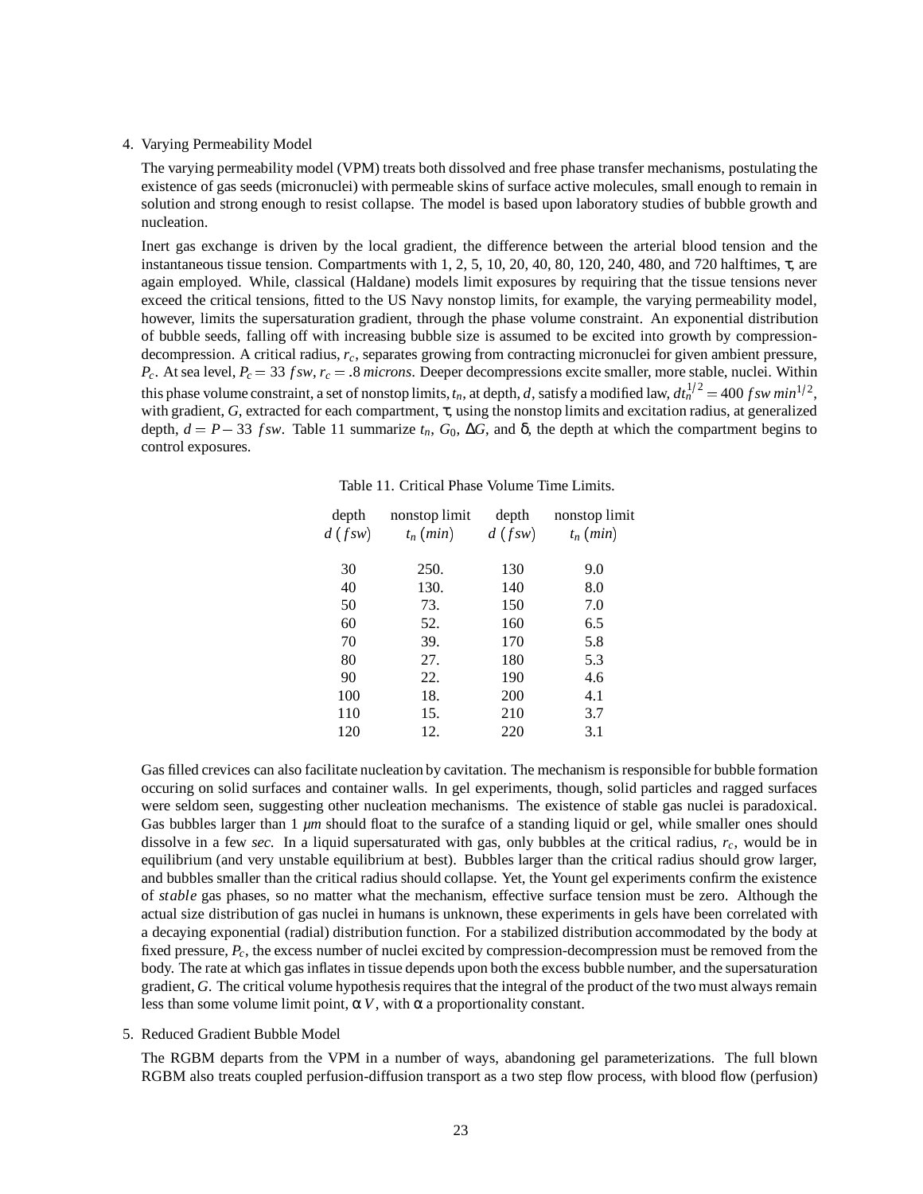4. Varying Permeability Model

   The varying permeability model (VPM) treats both dissolved and free phase transfer mechanisms, postulating the existence of gas seeds (micronuclei) with permeable skins of surface active molecules, small enough to remain in solution and strong enough to resist collapse. The model is based upon laboratory studies of bubble growth and nucleation.

   Inert gas exchange is driven by the local gradient, the difference between the arterial blood tension and the instantaneous tissue tension. Compartments with 1, 2, 5, 10, 20, 40, 80, 120, 240, 480, and 720 halftimes, $\tau$, are again employed. While, classical (Haldane) models limit exposures by requiring that the tissue tensions never exceed the critical tensions, fitted to the US Navy nonstop limits, for example, the varying permeability model, however, limits the supersaturation gradient, through the phase volume constraint. An exponential distribution of bubble seeds, falling off with increasing bubble size is assumed to be excited into growth by compression-decompression. A critical radius, $r_c$, separates growing from contracting micronuclei for given ambient pressure, $P_c$. At sea level, $P_c = 33\ fsw$, $r_c = .8\ microns$. Deeper decompressions excite smaller, more stable, nuclei. Within this phase volume constraint, a set of nonstop limits, $t_n$, at depth, $d$, satisfy a modified law, $dt_n^{1/2} = 400\ fsw\ min^{1/2}$, with gradient, $G$, extracted for each compartment, $\tau$, using the nonstop limits and excitation radius, at generalized depth, $d = P - 33\ fsw$. Table 11 summarize $t_n$, $G_0$, $\Delta G$, and $\delta$, the depth at which the compartment begins to control exposures.

   Table 11. Critical Phase Volume Time Limits.

   | depth $d\ (fsw)$ | nonstop limit $t_n\ (min)$ | depth $d\ (fsw)$ | nonstop limit $t_n\ (min)$ |
   |---|---|---|---|
   | 30 | 250. | 130 | 9.0 |
   | 40 | 130. | 140 | 8.0 |
   | 50 | 73. | 150 | 7.0 |
   | 60 | 52. | 160 | 6.5 |
   | 70 | 39. | 170 | 5.8 |
   | 80 | 27. | 180 | 5.3 |
   | 90 | 22. | 190 | 4.6 |
   | 100 | 18. | 200 | 4.1 |
   | 110 | 15. | 210 | 3.7 |
   | 120 | 12. | 220 | 3.1 |

   Gas filled crevices can also facilitate nucleation by cavitation. The mechanism is responsible for bubble formation occuring on solid surfaces and container walls. In gel experiments, though, solid particles and ragged surfaces were seldom seen, suggesting other nucleation mechanisms. The existence of stable gas nuclei is paradoxical. Gas bubbles larger than 1 $\mu m$ should float to the surafce of a standing liquid or gel, while smaller ones should dissolve in a few *sec.* In a liquid supersaturated with gas, only bubbles at the critical radius, $r_c$, would be in equilibrium (and very unstable equilibrium at best). Bubbles larger than the critical radius should grow larger, and bubbles smaller than the critical radius should collapse. Yet, the Yount gel experiments confirm the existence of *stable* gas phases, so no matter what the mechanism, effective surface tension must be zero. Although the actual size distribution of gas nuclei in humans is unknown, these experiments in gels have been correlated with a decaying exponential (radial) distribution function. For a stabilized distribution accommodated by the body at fixed pressure, $P_c$, the excess number of nuclei excited by compression-decompression must be removed from the body. The rate at which gas inflates in tissue depends upon both the excess bubble number, and the supersaturation gradient, $G$. The critical volume hypothesis requires that the integral of the product of the two must always remain less than some volume limit point, $\alpha V$, with $\alpha$ a proportionality constant.

5. Reduced Gradient Bubble Model

   The RGBM departs from the VPM in a number of ways, abandoning gel parameterizations. The full blown RGBM also treats coupled perfusion-diffusion transport as a two step flow process, with blood flow (perfusion)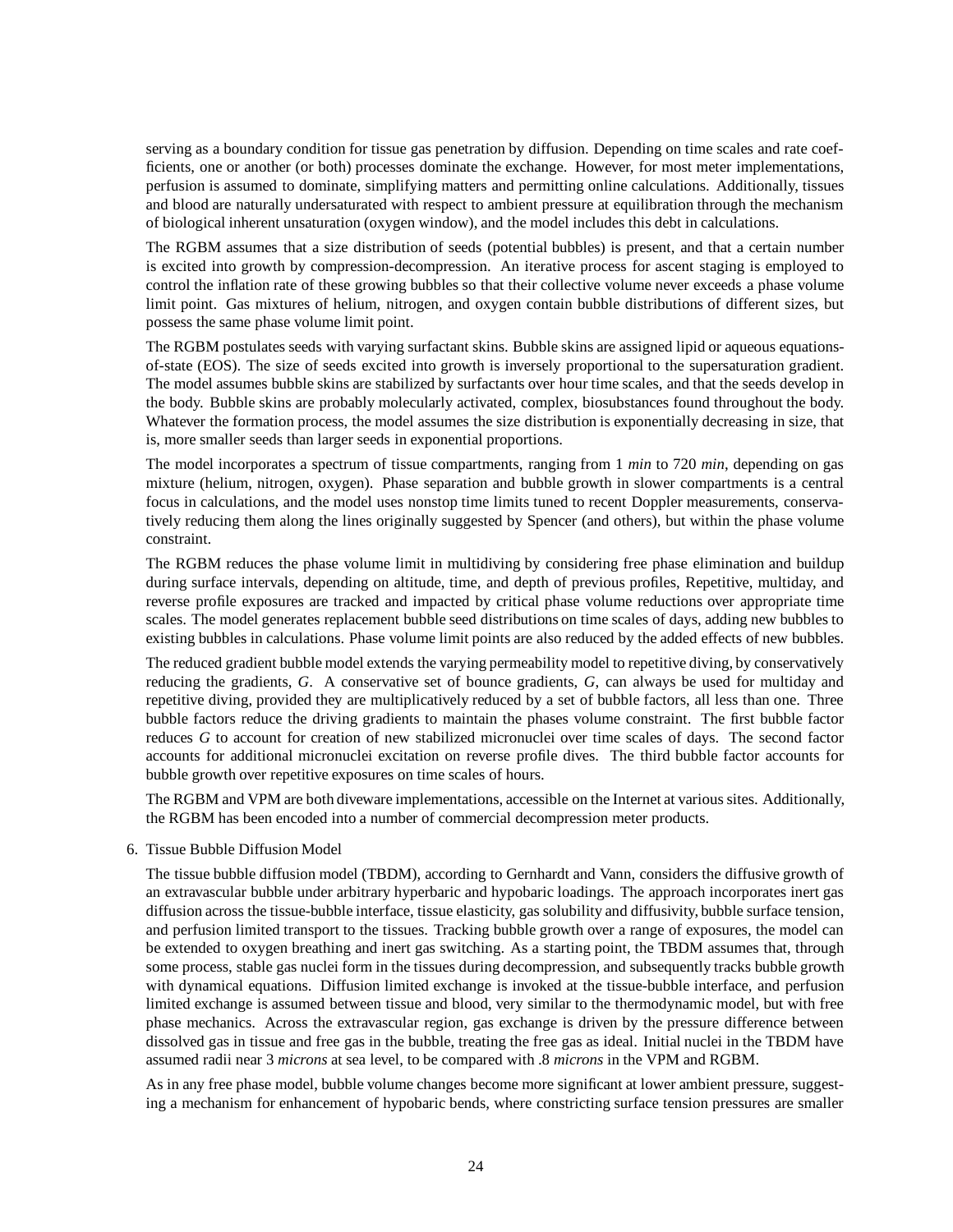serving as a boundary condition for tissue gas penetration by diffusion. Depending on time scales and rate coefficients, one or another (or both) processes dominate the exchange. However, for most meter implementations, perfusion is assumed to dominate, simplifying matters and permitting online calculations. Additionally, tissues and blood are naturally undersaturated with respect to ambient pressure at equilibration through the mechanism of biological inherent unsaturation (oxygen window), and the model includes this debt in calculations.

The RGBM assumes that a size distribution of seeds (potential bubbles) is present, and that a certain number is excited into growth by compression-decompression. An iterative process for ascent staging is employed to control the inflation rate of these growing bubbles so that their collective volume never exceeds a phase volume limit point. Gas mixtures of helium, nitrogen, and oxygen contain bubble distributions of different sizes, but possess the same phase volume limit point.

The RGBM postulates seeds with varying surfactant skins. Bubble skins are assigned lipid or aqueous equations-of-state (EOS). The size of seeds excited into growth is inversely proportional to the supersaturation gradient. The model assumes bubble skins are stabilized by surfactants over hour time scales, and that the seeds develop in the body. Bubble skins are probably molecularly activated, complex, biosubstances found throughout the body. Whatever the formation process, the model assumes the size distribution is exponentially decreasing in size, that is, more smaller seeds than larger seeds in exponential proportions.

The model incorporates a spectrum of tissue compartments, ranging from 1 *min* to 720 *min*, depending on gas mixture (helium, nitrogen, oxygen). Phase separation and bubble growth in slower compartments is a central focus in calculations, and the model uses nonstop time limits tuned to recent Doppler measurements, conservatively reducing them along the lines originally suggested by Spencer (and others), but within the phase volume constraint.

The RGBM reduces the phase volume limit in multidiving by considering free phase elimination and buildup during surface intervals, depending on altitude, time, and depth of previous profiles, Repetitive, multiday, and reverse profile exposures are tracked and impacted by critical phase volume reductions over appropriate time scales. The model generates replacement bubble seed distributions on time scales of days, adding new bubbles to existing bubbles in calculations. Phase volume limit points are also reduced by the added effects of new bubbles.

The reduced gradient bubble model extends the varying permeability model to repetitive diving, by conservatively reducing the gradients, $G$. A conservative set of bounce gradients, $G$, can always be used for multiday and repetitive diving, provided they are multiplicatively reduced by a set of bubble factors, all less than one. Three bubble factors reduce the driving gradients to maintain the phases volume constraint. The first bubble factor reduces $G$ to account for creation of new stabilized micronuclei over time scales of days. The second factor accounts for additional micronuclei excitation on reverse profile dives. The third bubble factor accounts for bubble growth over repetitive exposures on time scales of hours.

The RGBM and VPM are both diveware implementations, accessible on the Internet at various sites. Additionally, the RGBM has been encoded into a number of commercial decompression meter products.

6. Tissue Bubble Diffusion Model

The tissue bubble diffusion model (TBDM), according to Gernhardt and Vann, considers the diffusive growth of an extravascular bubble under arbitrary hyperbaric and hypobaric loadings. The approach incorporates inert gas diffusion across the tissue-bubble interface, tissue elasticity, gas solubility and diffusivity, bubble surface tension, and perfusion limited transport to the tissues. Tracking bubble growth over a range of exposures, the model can be extended to oxygen breathing and inert gas switching. As a starting point, the TBDM assumes that, through some process, stable gas nuclei form in the tissues during decompression, and subsequently tracks bubble growth with dynamical equations. Diffusion limited exchange is invoked at the tissue-bubble interface, and perfusion limited exchange is assumed between tissue and blood, very similar to the thermodynamic model, but with free phase mechanics. Across the extravascular region, gas exchange is driven by the pressure difference between dissolved gas in tissue and free gas in the bubble, treating the free gas as ideal. Initial nuclei in the TBDM have assumed radii near 3 *microns* at sea level, to be compared with .8 *microns* in the VPM and RGBM.

As in any free phase model, bubble volume changes become more significant at lower ambient pressure, suggesting a mechanism for enhancement of hypobaric bends, where constricting surface tension pressures are smaller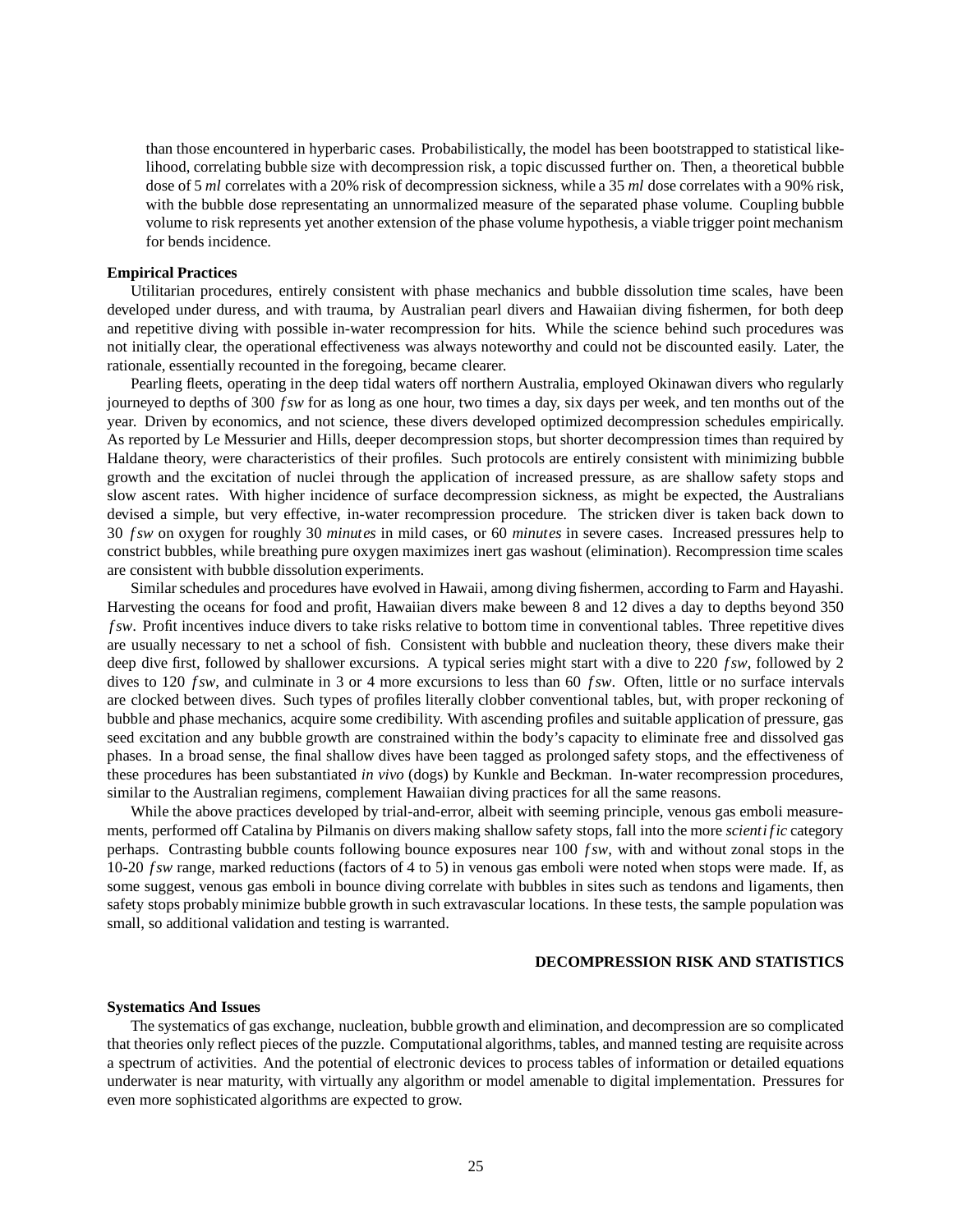than those encountered in hyperbaric cases. Probabilistically, the model has been bootstrapped to statistical likelihood, correlating bubble size with decompression risk, a topic discussed further on. Then, a theoretical bubble dose of 5 *ml* correlates with a 20% risk of decompression sickness, while a 35 *ml* dose correlates with a 90% risk, with the bubble dose representating an unnormalized measure of the separated phase volume. Coupling bubble volume to risk represents yet another extension of the phase volume hypothesis, a viable trigger point mechanism for bends incidence.

**Empirical Practices**

Utilitarian procedures, entirely consistent with phase mechanics and bubble dissolution time scales, have been developed under duress, and with trauma, by Australian pearl divers and Hawaiian diving fishermen, for both deep and repetitive diving with possible in-water recompression for hits. While the science behind such procedures was not initially clear, the operational effectiveness was always noteworthy and could not be discounted easily. Later, the rationale, essentially recounted in the foregoing, became clearer.

Pearling fleets, operating in the deep tidal waters off northern Australia, employed Okinawan divers who regularly journeyed to depths of 300 *fsw* for as long as one hour, two times a day, six days per week, and ten months out of the year. Driven by economics, and not science, these divers developed optimized decompression schedules empirically. As reported by Le Messurier and Hills, deeper decompression stops, but shorter decompression times than required by Haldane theory, were characteristics of their profiles. Such protocols are entirely consistent with minimizing bubble growth and the excitation of nuclei through the application of increased pressure, as are shallow safety stops and slow ascent rates. With higher incidence of surface decompression sickness, as might be expected, the Australians devised a simple, but very effective, in-water recompression procedure. The stricken diver is taken back down to 30 *fsw* on oxygen for roughly 30 *minutes* in mild cases, or 60 *minutes* in severe cases. Increased pressures help to constrict bubbles, while breathing pure oxygen maximizes inert gas washout (elimination). Recompression time scales are consistent with bubble dissolution experiments.

Similar schedules and procedures have evolved in Hawaii, among diving fishermen, according to Farm and Hayashi. Harvesting the oceans for food and profit, Hawaiian divers make beween 8 and 12 dives a day to depths beyond 350 *fsw*. Profit incentives induce divers to take risks relative to bottom time in conventional tables. Three repetitive dives are usually necessary to net a school of fish. Consistent with bubble and nucleation theory, these divers make their deep dive first, followed by shallower excursions. A typical series might start with a dive to 220 *fsw*, followed by 2 dives to 120 *fsw*, and culminate in 3 or 4 more excursions to less than 60 *fsw*. Often, little or no surface intervals are clocked between dives. Such types of profiles literally clobber conventional tables, but, with proper reckoning of bubble and phase mechanics, acquire some credibility. With ascending profiles and suitable application of pressure, gas seed excitation and any bubble growth are constrained within the body's capacity to eliminate free and dissolved gas phases. In a broad sense, the final shallow dives have been tagged as prolonged safety stops, and the effectiveness of these procedures has been substantiated *in vivo* (dogs) by Kunkle and Beckman. In-water recompression procedures, similar to the Australian regimens, complement Hawaiian diving practices for all the same reasons.

While the above practices developed by trial-and-error, albeit with seeming principle, venous gas emboli measurements, performed off Catalina by Pilmanis on divers making shallow safety stops, fall into the more *scientific* category perhaps. Contrasting bubble counts following bounce exposures near 100 *fsw*, with and without zonal stops in the 10-20 *fsw* range, marked reductions (factors of 4 to 5) in venous gas emboli were noted when stops were made. If, as some suggest, venous gas emboli in bounce diving correlate with bubbles in sites such as tendons and ligaments, then safety stops probably minimize bubble growth in such extravascular locations. In these tests, the sample population was small, so additional validation and testing is warranted.

## DECOMPRESSION RISK AND STATISTICS

**Systematics And Issues**

The systematics of gas exchange, nucleation, bubble growth and elimination, and decompression are so complicated that theories only reflect pieces of the puzzle. Computational algorithms, tables, and manned testing are requisite across a spectrum of activities. And the potential of electronic devices to process tables of information or detailed equations underwater is near maturity, with virtually any algorithm or model amenable to digital implementation. Pressures for even more sophisticated algorithms are expected to grow.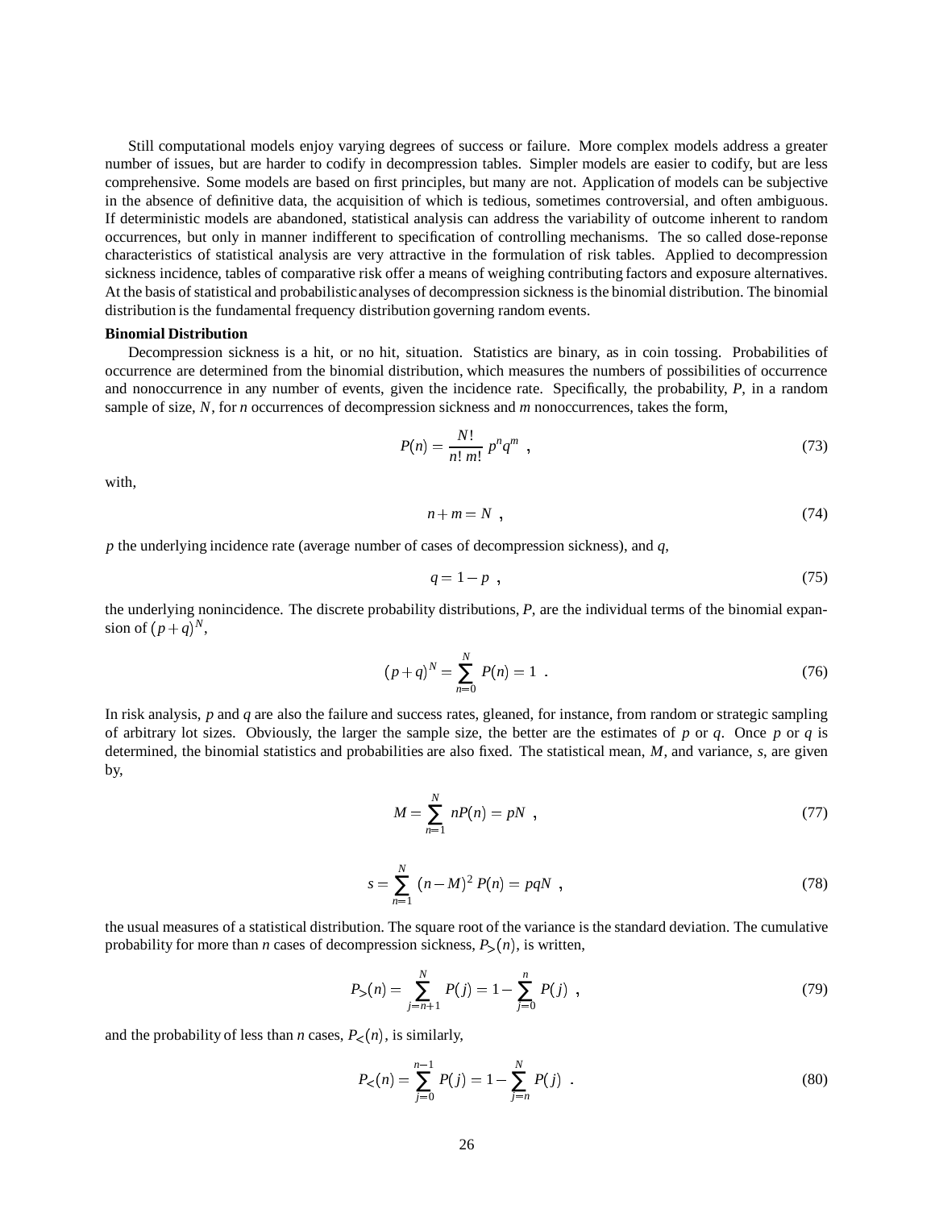Still computational models enjoy varying degrees of success or failure. More complex models address a greater number of issues, but are harder to codify in decompression tables. Simpler models are easier to codify, but are less comprehensive. Some models are based on first principles, but many are not. Application of models can be subjective in the absence of definitive data, the acquisition of which is tedious, sometimes controversial, and often ambiguous. If deterministic models are abandoned, statistical analysis can address the variability of outcome inherent to random occurrences, but only in manner indifferent to specification of controlling mechanisms. The so called dose-reponse characteristics of statistical analysis are very attractive in the formulation of risk tables. Applied to decompression sickness incidence, tables of comparative risk offer a means of weighing contributing factors and exposure alternatives. At the basis of statistical and probabilistic analyses of decompression sickness is the binomial distribution. The binomial distribution is the fundamental frequency distribution governing random events.

**Binomial Distribution**

Decompression sickness is a hit, or no hit, situation. Statistics are binary, as in coin tossing. Probabilities of occurrence are determined from the binomial distribution, which measures the numbers of possibilities of occurrence and nonoccurrence in any number of events, given the incidence rate. Specifically, the probability, $P$, in a random sample of size, $N$, for $n$ occurrences of decompression sickness and $m$ nonoccurrences, takes the form,

$$P(n) = \frac{N!}{n!\ m!}\ p^n q^m \ , \tag{73}$$

with,

$$n + m = N \ , \tag{74}$$

$p$ the underlying incidence rate (average number of cases of decompression sickness), and $q$,

$$q = 1 - p \ , \tag{75}$$

the underlying nonincidence. The discrete probability distributions, $P$, are the individual terms of the binomial expansion of $(p+q)^N$,

$$(p+q)^N = \sum_{n=0}^{N} P(n) = 1 \ . \tag{76}$$

In risk analysis, $p$ and $q$ are also the failure and success rates, gleaned, for instance, from random or strategic sampling of arbitrary lot sizes. Obviously, the larger the sample size, the better are the estimates of $p$ or $q$. Once $p$ or $q$ is determined, the binomial statistics and probabilities are also fixed. The statistical mean, $M$, and variance, $s$, are given by,

$$M = \sum_{n=1}^{N} nP(n) = pN \ , \tag{77}$$

$$s = \sum_{n=1}^{N} (n-M)^2\, P(n) = pqN \ , \tag{78}$$

the usual measures of a statistical distribution. The square root of the variance is the standard deviation. The cumulative probability for more than $n$ cases of decompression sickness, $P_>(n)$, is written,

$$P_>(n) = \sum_{j=n+1}^{N} P(j) = 1 - \sum_{j=0}^{n} P(j) \ , \tag{79}$$

and the probability of less than $n$ cases, $P_<(n)$, is similarly,

$$P_<(n) = \sum_{j=0}^{n-1} P(j) = 1 - \sum_{j=n}^{N} P(j) \ . \tag{80}$$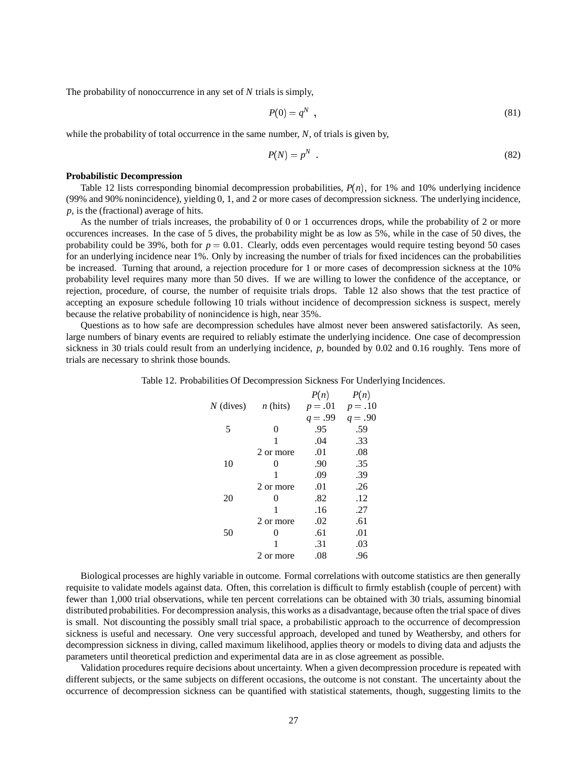The probability of nonoccurrence in any set of $N$ trials is simply,

$$P(0) = q^N \ , \tag{81}$$

while the probability of total occurrence in the same number, $N$, of trials is given by,

$$P(N) = p^N \ . \tag{82}$$

**Probabilistic Decompression**

Table 12 lists corresponding binomial decompression probabilities, $P(n)$, for 1% and 10% underlying incidence (99% and 90% nonincidence), yielding 0, 1, and 2 or more cases of decompression sickness. The underlying incidence, $p$, is the (fractional) average of hits.

As the number of trials increases, the probability of 0 or 1 occurrences drops, while the probability of 2 or more occurences increases. In the case of 5 dives, the probability might be as low as 5%, while in the case of 50 dives, the probability could be 39%, both for $p = 0.01$. Clearly, odds even percentages would require testing beyond 50 cases for an underlying incidence near 1%. Only by increasing the number of trials for fixed incidences can the probabilities be increased. Turning that around, a rejection procedure for 1 or more cases of decompression sickness at the 10% probability level requires many more than 50 dives. If we are willing to lower the confidence of the acceptance, or rejection, procedure, of course, the number of requisite trials drops. Table 12 also shows that the test practice of accepting an exposure schedule following 10 trials without incidence of decompression sickness is suspect, merely because the relative probability of nonincidence is high, near 35%.

Questions as to how safe are decompression schedules have almost never been answered satisfactorily. As seen, large numbers of binary events are required to reliably estimate the underlying incidence. One case of decompression sickness in 30 trials could result from an underlying incidence, $p$, bounded by 0.02 and 0.16 roughly. Tens more of trials are necessary to shrink those bounds.

Table 12. Probabilities Of Decompression Sickness For Underlying Incidences.

| $N$ (dives) | $n$ (hits) | $P(n)$ $p = .01$ $q = .99$ | $P(n)$ $p = .10$ $q = .90$ |
|---|---|---|---|
| 5 | 0 | .95 | .59 |
| | 1 | .04 | .33 |
| | 2 or more | .01 | .08 |
| 10 | 0 | .90 | .35 |
| | 1 | .09 | .39 |
| | 2 or more | .01 | .26 |
| 20 | 0 | .82 | .12 |
| | 1 | .16 | .27 |
| | 2 or more | .02 | .61 |
| 50 | 0 | .61 | .01 |
| | 1 | .31 | .03 |
| | 2 or more | .08 | .96 |

Biological processes are highly variable in outcome. Formal correlations with outcome statistics are then generally requisite to validate models against data. Often, this correlation is difficult to firmly establish (couple of percent) with fewer than 1,000 trial observations, while ten percent correlations can be obtained with 30 trials, assuming binomial distributed probabilities. For decompression analysis, this works as a disadvantage, because often the trial space of dives is small. Not discounting the possibly small trial space, a probabilistic approach to the occurrence of decompression sickness is useful and necessary. One very successful approach, developed and tuned by Weathersby, and others for decompression sickness in diving, called maximum likelihood, applies theory or models to diving data and adjusts the parameters until theoretical prediction and experimental data are in as close agreement as possible.

Validation procedures require decisions about uncertainty. When a given decompression procedure is repeated with different subjects, or the same subjects on different occasions, the outcome is not constant. The uncertainty about the occurrence of decompression sickness can be quantified with statistical statements, though, suggesting limits to the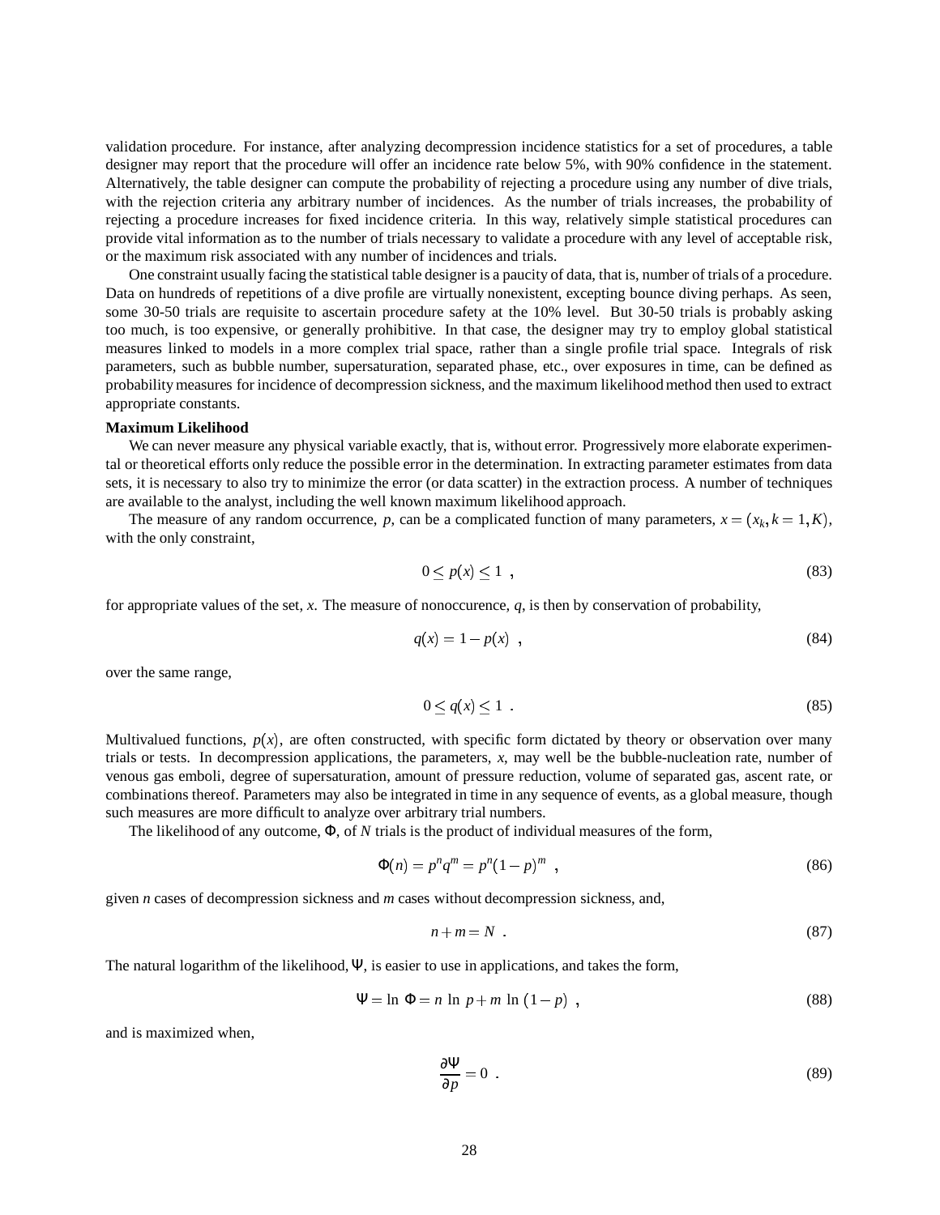validation procedure. For instance, after analyzing decompression incidence statistics for a set of procedures, a table designer may report that the procedure will offer an incidence rate below 5%, with 90% confidence in the statement. Alternatively, the table designer can compute the probability of rejecting a procedure using any number of dive trials, with the rejection criteria any arbitrary number of incidences. As the number of trials increases, the probability of rejecting a procedure increases for fixed incidence criteria. In this way, relatively simple statistical procedures can provide vital information as to the number of trials necessary to validate a procedure with any level of acceptable risk, or the maximum risk associated with any number of incidences and trials.

One constraint usually facing the statistical table designer is a paucity of data, that is, number of trials of a procedure. Data on hundreds of repetitions of a dive profile are virtually nonexistent, excepting bounce diving perhaps. As seen, some 30-50 trials are requisite to ascertain procedure safety at the 10% level. But 30-50 trials is probably asking too much, is too expensive, or generally prohibitive. In that case, the designer may try to employ global statistical measures linked to models in a more complex trial space, rather than a single profile trial space. Integrals of risk parameters, such as bubble number, supersaturation, separated phase, etc., over exposures in time, can be defined as probability measures for incidence of decompression sickness, and the maximum likelihood method then used to extract appropriate constants.

**Maximum Likelihood**

We can never measure any physical variable exactly, that is, without error. Progressively more elaborate experimental or theoretical efforts only reduce the possible error in the determination. In extracting parameter estimates from data sets, it is necessary to also try to minimize the error (or data scatter) in the extraction process. A number of techniques are available to the analyst, including the well known maximum likelihood approach.

The measure of any random occurrence, $p$, can be a complicated function of many parameters, $x = (x_k, k = 1, K)$, with the only constraint,

$$0 \le p(x) \le 1 \quad , \tag{83}$$

for appropriate values of the set, $x$. The measure of nonoccurence, $q$, is then by conservation of probability,

$$q(x) = 1 - p(x) \quad , \tag{84}$$

over the same range,

$$0 \le q(x) \le 1 \quad . \tag{85}$$

Multivalued functions, $p(x)$, are often constructed, with specific form dictated by theory or observation over many trials or tests. In decompression applications, the parameters, $x$, may well be the bubble-nucleation rate, number of venous gas emboli, degree of supersaturation, amount of pressure reduction, volume of separated gas, ascent rate, or combinations thereof. Parameters may also be integrated in time in any sequence of events, as a global measure, though such measures are more difficult to analyze over arbitrary trial numbers.

The likelihood of any outcome, $\Phi$, of $N$ trials is the product of individual measures of the form,

$$\Phi(n) = p^n q^m = p^n (1 - p)^m \quad , \tag{86}$$

given $n$ cases of decompression sickness and $m$ cases without decompression sickness, and,

$$n + m = N \quad . \tag{87}$$

The natural logarithm of the likelihood, $\Psi$, is easier to use in applications, and takes the form,

$$\Psi = \ln \, \Phi = n \, \ln \, p + m \, \ln \, (1 - p) \quad , \tag{88}$$

and is maximized when,

$$\frac{\partial \Psi}{\partial p} = 0 \quad . \tag{89}$$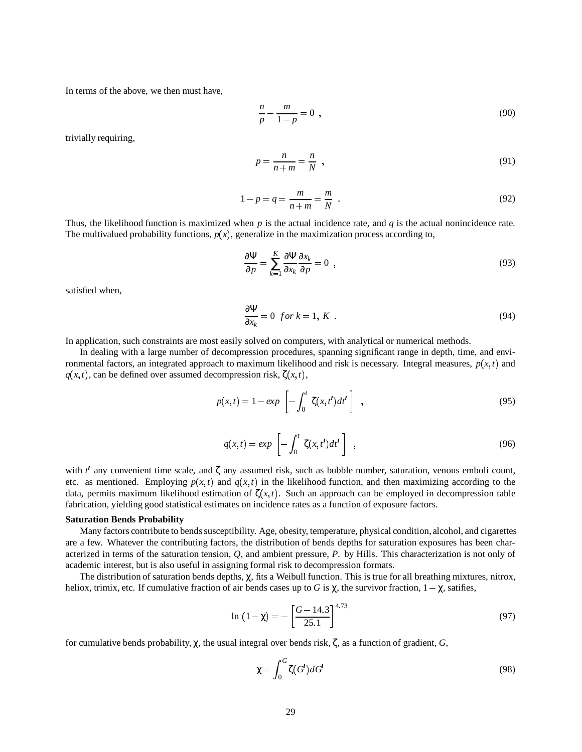In terms of the above, we then must have,

$$\frac{n}{p} - \frac{m}{1-p} = 0 \ , \tag{90}$$

trivially requiring,

$$p = \frac{n}{n+m} = \frac{n}{N} \ , \tag{91}$$

$$1 - p = q = \frac{m}{n+m} = \frac{m}{N} \ . \tag{92}$$

Thus, the likelihood function is maximized when $p$ is the actual incidence rate, and $q$ is the actual nonincidence rate. The multivalued probability functions, $p(x)$, generalize in the maximization process according to,

$$\frac{\partial \Psi}{\partial p} = \sum_{k=1}^{K} \frac{\partial \Psi}{\partial x_k} \frac{\partial x_k}{\partial p} = 0 \ , \tag{93}$$

satisfied when,

$$\frac{\partial \Psi}{\partial x_k} = 0 \ \ for \ k = 1, \ K \ . \tag{94}$$

In application, such constraints are most easily solved on computers, with analytical or numerical methods.

In dealing with a large number of decompression procedures, spanning significant range in depth, time, and environmental factors, an integrated approach to maximum likelihood and risk is necessary. Integral measures, $p(x,t)$ and $q(x,t)$, can be defined over assumed decompression risk, $\zeta(x,t)$,

$$p(x,t) = 1 - exp \ \left[ - \int_0^t \zeta(x,t')dt' \right] \ , \tag{95}$$

$$q(x,t) = exp \ \left[ - \int_0^t \zeta(x,t')dt' \right] \ , \tag{96}$$

with $t'$ any convenient time scale, and $\zeta$ any assumed risk, such as bubble number, saturation, venous emboli count, etc. as mentioned. Employing $p(x,t)$ and $q(x,t)$ in the likelihood function, and then maximizing according to the data, permits maximum likelihood estimation of $\zeta(x,t)$. Such an approach can be employed in decompression table fabrication, yielding good statistical estimates on incidence rates as a function of exposure factors.

**Saturation Bends Probability**

Many factors contribute to bends susceptibility. Age, obesity, temperature, physical condition, alcohol, and cigarettes are a few. Whatever the contributing factors, the distribution of bends depths for saturation exposures has been characterized in terms of the saturation tension, $Q$, and ambient pressure, $P$. by Hills. This characterization is not only of academic interest, but is also useful in assigning formal risk to decompression formats.

The distribution of saturation bends depths, $\chi$, fits a Weibull function. This is true for all breathing mixtures, nitrox, heliox, trimix, etc. If cumulative fraction of air bends cases up to $G$ is $\chi$, the survivor fraction, $1-\chi$, satifies,

$$\ln \, (1-\chi) = - \left[ \frac{G - 14.3}{25.1} \right]^{4.73} \tag{97}$$

for cumulative bends probability, $\chi$, the usual integral over bends risk, $\zeta$, as a function of gradient, $G$,

$$\chi = \int_0^G \zeta(G')dG' \tag{98}$$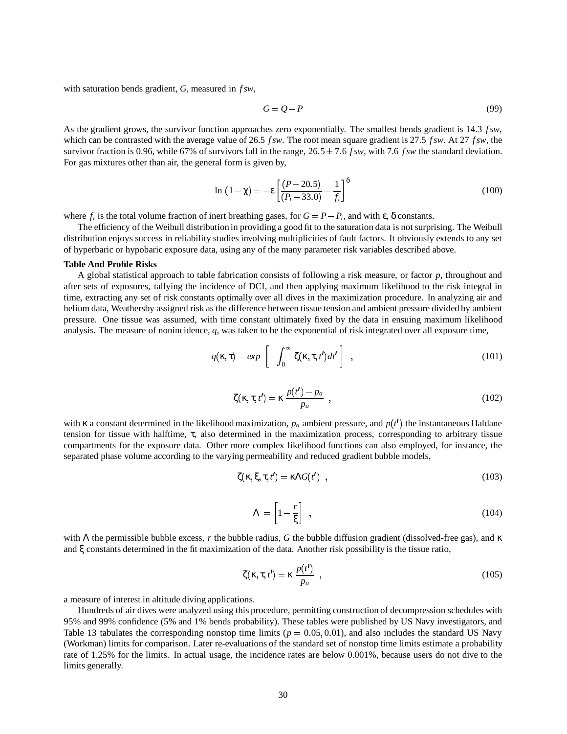with saturation bends gradient, $G$, measured in $fsw$,

$$G = Q - P \tag{99}$$

As the gradient grows, the survivor function approaches zero exponentially. The smallest bends gradient is 14.3 $fsw$, which can be contrasted with the average value of 26.5 $fsw$. The root mean square gradient is 27.5 $fsw$. At 27 $fsw$, the survivor fraction is 0.96, while 67% of survivors fall in the range, $26.5 \pm 7.6$ $fsw$, with 7.6 $fsw$ the standard deviation. For gas mixtures other than air, the general form is given by,

$$\ln\,(1-\chi) = -\varepsilon \left[ \frac{(P-20.5)}{(P_i - 33.0)} - \frac{1}{f_i} \right]^{\delta} \tag{100}$$

where $f_i$ is the total volume fraction of inert breathing gases, for $G = P - P_i$, and with $\varepsilon$, $\delta$ constants.

The efficiency of the Weibull distribution in providing a good fit to the saturation data is not surprising. The Weibull distribution enjoys success in reliability studies involving multiplicities of fault factors. It obviously extends to any set of hyperbaric or hypobaric exposure data, using any of the many parameter risk variables described above.

**Table And Profile Risks**

A global statistical approach to table fabrication consists of following a risk measure, or factor $p$, throughout and after sets of exposures, tallying the incidence of DCI, and then applying maximum likelihood to the risk integral in time, extracting any set of risk constants optimally over all dives in the maximization procedure. In analyzing air and helium data, Weathersby assigned risk as the difference between tissue tension and ambient pressure divided by ambient pressure. One tissue was assumed, with time constant ultimately fixed by the data in ensuing maximum likelihood analysis. The measure of nonincidence, $q$, was taken to be the exponential of risk integrated over all exposure time,

$$q(\kappa, \tau) = exp\,\left[ -\int_0^{\infty} \zeta(\kappa, \tau, t')dt' \right] \;\; , \tag{101}$$

$$\zeta(\kappa, \tau, t') = \kappa\,\frac{p(t') - p_a}{p_a} \;\; , \tag{102}$$

with $\kappa$ a constant determined in the likelihood maximization, $p_a$ ambient pressure, and $p(t')$ the instantaneous Haldane tension for tissue with halftime, $\tau$, also determined in the maximization process, corresponding to arbitrary tissue compartments for the exposure data. Other more complex likelihood functions can also employed, for instance, the separated phase volume according to the varying permeability and reduced gradient bubble models,

$$\zeta(\kappa, \xi, \tau, t') = \kappa \Lambda G(t') \;\; , \tag{103}$$

$$\Lambda = \left[ 1 - \frac{r}{\xi} \right] \;\; , \tag{104}$$

with $\Lambda$ the permissible bubble excess, $r$ the bubble radius, $G$ the bubble diffusion gradient (dissolved-free gas), and $\kappa$ and $\xi$ constants determined in the fit maximization of the data. Another risk possibility is the tissue ratio,

$$\zeta(\kappa, \tau, t') = \kappa\,\frac{p(t')}{p_a} \;\; , \tag{105}$$

a measure of interest in altitude diving applications.

Hundreds of air dives were analyzed using this procedure, permitting construction of decompression schedules with 95% and 99% confidence (5% and 1% bends probability). These tables were published by US Navy investigators, and Table 13 tabulates the corresponding nonstop time limits ($p = 0.05, 0.01$), and also includes the standard US Navy (Workman) limits for comparison. Later re-evaluations of the standard set of nonstop time limits estimate a probability rate of 1.25% for the limits. In actual usage, the incidence rates are below 0.001%, because users do not dive to the limits generally.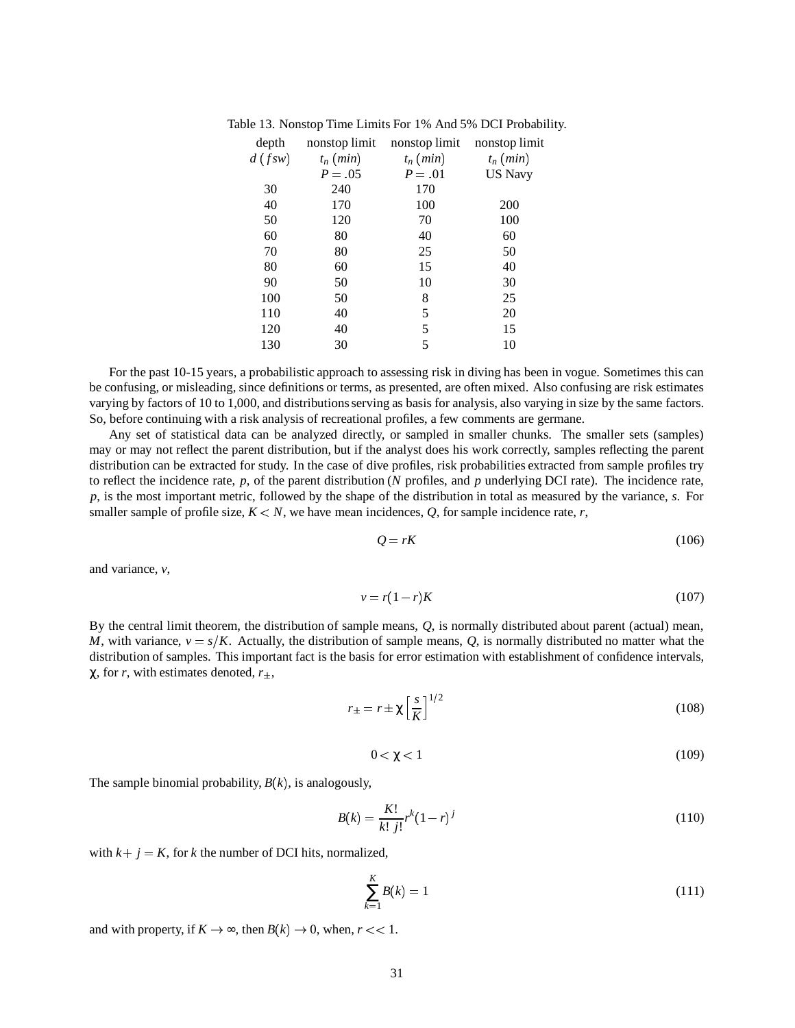Table 13. Nonstop Time Limits For 1% And 5% DCI Probability.

| depth $d$ ($fsw$) | nonstop limit $t_n$ ($min$) $P = .05$ | nonstop limit $t_n$ ($min$) $P = .01$ | nonstop limit $t_n$ ($min$) US Navy |
|---|---|---|---|
| 30 | 240 | 170 | |
| 40 | 170 | 100 | 200 |
| 50 | 120 | 70 | 100 |
| 60 | 80 | 40 | 60 |
| 70 | 80 | 25 | 50 |
| 80 | 60 | 15 | 40 |
| 90 | 50 | 10 | 30 |
| 100 | 50 | 8 | 25 |
| 110 | 40 | 5 | 20 |
| 120 | 40 | 5 | 15 |
| 130 | 30 | 5 | 10 |

For the past 10-15 years, a probabilistic approach to assessing risk in diving has been in vogue. Sometimes this can be confusing, or misleading, since definitions or terms, as presented, are often mixed. Also confusing are risk estimates varying by factors of 10 to 1,000, and distributions serving as basis for analysis, also varying in size by the same factors. So, before continuing with a risk analysis of recreational profiles, a few comments are germane.

Any set of statistical data can be analyzed directly, or sampled in smaller chunks. The smaller sets (samples) may or may not reflect the parent distribution, but if the analyst does his work correctly, samples reflecting the parent distribution can be extracted for study. In the case of dive profiles, risk probabilities extracted from sample profiles try to reflect the incidence rate, $p$, of the parent distribution ($N$ profiles, and $p$ underlying DCI rate). The incidence rate, $p$, is the most important metric, followed by the shape of the distribution in total as measured by the variance, $s$. For smaller sample of profile size, $K < N$, we have mean incidences, $Q$, for sample incidence rate, $r$,

$$Q = rK \tag{106}$$

and variance, $v$,

$$v = r(1-r)K \tag{107}$$

By the central limit theorem, the distribution of sample means, $Q$, is normally distributed about parent (actual) mean, $M$, with variance, $v = s/K$. Actually, the distribution of sample means, $Q$, is normally distributed no matter what the distribution of samples. This important fact is the basis for error estimation with establishment of confidence intervals, $\chi$, for $r$, with estimates denoted, $r_\pm$,

$$r_\pm = r \pm \chi \left[\frac{s}{K}\right]^{1/2} \tag{108}$$

$$0 < \chi < 1 \tag{109}$$

The sample binomial probability, $B(k)$, is analogously,

$$B(k) = \frac{K!}{k!\; j!} r^k (1-r)^j \tag{110}$$

with $k + j = K$, for $k$ the number of DCI hits, normalized,

$$\sum_{k=1}^{K} B(k) = 1 \tag{111}$$

and with property, if $K \rightarrow \infty$, then $B(k) \rightarrow 0$, when, $r << 1$.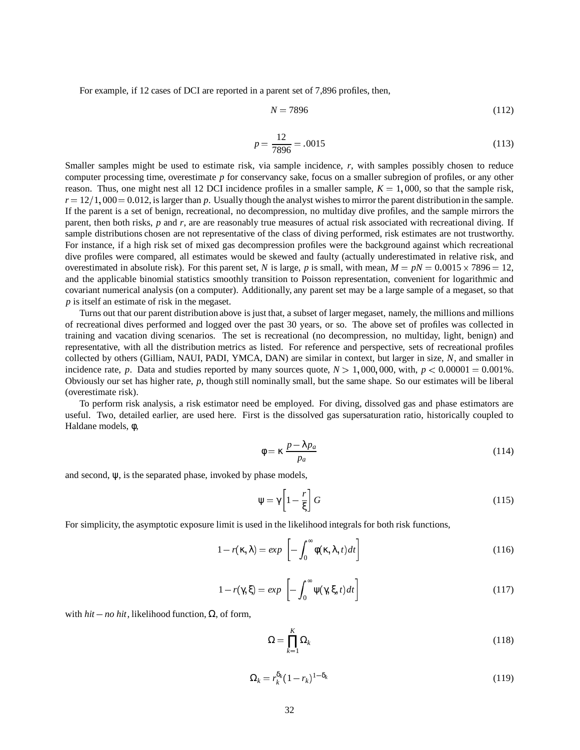For example, if 12 cases of DCI are reported in a parent set of 7,896 profiles, then,

$$N = 7896 \tag{112}$$

$$p = \frac{12}{7896} = .0015 \tag{113}$$

Smaller samples might be used to estimate risk, via sample incidence, $r$, with samples possibly chosen to reduce computer processing time, overestimate $p$ for conservancy sake, focus on a smaller subregion of profiles, or any other reason. Thus, one might nest all 12 DCI incidence profiles in a smaller sample, $K = 1,000$, so that the sample risk, $r = 12/1,000 = 0.012$, is larger than $p$. Usually though the analyst wishes to mirror the parent distribution in the sample. If the parent is a set of benign, recreational, no decompression, no multiday dive profiles, and the sample mirrors the parent, then both risks, $p$ and $r$, are are reasonably true measures of actual risk associated with recreational diving. If sample distributions chosen are not representative of the class of diving performed, risk estimates are not trustworthy. For instance, if a high risk set of mixed gas decompression profiles were the background against which recreational dive profiles were compared, all estimates would be skewed and faulty (actually underestimated in relative risk, and overestimated in absolute risk). For this parent set, $N$ is large, $p$ is small, with mean, $M = pN = 0.0015 \times 7896 = 12$, and the applicable binomial statistics smoothly transition to Poisson representation, convenient for logarithmic and covariant numerical analysis (on a computer). Additionally, any parent set may be a large sample of a megaset, so that $p$ is itself an estimate of risk in the megaset.

Turns out that our parent distribution above is just that, a subset of larger megaset, namely, the millions and millions of recreational dives performed and logged over the past 30 years, or so. The above set of profiles was collected in training and vacation diving scenarios. The set is recreational (no decompression, no multiday, light, benign) and representative, with all the distribution metrics as listed. For reference and perspective, sets of recreational profiles collected by others (Gilliam, NAUI, PADI, YMCA, DAN) are similar in context, but larger in size, $N$, and smaller in incidence rate, $p$. Data and studies reported by many sources quote, $N > 1,000,000$, with, $p < 0.00001 = 0.001\%$. Obviously our set has higher rate, $p$, though still nominally small, but the same shape. So our estimates will be liberal (overestimate risk).

To perform risk analysis, a risk estimator need be employed. For diving, dissolved gas and phase estimators are useful. Two, detailed earlier, are used here. First is the dissolved gas supersaturation ratio, historically coupled to Haldane models, $\phi$,

$$\phi = \kappa \; \frac{p - \lambda p_a}{p_a} \tag{114}$$

and second, $\psi$, is the separated phase, invoked by phase models,

$$\psi = \gamma \left[ 1 - \frac{r}{\xi} \right] G \tag{115}$$

For simplicity, the asymptotic exposure limit is used in the likelihood integrals for both risk functions,

$$1 - r(\kappa, \lambda) = exp \; \left[ - \int_0^\infty \phi(\kappa, \lambda, t) dt \right] \tag{116}$$

$$1 - r(\gamma, \xi) = exp \; \left[ - \int_0^\infty \psi(\gamma, \xi, t) dt \right] \tag{117}$$

with *hit − no hit*, likelihood function, $\Omega$, of form,

$$\Omega = \prod_{k=1}^{K} \Omega_k \tag{118}$$

$$\Omega_k = r_k^{\delta_k} (1 - r_k)^{1 - \delta_k} \tag{119}$$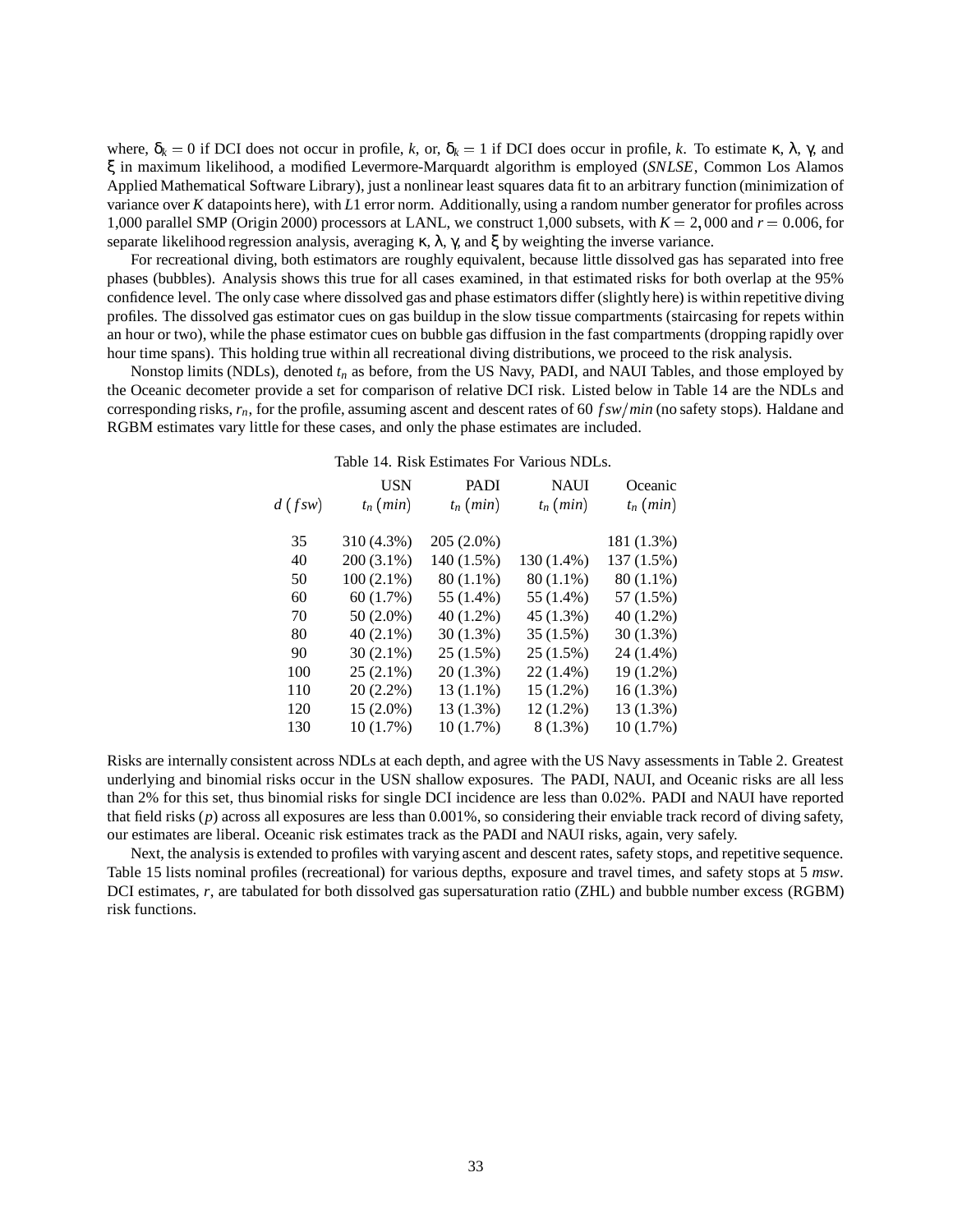where, $\delta_k = 0$ if DCI does not occur in profile, $k$, or, $\delta_k = 1$ if DCI does occur in profile, $k$. To estimate $\kappa$, $\lambda$, $\gamma$, and $\xi$ in maximum likelihood, a modified Levermore-Marquardt algorithm is employed (*SNLSE*, Common Los Alamos Applied Mathematical Software Library), just a nonlinear least squares data fit to an arbitrary function (minimization of variance over $K$ datapoints here), with $L1$ error norm. Additionally, using a random number generator for profiles across 1,000 parallel SMP (Origin 2000) processors at LANL, we construct 1,000 subsets, with $K = 2,000$ and $r = 0.006$, for separate likelihood regression analysis, averaging $\kappa$, $\lambda$, $\gamma$, and $\xi$ by weighting the inverse variance.

For recreational diving, both estimators are roughly equivalent, because little dissolved gas has separated into free phases (bubbles). Analysis shows this true for all cases examined, in that estimated risks for both overlap at the 95% confidence level. The only case where dissolved gas and phase estimators differ (slightly here) is within repetitive diving profiles. The dissolved gas estimator cues on gas buildup in the slow tissue compartments (staircasing for repets within an hour or two), while the phase estimator cues on bubble gas diffusion in the fast compartments (dropping rapidly over hour time spans). This holding true within all recreational diving distributions, we proceed to the risk analysis.

Nonstop limits (NDLs), denoted $t_n$ as before, from the US Navy, PADI, and NAUI Tables, and those employed by the Oceanic decometer provide a set for comparison of relative DCI risk. Listed below in Table 14 are the NDLs and corresponding risks, $r_n$, for the profile, assuming ascent and descent rates of 60 $fsw/min$ (no safety stops). Haldane and RGBM estimates vary little for these cases, and only the phase estimates are included.

Table 14. Risk Estimates For Various NDLs.

| $d$ ($fsw$) | USN $t_n$ ($min$) | PADI $t_n$ ($min$) | NAUI $t_n$ ($min$) | Oceanic $t_n$ ($min$) |
|---|---|---|---|---|
| 35 | 310 (4.3%) | 205 (2.0%) | | 181 (1.3%) |
| 40 | 200 (3.1%) | 140 (1.5%) | 130 (1.4%) | 137 (1.5%) |
| 50 | 100 (2.1%) | 80 (1.1%) | 80 (1.1%) | 80 (1.1%) |
| 60 | 60 (1.7%) | 55 (1.4%) | 55 (1.4%) | 57 (1.5%) |
| 70 | 50 (2.0%) | 40 (1.2%) | 45 (1.3%) | 40 (1.2%) |
| 80 | 40 (2.1%) | 30 (1.3%) | 35 (1.5%) | 30 (1.3%) |
| 90 | 30 (2.1%) | 25 (1.5%) | 25 (1.5%) | 24 (1.4%) |
| 100 | 25 (2.1%) | 20 (1.3%) | 22 (1.4%) | 19 (1.2%) |
| 110 | 20 (2.2%) | 13 (1.1%) | 15 (1.2%) | 16 (1.3%) |
| 120 | 15 (2.0%) | 13 (1.3%) | 12 (1.2%) | 13 (1.3%) |
| 130 | 10 (1.7%) | 10 (1.7%) | 8 (1.3%) | 10 (1.7%) |

Risks are internally consistent across NDLs at each depth, and agree with the US Navy assessments in Table 2. Greatest underlying and binomial risks occur in the USN shallow exposures. The PADI, NAUI, and Oceanic risks are all less than 2% for this set, thus binomial risks for single DCI incidence are less than 0.02%. PADI and NAUI have reported that field risks ($p$) across all exposures are less than 0.001%, so considering their enviable track record of diving safety, our estimates are liberal. Oceanic risk estimates track as the PADI and NAUI risks, again, very safely.

Next, the analysis is extended to profiles with varying ascent and descent rates, safety stops, and repetitive sequence. Table 15 lists nominal profiles (recreational) for various depths, exposure and travel times, and safety stops at 5 $msw$. DCI estimates, $r$, are tabulated for both dissolved gas supersaturation ratio (ZHL) and bubble number excess (RGBM) risk functions.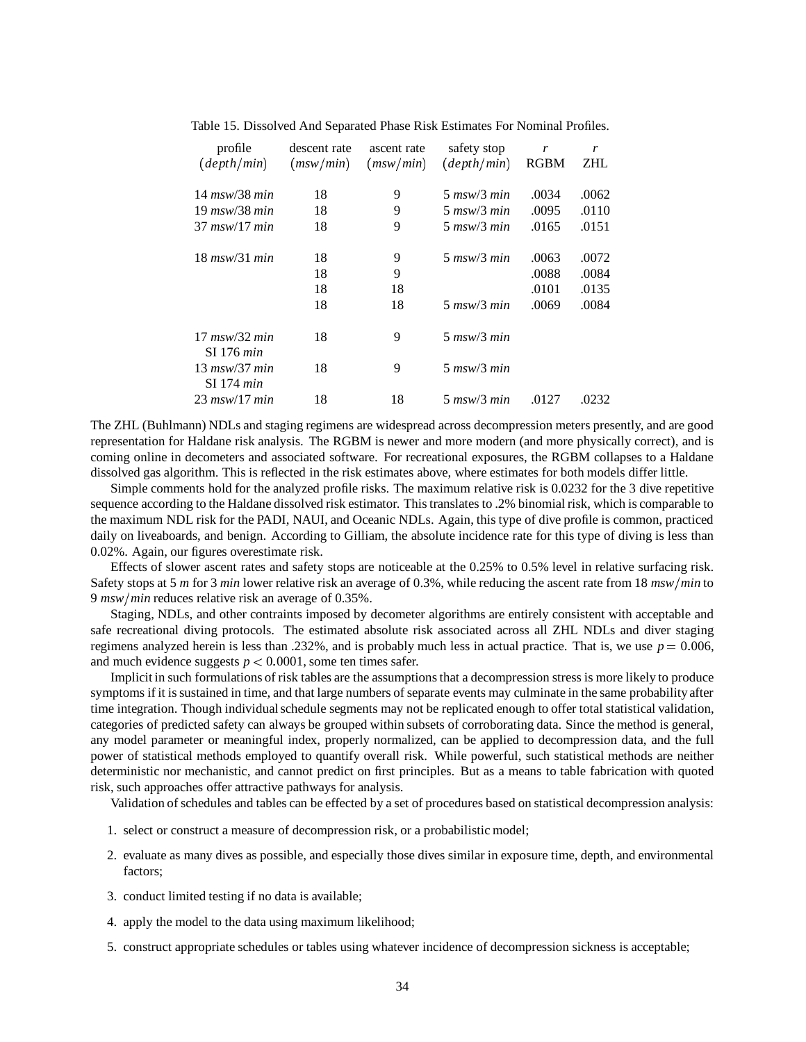Table 15. Dissolved And Separated Phase Risk Estimates For Nominal Profiles.

| profile $(depth/min)$ | descent rate $(msw/min)$ | ascent rate $(msw/min)$ | safety stop $(depth/min)$ | $r$ RGBM | $r$ ZHL |
|---|---|---|---|---|---|
| 14 $msw$/38 $min$ | 18 | 9 | 5 $msw$/3 $min$ | .0034 | .0062 |
| 19 $msw$/38 $min$ | 18 | 9 | 5 $msw$/3 $min$ | .0095 | .0110 |
| 37 $msw$/17 $min$ | 18 | 9 | 5 $msw$/3 $min$ | .0165 | .0151 |
| 18 $msw$/31 $min$ | 18 | 9 | 5 $msw$/3 $min$ | .0063 | .0072 |
| | 18 | 9 | | .0088 | .0084 |
| | 18 | 18 | | .0101 | .0135 |
| | 18 | 18 | 5 $msw$/3 $min$ | .0069 | .0084 |
| 17 $msw$/32 $min$ SI 176 $min$ | 18 | 9 | 5 $msw$/3 $min$ | | |
| 13 $msw$/37 $min$ SI 174 $min$ | 18 | 9 | 5 $msw$/3 $min$ | | |
| 23 $msw$/17 $min$ | 18 | 18 | 5 $msw$/3 $min$ | .0127 | .0232 |

The ZHL (Buhlmann) NDLs and staging regimens are widespread across decompression meters presently, and are good representation for Haldane risk analysis. The RGBM is newer and more modern (and more physically correct), and is coming online in decometers and associated software. For recreational exposures, the RGBM collapses to a Haldane dissolved gas algorithm. This is reflected in the risk estimates above, where estimates for both models differ little.

Simple comments hold for the analyzed profile risks. The maximum relative risk is 0.0232 for the 3 dive repetitive sequence according to the Haldane dissolved risk estimator. This translates to .2% binomial risk, which is comparable to the maximum NDL risk for the PADI, NAUI, and Oceanic NDLs. Again, this type of dive profile is common, practiced daily on liveaboards, and benign. According to Gilliam, the absolute incidence rate for this type of diving is less than 0.02%. Again, our figures overestimate risk.

Effects of slower ascent rates and safety stops are noticeable at the 0.25% to 0.5% level in relative surfacing risk. Safety stops at 5 $m$ for 3 $min$ lower relative risk an average of 0.3%, while reducing the ascent rate from 18 $msw/min$ to 9 $msw/min$ reduces relative risk an average of 0.35%.

Staging, NDLs, and other contraints imposed by decometer algorithms are entirely consistent with acceptable and safe recreational diving protocols. The estimated absolute risk associated across all ZHL NDLs and diver staging regimens analyzed herein is less than .232%, and is probably much less in actual practice. That is, we use $p = 0.006$, and much evidence suggests $p < 0.0001$, some ten times safer.

Implicit in such formulations of risk tables are the assumptions that a decompression stress is more likely to produce symptoms if it is sustained in time, and that large numbers of separate events may culminate in the same probability after time integration. Though individual schedule segments may not be replicated enough to offer total statistical validation, categories of predicted safety can always be grouped within subsets of corroborating data. Since the method is general, any model parameter or meaningful index, properly normalized, can be applied to decompression data, and the full power of statistical methods employed to quantify overall risk. While powerful, such statistical methods are neither deterministic nor mechanistic, and cannot predict on first principles. But as a means to table fabrication with quoted risk, such approaches offer attractive pathways for analysis.

Validation of schedules and tables can be effected by a set of procedures based on statistical decompression analysis:

1. select or construct a measure of decompression risk, or a probabilistic model;
2. evaluate as many dives as possible, and especially those dives similar in exposure time, depth, and environmental factors;
3. conduct limited testing if no data is available;
4. apply the model to the data using maximum likelihood;
5. construct appropriate schedules or tables using whatever incidence of decompression sickness is acceptable;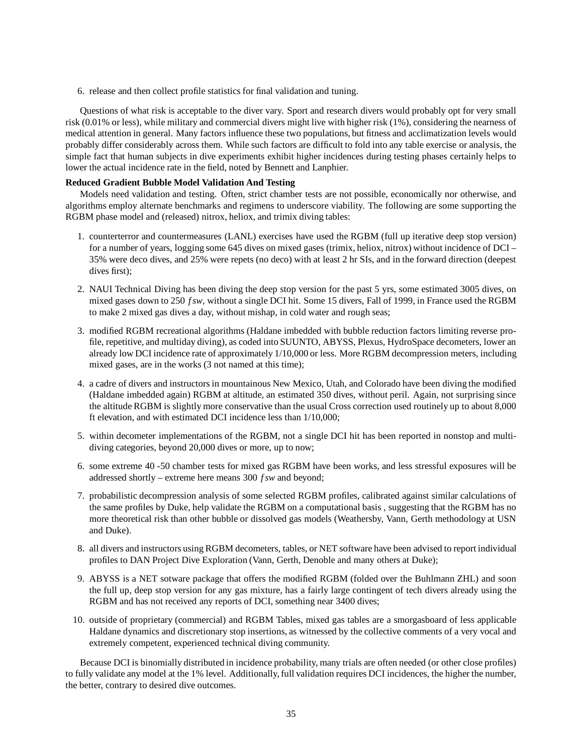6. release and then collect profile statistics for final validation and tuning.

Questions of what risk is acceptable to the diver vary. Sport and research divers would probably opt for very small risk (0.01% or less), while military and commercial divers might live with higher risk (1%), considering the nearness of medical attention in general. Many factors influence these two populations, but fitness and acclimatization levels would probably differ considerably across them. While such factors are difficult to fold into any table exercise or analysis, the simple fact that human subjects in dive experiments exhibit higher incidences during testing phases certainly helps to lower the actual incidence rate in the field, noted by Bennett and Lanphier.

**Reduced Gradient Bubble Model Validation And Testing**

Models need validation and testing. Often, strict chamber tests are not possible, economically nor otherwise, and algorithms employ alternate benchmarks and regimens to underscore viability. The following are some supporting the RGBM phase model and (released) nitrox, heliox, and trimix diving tables:

1. counterterror and countermeasures (LANL) exercises have used the RGBM (full up iterative deep stop version) for a number of years, logging some 645 dives on mixed gases (trimix, heliox, nitrox) without incidence of DCI – 35% were deco dives, and 25% were repets (no deco) with at least 2 hr SIs, and in the forward direction (deepest dives first);
2. NAUI Technical Diving has been diving the deep stop version for the past 5 yrs, some estimated 3005 dives, on mixed gases down to 250 *fsw*, without a single DCI hit. Some 15 divers, Fall of 1999, in France used the RGBM to make 2 mixed gas dives a day, without mishap, in cold water and rough seas;
3. modified RGBM recreational algorithms (Haldane imbedded with bubble reduction factors limiting reverse profile, repetitive, and multiday diving), as coded into SUUNTO, ABYSS, Plexus, HydroSpace decometers, lower an already low DCI incidence rate of approximately 1/10,000 or less. More RGBM decompression meters, including mixed gases, are in the works (3 not named at this time);
4. a cadre of divers and instructors in mountainous New Mexico, Utah, and Colorado have been diving the modified (Haldane imbedded again) RGBM at altitude, an estimated 350 dives, without peril. Again, not surprising since the altitude RGBM is slightly more conservative than the usual Cross correction used routinely up to about 8,000 ft elevation, and with estimated DCI incidence less than 1/10,000;
5. within decometer implementations of the RGBM, not a single DCI hit has been reported in nonstop and multi-diving categories, beyond 20,000 dives or more, up to now;
6. some extreme 40 -50 chamber tests for mixed gas RGBM have been works, and less stressful exposures will be addressed shortly – extreme here means 300 *fsw* and beyond;
7. probabilistic decompression analysis of some selected RGBM profiles, calibrated against similar calculations of the same profiles by Duke, help validate the RGBM on a computational basis , suggesting that the RGBM has no more theoretical risk than other bubble or dissolved gas models (Weathersby, Vann, Gerth methodology at USN and Duke).
8. all divers and instructors using RGBM decometers, tables, or NET software have been advised to report individual profiles to DAN Project Dive Exploration (Vann, Gerth, Denoble and many others at Duke);
9. ABYSS is a NET sotware package that offers the modified RGBM (folded over the Buhlmann ZHL) and soon the full up, deep stop version for any gas mixture, has a fairly large contingent of tech divers already using the RGBM and has not received any reports of DCI, something near 3400 dives;
10. outside of proprietary (commercial) and RGBM Tables, mixed gas tables are a smorgasboard of less applicable Haldane dynamics and discretionary stop insertions, as witnessed by the collective comments of a very vocal and extremely competent, experienced technical diving community.

Because DCI is binomially distributed in incidence probability, many trials are often needed (or other close profiles) to fully validate any model at the 1% level. Additionally, full validation requires DCI incidences, the higher the number, the better, contrary to desired dive outcomes.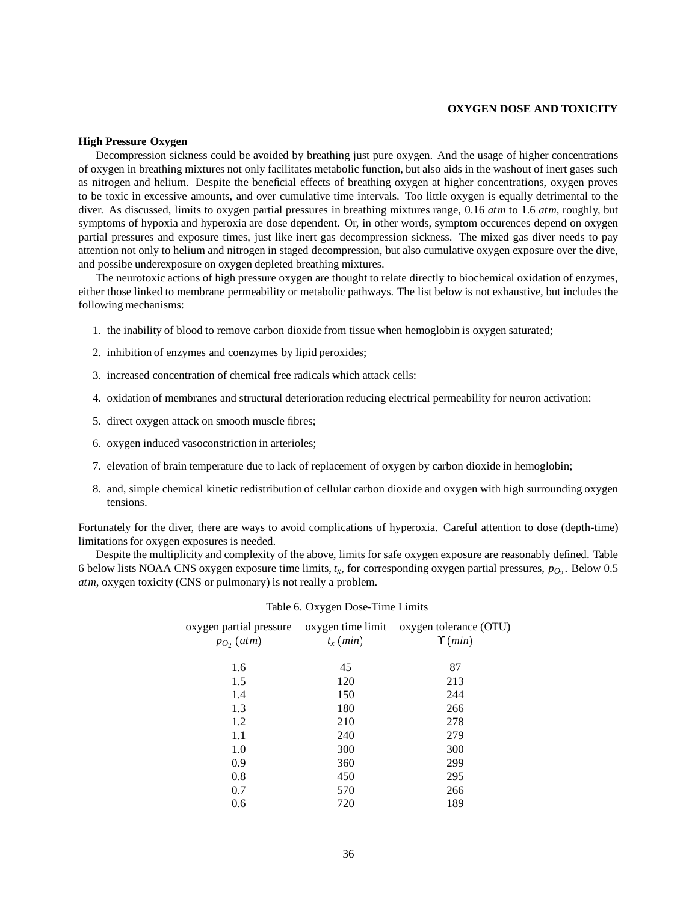**OXYGEN DOSE AND TOXICITY**

**High Pressure Oxygen**

Decompression sickness could be avoided by breathing just pure oxygen. And the usage of higher concentrations of oxygen in breathing mixtures not only facilitates metabolic function, but also aids in the washout of inert gases such as nitrogen and helium. Despite the beneficial effects of breathing oxygen at higher concentrations, oxygen proves to be toxic in excessive amounts, and over cumulative time intervals. Too little oxygen is equally detrimental to the diver. As discussed, limits to oxygen partial pressures in breathing mixtures range, 0.16 *atm* to 1.6 *atm*, roughly, but symptoms of hypoxia and hyperoxia are dose dependent. Or, in other words, symptom occurences depend on oxygen partial pressures and exposure times, just like inert gas decompression sickness. The mixed gas diver needs to pay attention not only to helium and nitrogen in staged decompression, but also cumulative oxygen exposure over the dive, and possibe underexposure on oxygen depleted breathing mixtures.

The neurotoxic actions of high pressure oxygen are thought to relate directly to biochemical oxidation of enzymes, either those linked to membrane permeability or metabolic pathways. The list below is not exhaustive, but includes the following mechanisms:

1. the inability of blood to remove carbon dioxide from tissue when hemoglobin is oxygen saturated;
2. inhibition of enzymes and coenzymes by lipid peroxides;
3. increased concentration of chemical free radicals which attack cells:
4. oxidation of membranes and structural deterioration reducing electrical permeability for neuron activation:
5. direct oxygen attack on smooth muscle fibres;
6. oxygen induced vasoconstriction in arterioles;
7. elevation of brain temperature due to lack of replacement of oxygen by carbon dioxide in hemoglobin;
8. and, simple chemical kinetic redistribution of cellular carbon dioxide and oxygen with high surrounding oxygen tensions.

Fortunately for the diver, there are ways to avoid complications of hyperoxia. Careful attention to dose (depth-time) limitations for oxygen exposures is needed.

Despite the multiplicity and complexity of the above, limits for safe oxygen exposure are reasonably defined. Table 6 below lists NOAA CNS oxygen exposure time limits, $t_x$, for corresponding oxygen partial pressures, $p_{O_2}$. Below 0.5 *atm*, oxygen toxicity (CNS or pulmonary) is not really a problem.

Table 6. Oxygen Dose-Time Limits

| oxygen partial pressure $p_{O_2}$ $(atm)$ | oxygen time limit $t_x$ $(min)$ | oxygen tolerance (OTU) $\Upsilon$ $(min)$ |
|---|---|---|
| 1.6 | 45 | 87 |
| 1.5 | 120 | 213 |
| 1.4 | 150 | 244 |
| 1.3 | 180 | 266 |
| 1.2 | 210 | 278 |
| 1.1 | 240 | 279 |
| 1.0 | 300 | 300 |
| 0.9 | 360 | 299 |
| 0.8 | 450 | 295 |
| 0.7 | 570 | 266 |
| 0.6 | 720 | 189 |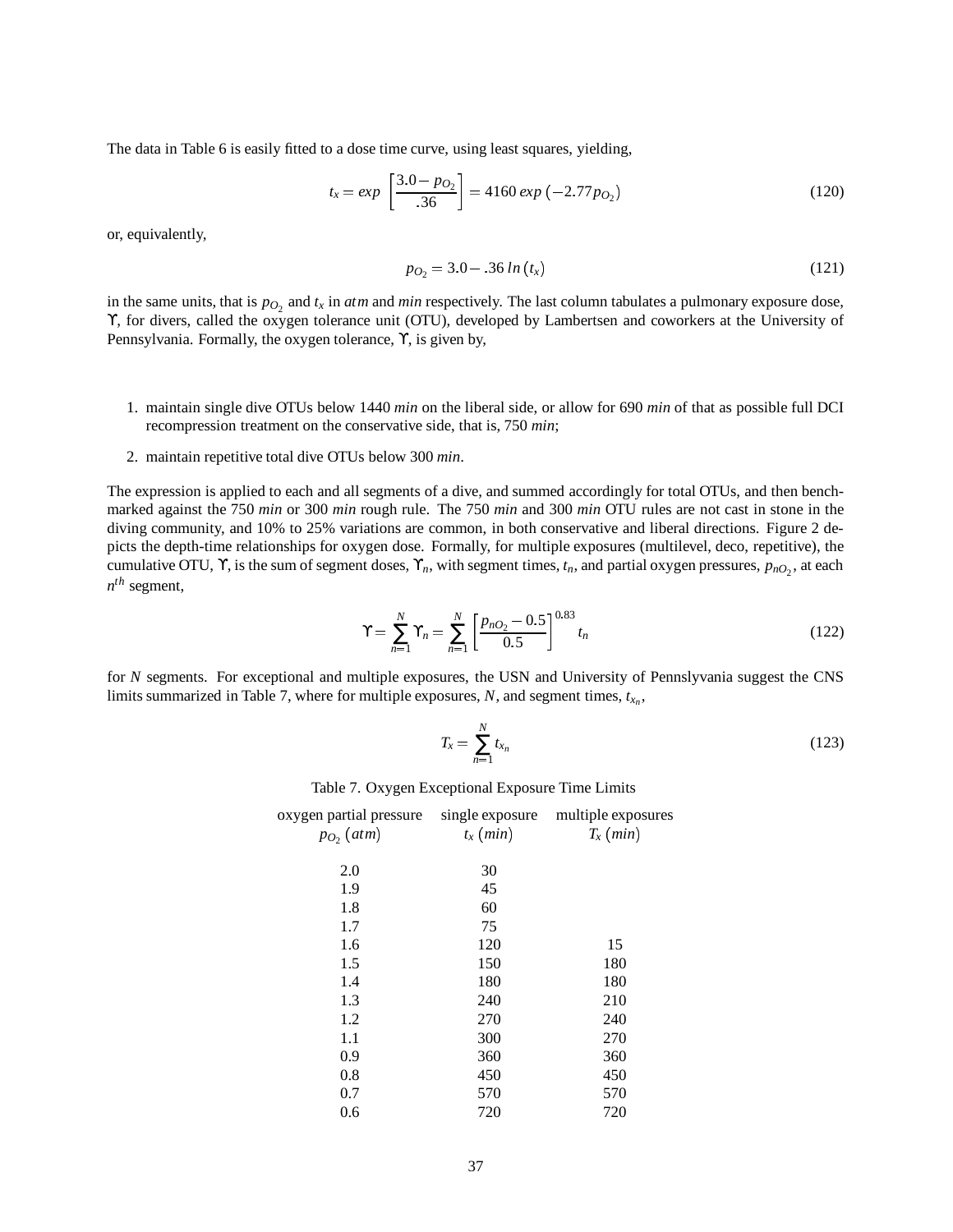The data in Table 6 is easily fitted to a dose time curve, using least squares, yielding,

$$t_x = exp \left[ \frac{3.0 - p_{O_2}}{.36} \right] = 4160 \, exp \left( -2.77 p_{O_2} \right) \tag{120}$$

or, equivalently,

$$p_{O_2} = 3.0 - .36 \, ln \left( t_x \right) \tag{121}$$

in the same units, that is $p_{O_2}$ and $t_x$ in $atm$ and $min$ respectively. The last column tabulates a pulmonary exposure dose, $\Upsilon$, for divers, called the oxygen tolerance unit (OTU), developed by Lambertsen and coworkers at the University of Pennsylvania. Formally, the oxygen tolerance, $\Upsilon$, is given by,

1. maintain single dive OTUs below 1440 *min* on the liberal side, or allow for 690 *min* of that as possible full DCI recompression treatment on the conservative side, that is, 750 *min*;
2. maintain repetitive total dive OTUs below 300 *min*.

The expression is applied to each and all segments of a dive, and summed accordingly for total OTUs, and then benchmarked against the 750 *min* or 300 *min* rough rule. The 750 *min* and 300 *min* OTU rules are not cast in stone in the diving community, and 10% to 25% variations are common, in both conservative and liberal directions. Figure 2 depicts the depth-time relationships for oxygen dose. Formally, for multiple exposures (multilevel, deco, repetitive), the cumulative OTU, $\Upsilon$, is the sum of segment doses, $\Upsilon_n$, with segment times, $t_n$, and partial oxygen pressures, $p_{nO_2}$, at each $n^{th}$ segment,

$$\Upsilon = \sum_{n=1}^{N} \Upsilon_n = \sum_{n=1}^{N} \left[ \frac{p_{nO_2} - 0.5}{0.5} \right]^{0.83} t_n \tag{122}$$

for $N$ segments. For exceptional and multiple exposures, the USN and University of Pennslyvania suggest the CNS limits summarized in Table 7, where for multiple exposures, $N$, and segment times, $t_{x_n}$,

$$T_x = \sum_{n=1}^{N} t_{x_n} \tag{123}$$

Table 7. Oxygen Exceptional Exposure Time Limits

| oxygen partial pressure $p_{O_2}$ $(atm)$ | single exposure $t_x$ $(min)$ | multiple exposures $T_x$ $(min)$ |
|---|---|---|
| 2.0 | 30 | |
| 1.9 | 45 | |
| 1.8 | 60 | |
| 1.7 | 75 | |
| 1.6 | 120 | 15 |
| 1.5 | 150 | 180 |
| 1.4 | 180 | 180 |
| 1.3 | 240 | 210 |
| 1.2 | 270 | 240 |
| 1.1 | 300 | 270 |
| 0.9 | 360 | 360 |
| 0.8 | 450 | 450 |
| 0.7 | 570 | 570 |
| 0.6 | 720 | 720 |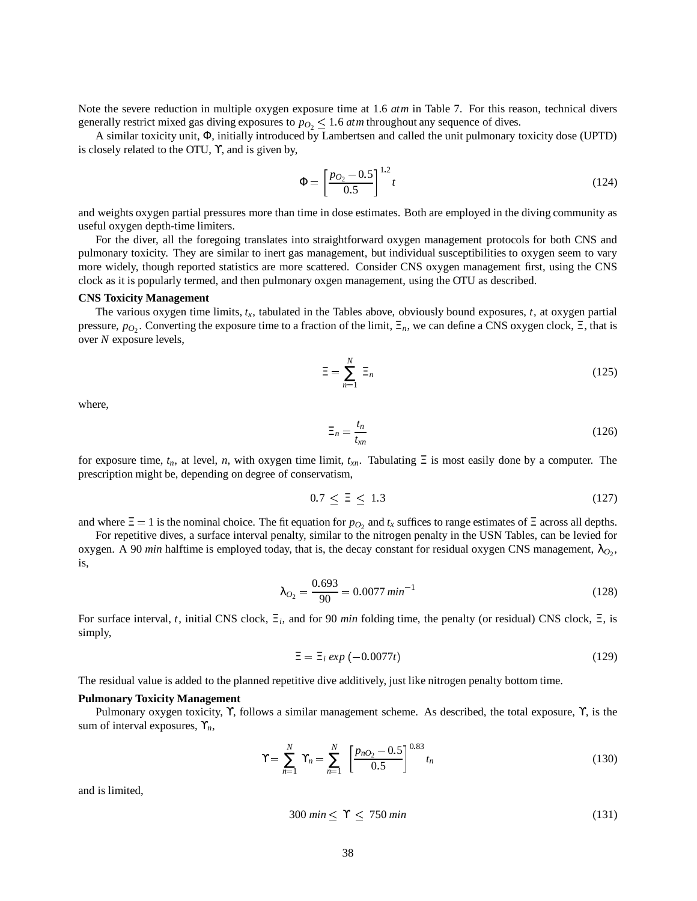Note the severe reduction in multiple oxygen exposure time at 1.6 *atm* in Table 7. For this reason, technical divers generally restrict mixed gas diving exposures to $p_{O_2} \leq 1.6$ *atm* throughout any sequence of dives.

A similar toxicity unit, $\Phi$, initially introduced by Lambertsen and called the unit pulmonary toxicity dose (UPTD) is closely related to the OTU, $\Upsilon$, and is given by,

$$\Phi = \left[ \frac{p_{O_2} - 0.5}{0.5} \right]^{1.2} t \tag{124}$$

and weights oxygen partial pressures more than time in dose estimates. Both are employed in the diving community as useful oxygen depth-time limiters.

For the diver, all the foregoing translates into straightforward oxygen management protocols for both CNS and pulmonary toxicity. They are similar to inert gas management, but individual susceptibilities to oxygen seem to vary more widely, though reported statistics are more scattered. Consider CNS oxygen management first, using the CNS clock as it is popularly termed, and then pulmonary oxgen management, using the OTU as described.

**CNS Toxicity Management**

The various oxygen time limits, $t_x$, tabulated in the Tables above, obviously bound exposures, $t$, at oxygen partial pressure, $p_{O_2}$. Converting the exposure time to a fraction of the limit, $\Xi_n$, we can define a CNS oxygen clock, $\Xi$, that is over $N$ exposure levels,

$$\Xi = \sum_{n=1}^{N} \Xi_n \tag{125}$$

where,

$$\Xi_n = \frac{t_n}{t_{xn}} \tag{126}$$

for exposure time, $t_n$, at level, $n$, with oxygen time limit, $t_{xn}$. Tabulating $\Xi$ is most easily done by a computer. The prescription might be, depending on degree of conservatism,

$$0.7 \leq \Xi \leq 1.3 \tag{127}$$

and where $\Xi = 1$ is the nominal choice. The fit equation for $p_{O_2}$ and $t_x$ suffices to range estimates of $\Xi$ across all depths.

For repetitive dives, a surface interval penalty, similar to the nitrogen penalty in the USN Tables, can be levied for oxygen. A 90 *min* halftime is employed today, that is, the decay constant for residual oxygen CNS management, $\lambda_{O_2}$, is,

$$\lambda_{O_2} = \frac{0.693}{90} = 0.0077 \, min^{-1} \tag{128}$$

For surface interval, $t$, initial CNS clock, $\Xi_i$, and for 90 *min* folding time, the penalty (or residual) CNS clock, $\Xi$, is simply,

$$\Xi = \Xi_i \, exp\,(-0.0077t) \tag{129}$$

The residual value is added to the planned repetitive dive additively, just like nitrogen penalty bottom time.

**Pulmonary Toxicity Management**

Pulmonary oxygen toxicity, $\Upsilon$, follows a similar management scheme. As described, the total exposure, $\Upsilon$, is the sum of interval exposures, $\Upsilon_n$,

$$\Upsilon = \sum_{n=1}^{N} \Upsilon_n = \sum_{n=1}^{N} \left[ \frac{p_{nO_2} - 0.5}{0.5} \right]^{0.83} t_n \tag{130}$$

and is limited,

$$300 \, min \leq \Upsilon \leq 750 \, min \tag{131}$$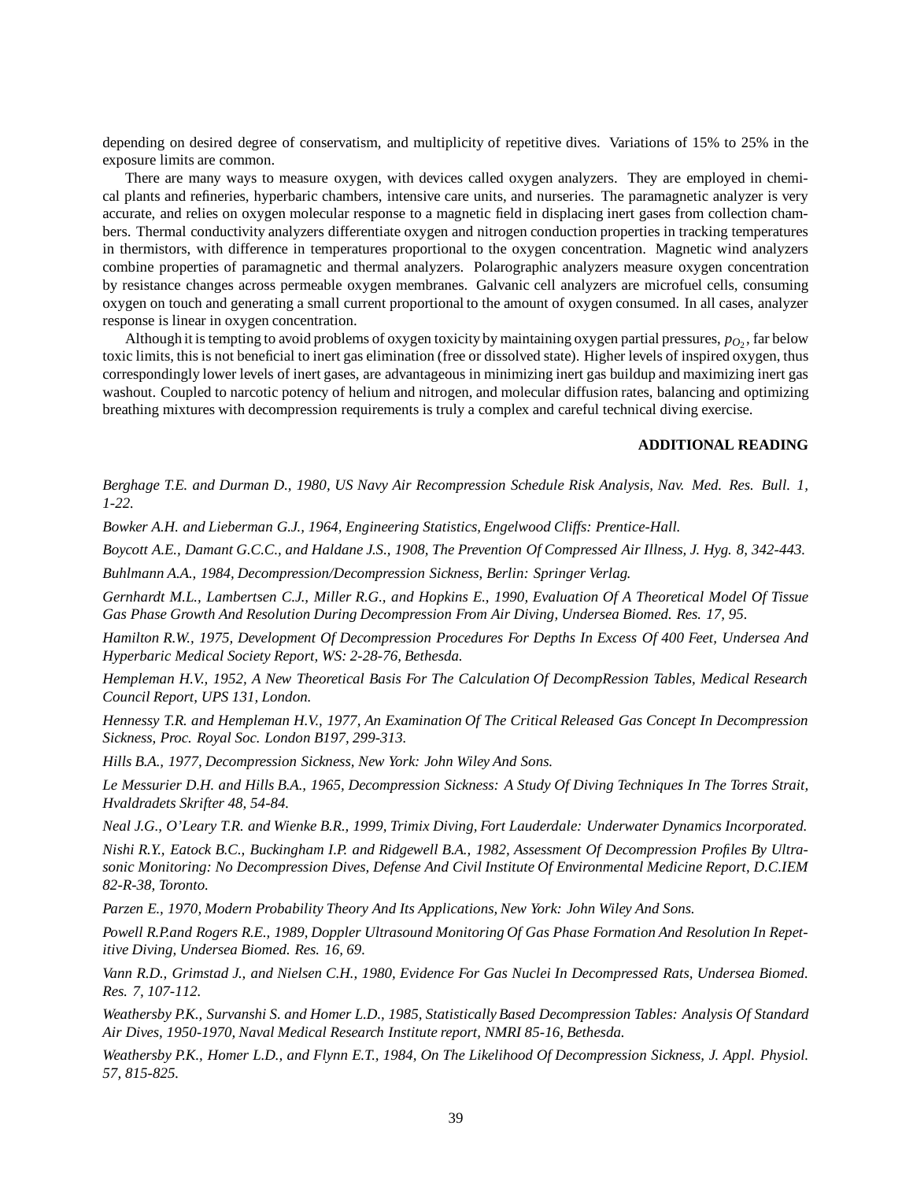depending on desired degree of conservatism, and multiplicity of repetitive dives. Variations of 15% to 25% in the exposure limits are common.

There are many ways to measure oxygen, with devices called oxygen analyzers. They are employed in chemical plants and refineries, hyperbaric chambers, intensive care units, and nurseries. The paramagnetic analyzer is very accurate, and relies on oxygen molecular response to a magnetic field in displacing inert gases from collection chambers. Thermal conductivity analyzers differentiate oxygen and nitrogen conduction properties in tracking temperatures in thermistors, with difference in temperatures proportional to the oxygen concentration. Magnetic wind analyzers combine properties of paramagnetic and thermal analyzers. Polarographic analyzers measure oxygen concentration by resistance changes across permeable oxygen membranes. Galvanic cell analyzers are microfuel cells, consuming oxygen on touch and generating a small current proportional to the amount of oxygen consumed. In all cases, analyzer response is linear in oxygen concentration.

Although it is tempting to avoid problems of oxygen toxicity by maintaining oxygen partial pressures, $p_{O_2}$, far below toxic limits, this is not beneficial to inert gas elimination (free or dissolved state). Higher levels of inspired oxygen, thus correspondingly lower levels of inert gases, are advantageous in minimizing inert gas buildup and maximizing inert gas washout. Coupled to narcotic potency of helium and nitrogen, and molecular diffusion rates, balancing and optimizing breathing mixtures with decompression requirements is truly a complex and careful technical diving exercise.

## ADDITIONAL READING

*Berghage T.E. and Durman D., 1980, US Navy Air Recompression Schedule Risk Analysis, Nav. Med. Res. Bull. 1, 1-22.*

*Bowker A.H. and Lieberman G.J., 1964, Engineering Statistics, Engelwood Cliffs: Prentice-Hall.*

*Boycott A.E., Damant G.C.C., and Haldane J.S., 1908, The Prevention Of Compressed Air Illness, J. Hyg. 8, 342-443.*

*Buhlmann A.A., 1984, Decompression/Decompression Sickness, Berlin: Springer Verlag.*

*Gernhardt M.L., Lambertsen C.J., Miller R.G., and Hopkins E., 1990, Evaluation Of A Theoretical Model Of Tissue Gas Phase Growth And Resolution During Decompression From Air Diving, Undersea Biomed. Res. 17, 95.*

*Hamilton R.W., 1975, Development Of Decompression Procedures For Depths In Excess Of 400 Feet, Undersea And Hyperbaric Medical Society Report, WS: 2-28-76, Bethesda.*

*Hempleman H.V., 1952, A New Theoretical Basis For The Calculation Of DecompRession Tables, Medical Research Council Report, UPS 131, London.*

*Hennessy T.R. and Hempleman H.V., 1977, An Examination Of The Critical Released Gas Concept In Decompression Sickness, Proc. Royal Soc. London B197, 299-313.*

*Hills B.A., 1977, Decompression Sickness, New York: John Wiley And Sons.*

*Le Messurier D.H. and Hills B.A., 1965, Decompression Sickness: A Study Of Diving Techniques In The Torres Strait, Hvaldradets Skrifter 48, 54-84.*

*Neal J.G., O'Leary T.R. and Wienke B.R., 1999, Trimix Diving, Fort Lauderdale: Underwater Dynamics Incorporated.*

*Nishi R.Y., Eatock B.C., Buckingham I.P. and Ridgewell B.A., 1982, Assessment Of Decompression Profiles By Ultrasonic Monitoring: No Decompression Dives, Defense And Civil Institute Of Environmental Medicine Report, D.C.IEM 82-R-38, Toronto.*

*Parzen E., 1970, Modern Probability Theory And Its Applications, New York: John Wiley And Sons.*

*Powell R.P.and Rogers R.E., 1989, Doppler Ultrasound Monitoring Of Gas Phase Formation And Resolution In Repetitive Diving, Undersea Biomed. Res. 16, 69.*

*Vann R.D., Grimstad J., and Nielsen C.H., 1980, Evidence For Gas Nuclei In Decompressed Rats, Undersea Biomed. Res. 7, 107-112.*

*Weathersby P.K., Survanshi S. and Homer L.D., 1985, Statistically Based Decompression Tables: Analysis Of Standard Air Dives, 1950-1970, Naval Medical Research Institute report, NMRI 85-16, Bethesda.*

*Weathersby P.K., Homer L.D., and Flynn E.T., 1984, On The Likelihood Of Decompression Sickness, J. Appl. Physiol. 57, 815-825.*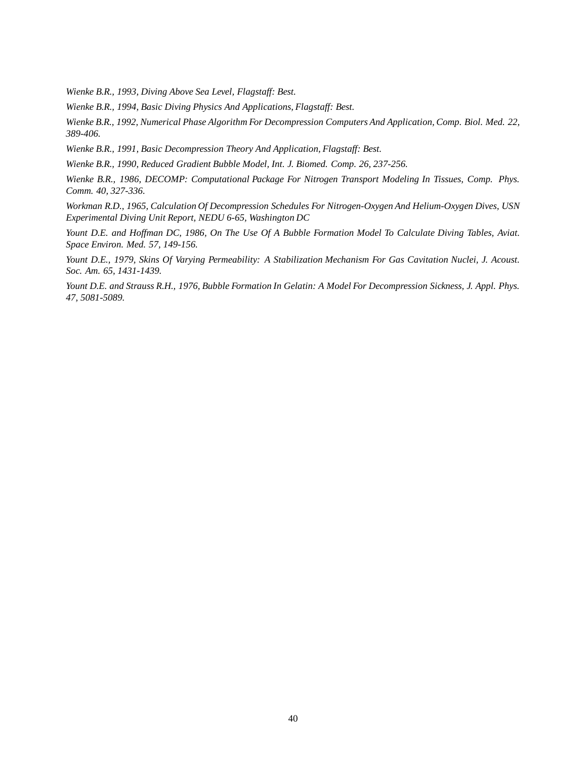*Wienke B.R., 1993, Diving Above Sea Level, Flagstaff: Best.*

*Wienke B.R., 1994, Basic Diving Physics And Applications, Flagstaff: Best.*

*Wienke B.R., 1992, Numerical Phase Algorithm For Decompression Computers And Application, Comp. Biol. Med. 22, 389-406.*

*Wienke B.R., 1991, Basic Decompression Theory And Application, Flagstaff: Best.*

*Wienke B.R., 1990, Reduced Gradient Bubble Model, Int. J. Biomed. Comp. 26, 237-256.*

*Wienke B.R., 1986, DECOMP: Computational Package For Nitrogen Transport Modeling In Tissues, Comp. Phys. Comm. 40, 327-336.*

*Workman R.D., 1965, Calculation Of Decompression Schedules For Nitrogen-Oxygen And Helium-Oxygen Dives, USN Experimental Diving Unit Report, NEDU 6-65, Washington DC*

*Yount D.E. and Hoffman DC, 1986, On The Use Of A Bubble Formation Model To Calculate Diving Tables, Aviat. Space Environ. Med. 57, 149-156.*

*Yount D.E., 1979, Skins Of Varying Permeability: A Stabilization Mechanism For Gas Cavitation Nuclei, J. Acoust. Soc. Am. 65, 1431-1439.*

*Yount D.E. and Strauss R.H., 1976, Bubble Formation In Gelatin: A Model For Decompression Sickness, J. Appl. Phys. 47, 5081-5089.*